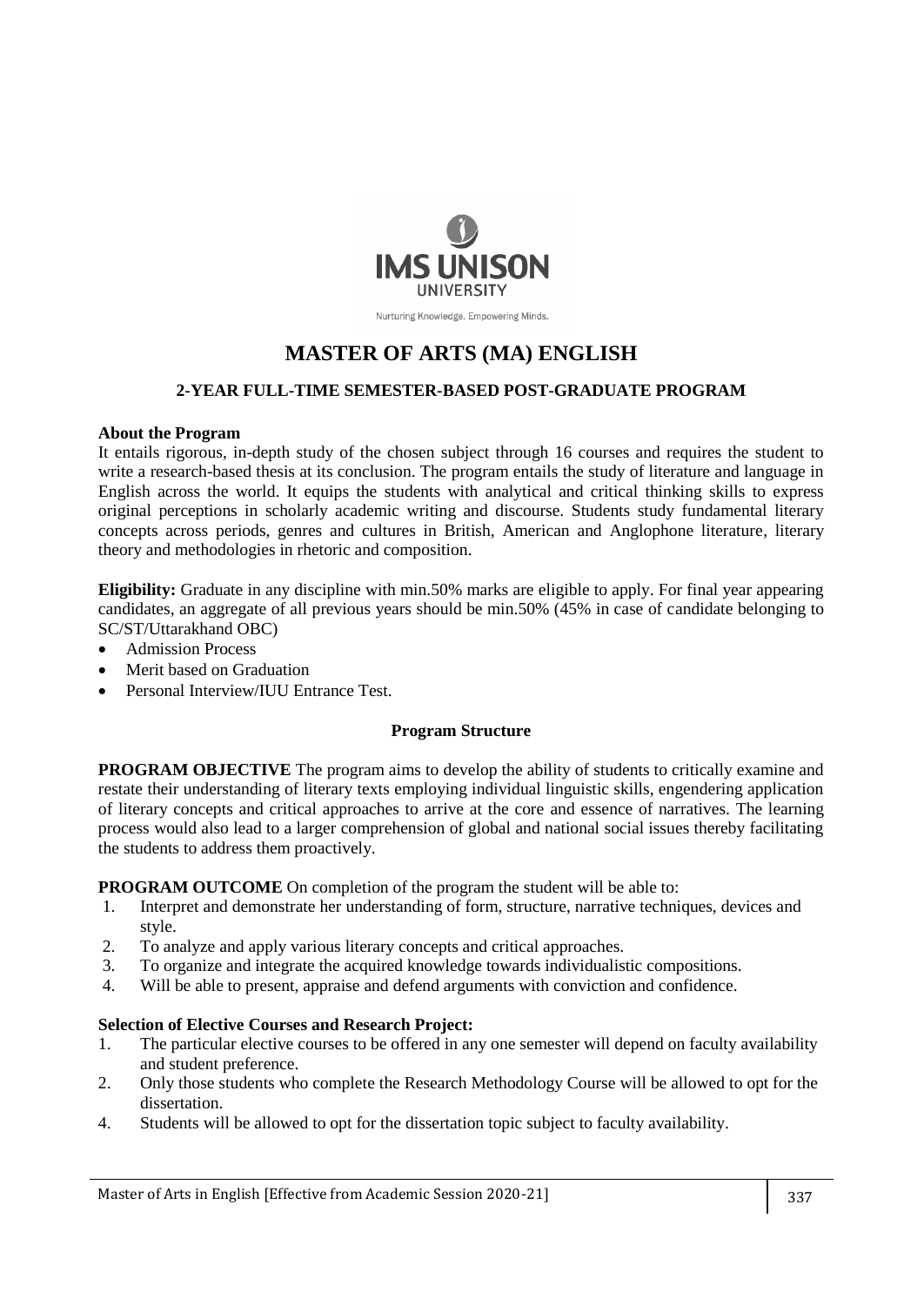IMS UNISON UNIVERSITY

Nurturing Knowledge. Empowering Minds.

# MASTER OF ARTS (MA) ENGLISH

### 2-YEAR FULL-TIME SEMESTER-BASED POST-GRADUATE PROGRAM

**About the Program**

It entails rigorous, in-depth study of the chosen subject through 16 courses and requires the student to write a research-based thesis at its conclusion. The program entails the study of literature and language in English across the world. It equips the students with analytical and critical thinking skills to express original perceptions in scholarly academic writing and discourse. Students study fundamental literary concepts across periods, genres and cultures in British, American and Anglophone literature, literary theory and methodologies in rhetoric and composition.

**Eligibility:** Graduate in any discipline with min.50% marks are eligible to apply. For final year appearing candidates, an aggregate of all previous years should be min.50% (45% in case of candidate belonging to SC/ST/Uttarakhand OBC)

- Admission Process
- Merit based on Graduation
- Personal Interview/IUU Entrance Test.

**Program Structure**

**PROGRAM OBJECTIVE** The program aims to develop the ability of students to critically examine and restate their understanding of literary texts employing individual linguistic skills, engendering application of literary concepts and critical approaches to arrive at the core and essence of narratives. The learning process would also lead to a larger comprehension of global and national social issues thereby facilitating the students to address them proactively.

**PROGRAM OUTCOME** On completion of the program the student will be able to:

1. Interpret and demonstrate her understanding of form, structure, narrative techniques, devices and style.
2. To analyze and apply various literary concepts and critical approaches.
3. To organize and integrate the acquired knowledge towards individualistic compositions.
4. Will be able to present, appraise and defend arguments with conviction and confidence.

**Selection of Elective Courses and Research Project:**

1. The particular elective courses to be offered in any one semester will depend on faculty availability and student preference.
2. Only those students who complete the Research Methodology Course will be allowed to opt for the dissertation.
4. Students will be allowed to opt for the dissertation topic subject to faculty availability.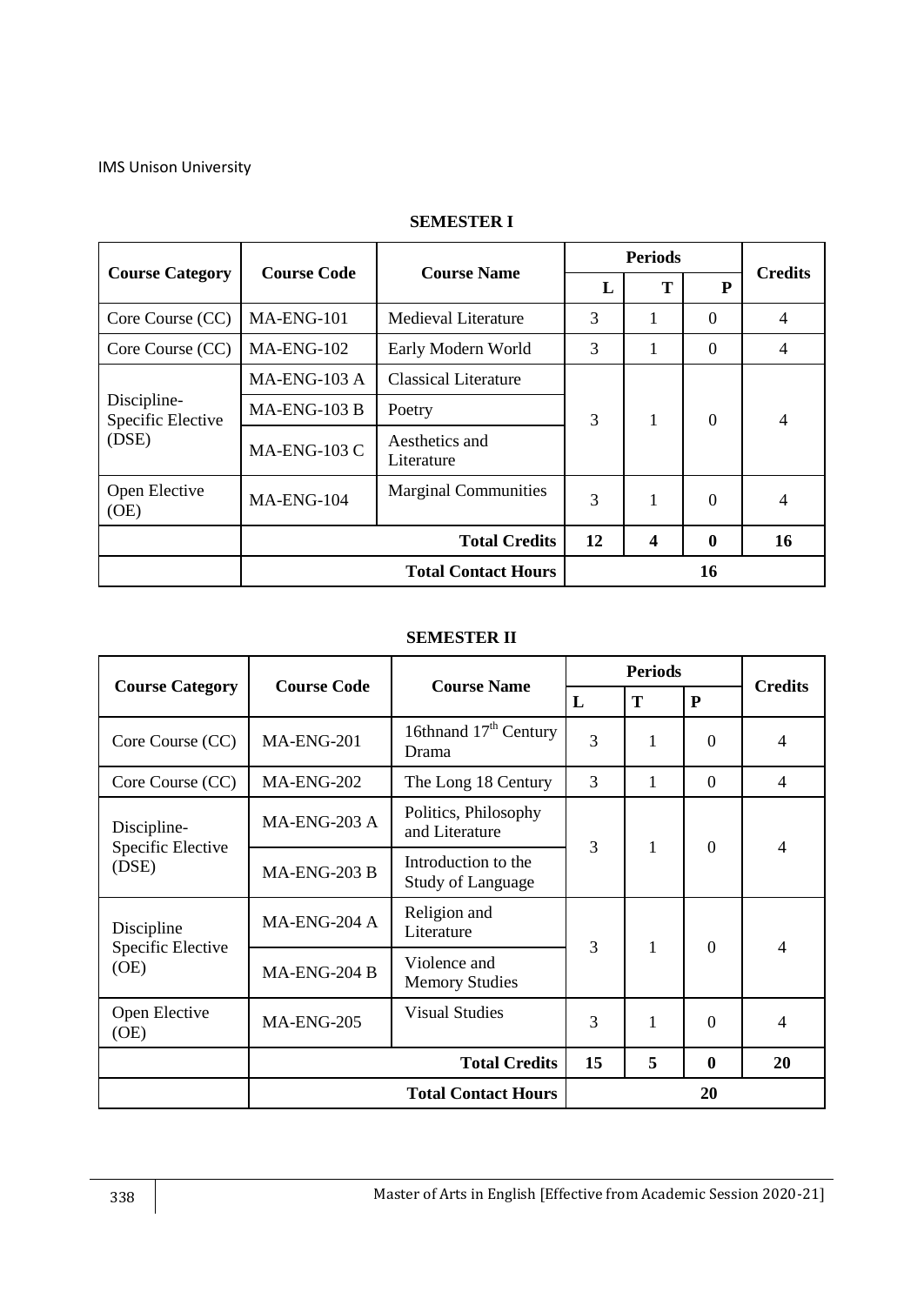IMS Unison University

## SEMESTER I

| Course Category | Course Code | Course Name | Periods | | | Credits |
|---|---|---|---|---|---|---|
| | | | L | T | P | |
| Core Course (CC) | MA-ENG-101 | Medieval Literature | 3 | 1 | 0 | 4 |
| Core Course (CC) | MA-ENG-102 | Early Modern World | 3 | 1 | 0 | 4 |
| Discipline-Specific Elective (DSE) | MA-ENG-103 A | Classical Literature | 3 | 1 | 0 | 4 |
| | MA-ENG-103 B | Poetry | | | | |
| | MA-ENG-103 C | Aesthetics and Literature | | | | |
| Open Elective (OE) | MA-ENG-104 | Marginal Communities | 3 | 1 | 0 | 4 |
| | | **Total Credits** | **12** | **4** | **0** | **16** |
| | | **Total Contact Hours** | **16** | | | |

## SEMESTER II

| Course Category | Course Code | Course Name | Periods | | | Credits |
|---|---|---|---|---|---|---|
| | | | L | T | P | |
| Core Course (CC) | MA-ENG-201 | 16thnand 17th Century Drama | 3 | 1 | 0 | 4 |
| Core Course (CC) | MA-ENG-202 | The Long 18 Century | 3 | 1 | 0 | 4 |
| Discipline-Specific Elective (DSE) | MA-ENG-203 A | Politics, Philosophy and Literature | 3 | 1 | 0 | 4 |
| | MA-ENG-203 B | Introduction to the Study of Language | | | | |
| Discipline Specific Elective (OE) | MA-ENG-204 A | Religion and Literature | 3 | 1 | 0 | 4 |
| | MA-ENG-204 B | Violence and Memory Studies | | | | |
| Open Elective (OE) | MA-ENG-205 | Visual Studies | 3 | 1 | 0 | 4 |
| | | **Total Credits** | **15** | **5** | **0** | **20** |
| | | **Total Contact Hours** | **20** | | | |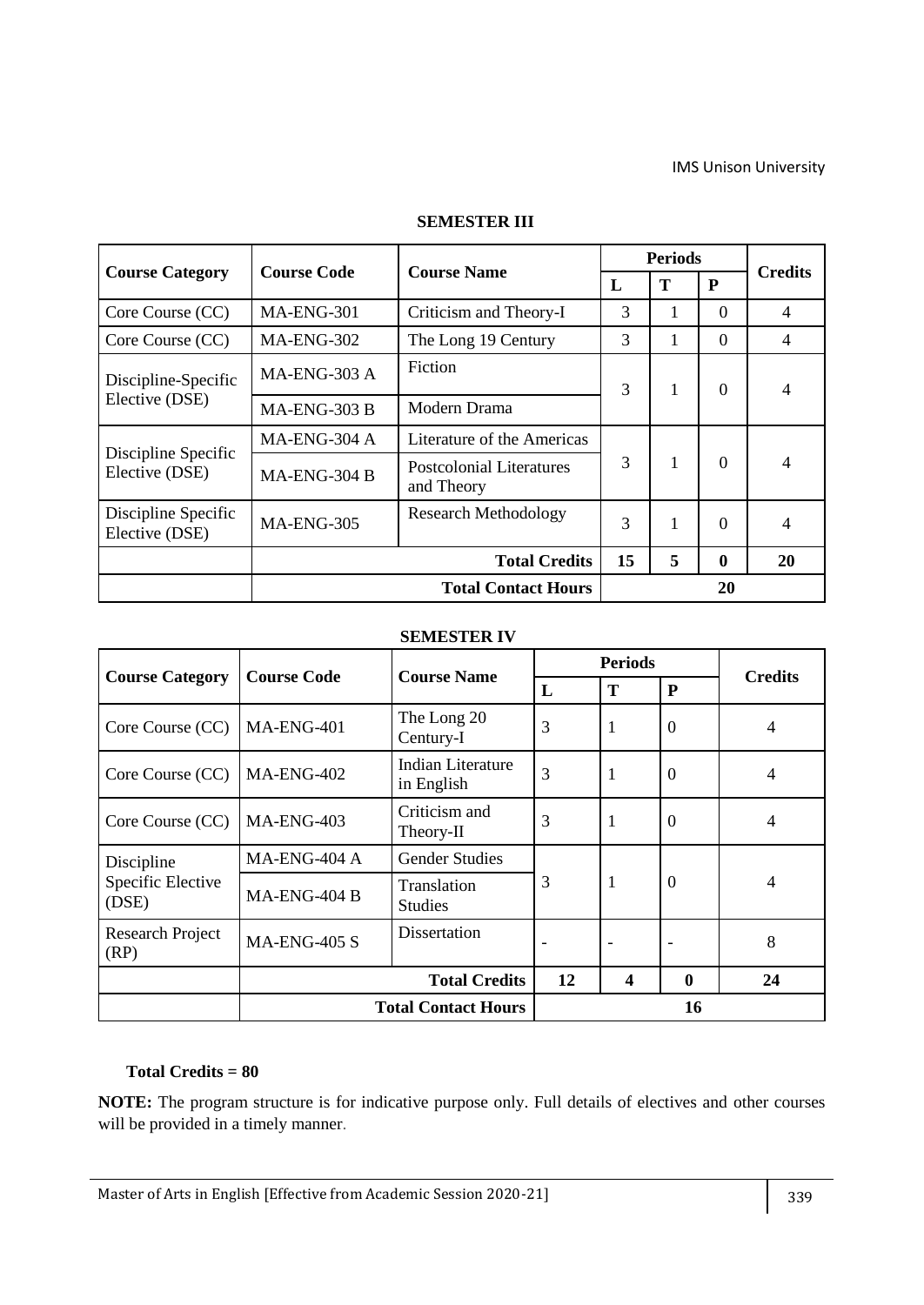## SEMESTER III

| Course Category | Course Code | Course Name | Periods | | | Credits |
|---|---|---|---|---|---|---|
| | | | L | T | P | |
| Core Course (CC) | MA-ENG-301 | Criticism and Theory-I | 3 | 1 | 0 | 4 |
| Core Course (CC) | MA-ENG-302 | The Long 19 Century | 3 | 1 | 0 | 4 |
| Discipline-Specific Elective (DSE) | MA-ENG-303 A | Fiction | 3 | 1 | 0 | 4 |
| | MA-ENG-303 B | Modern Drama | | | | |
| Discipline Specific Elective (DSE) | MA-ENG-304 A | Literature of the Americas | 3 | 1 | 0 | 4 |
| | MA-ENG-304 B | Postcolonial Literatures and Theory | | | | |
| Discipline Specific Elective (DSE) | MA-ENG-305 | Research Methodology | 3 | 1 | 0 | 4 |
| | | **Total Credits** | **15** | **5** | **0** | **20** |
| | | **Total Contact Hours** | **20** | | | |

## SEMESTER IV

| Course Category | Course Code | Course Name | Periods | | | Credits |
|---|---|---|---|---|---|---|
| | | | L | T | P | |
| Core Course (CC) | MA-ENG-401 | The Long 20 Century-I | 3 | 1 | 0 | 4 |
| Core Course (CC) | MA-ENG-402 | Indian Literature in English | 3 | 1 | 0 | 4 |
| Core Course (CC) | MA-ENG-403 | Criticism and Theory-II | 3 | 1 | 0 | 4 |
| Discipline Specific Elective (DSE) | MA-ENG-404 A | Gender Studies | 3 | 1 | 0 | 4 |
| | MA-ENG-404 B | Translation Studies | | | | |
| Research Project (RP) | MA-ENG-405 S | Dissertation | - | - | - | 8 |
| | | **Total Credits** | **12** | **4** | **0** | **24** |
| | | **Total Contact Hours** | **16** | | | |

**Total Credits = 80**

**NOTE:** The program structure is for indicative purpose only. Full details of electives and other courses will be provided in a timely manner.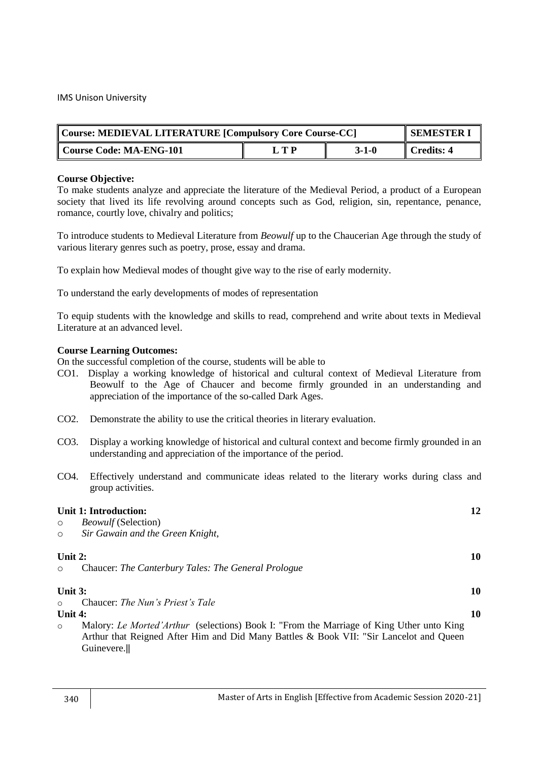IMS Unison University

| Course: MEDIEVAL LITERATURE [Compulsory Core Course-CC] | | | SEMESTER I |
|---|---|---|---|
| Course Code: MA-ENG-101 | L T P | 3-1-0 | Credits: 4 |

**Course Objective:**

To make students analyze and appreciate the literature of the Medieval Period, a product of a European society that lived its life revolving around concepts such as God, religion, sin, repentance, penance, romance, courtly love, chivalry and politics;

To introduce students to Medieval Literature from *Beowulf* up to the Chaucerian Age through the study of various literary genres such as poetry, prose, essay and drama.

To explain how Medieval modes of thought give way to the rise of early modernity.

To understand the early developments of modes of representation

To equip students with the knowledge and skills to read, comprehend and write about texts in Medieval Literature at an advanced level.

**Course Learning Outcomes:**

On the successful completion of the course, students will be able to

- CO1. Display a working knowledge of historical and cultural context of Medieval Literature from Beowulf to the Age of Chaucer and become firmly grounded in an understanding and appreciation of the importance of the so-called Dark Ages.
- CO2. Demonstrate the ability to use the critical theories in literary evaluation.
- CO3. Display a working knowledge of historical and cultural context and become firmly grounded in an understanding and appreciation of the importance of the period.
- CO4. Effectively understand and communicate ideas related to the literary works during class and group activities.

**Unit 1: Introduction:** **12**

- *Beowulf* (Selection)
- *Sir Gawain and the Green Knight*,

**Unit 2:** **10**

- Chaucer: *The Canterbury Tales: The General Prologue*

**Unit 3:** **10**

- Chaucer: *The Nun's Priest's Tale*

**Unit 4:** **10**

- Malory: *Le Morted'Arthur* (selections) Book I: "From the Marriage of King Uther unto King Arthur that Reigned After Him and Did Many Battles & Book VII: "Sir Lancelot and Queen Guinevere.‖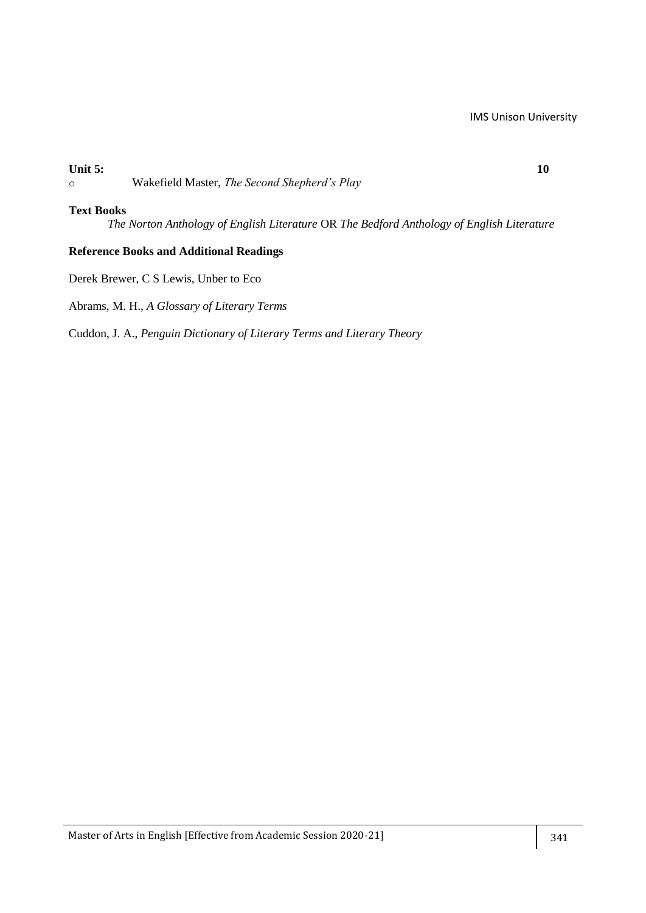**Unit 5:** **10**

- Wakefield Master, *The Second Shepherd's Play*

**Text Books**

*The Norton Anthology of English Literature* OR *The Bedford Anthology of English Literature*

**Reference Books and Additional Readings**

Derek Brewer, C S Lewis, Unber to Eco

Abrams, M. H., *A Glossary of Literary Terms*

Cuddon, J. A., *Penguin Dictionary of Literary Terms and Literary Theory*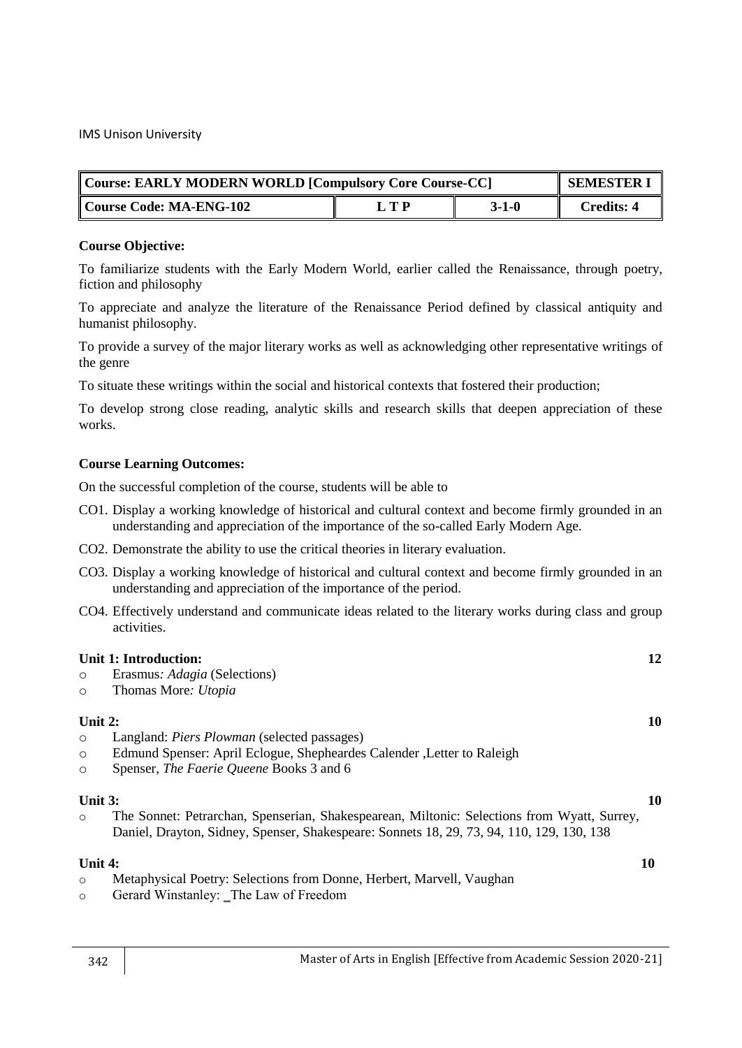| Course: EARLY MODERN WORLD [Compulsory Core Course-CC] | | | SEMESTER I |
|---|---|---|---|
| Course Code: MA-ENG-102 | L T P | 3-1-0 | Credits: 4 |

**Course Objective:**

To familiarize students with the Early Modern World, earlier called the Renaissance, through poetry, fiction and philosophy

To appreciate and analyze the literature of the Renaissance Period defined by classical antiquity and humanist philosophy.

To provide a survey of the major literary works as well as acknowledging other representative writings of the genre

To situate these writings within the social and historical contexts that fostered their production;

To develop strong close reading, analytic skills and research skills that deepen appreciation of these works.

**Course Learning Outcomes:**

On the successful completion of the course, students will be able to

CO1. Display a working knowledge of historical and cultural context and become firmly grounded in an understanding and appreciation of the importance of the so-called Early Modern Age.

CO2. Demonstrate the ability to use the critical theories in literary evaluation.

CO3. Display a working knowledge of historical and cultural context and become firmly grounded in an understanding and appreciation of the importance of the period.

CO4. Effectively understand and communicate ideas related to the literary works during class and group activities.

**Unit 1: Introduction:** **12**

- Erasmus*: Adagia* (Selections)
- Thomas More*: Utopia*

**Unit 2:** **10**

- Langland: *Piers Plowman* (selected passages)
- Edmund Spenser: April Eclogue, Sheepheardes Calender ,Letter to Raleigh
- Spenser, *The Faerie Queene* Books 3 and 6

**Unit 3:** **10**

- The Sonnet: Petrarchan, Spenserian, Shakespearean, Miltonic: Selections from Wyatt, Surrey, Daniel, Drayton, Sidney, Spenser, Shakespeare: Sonnets 18, 29, 73, 94, 110, 129, 130, 138

**Unit 4:** **10**

- Metaphysical Poetry: Selections from Donne, Herbert, Marvell, Vaughan
- Gerard Winstanley: _The Law of Freedom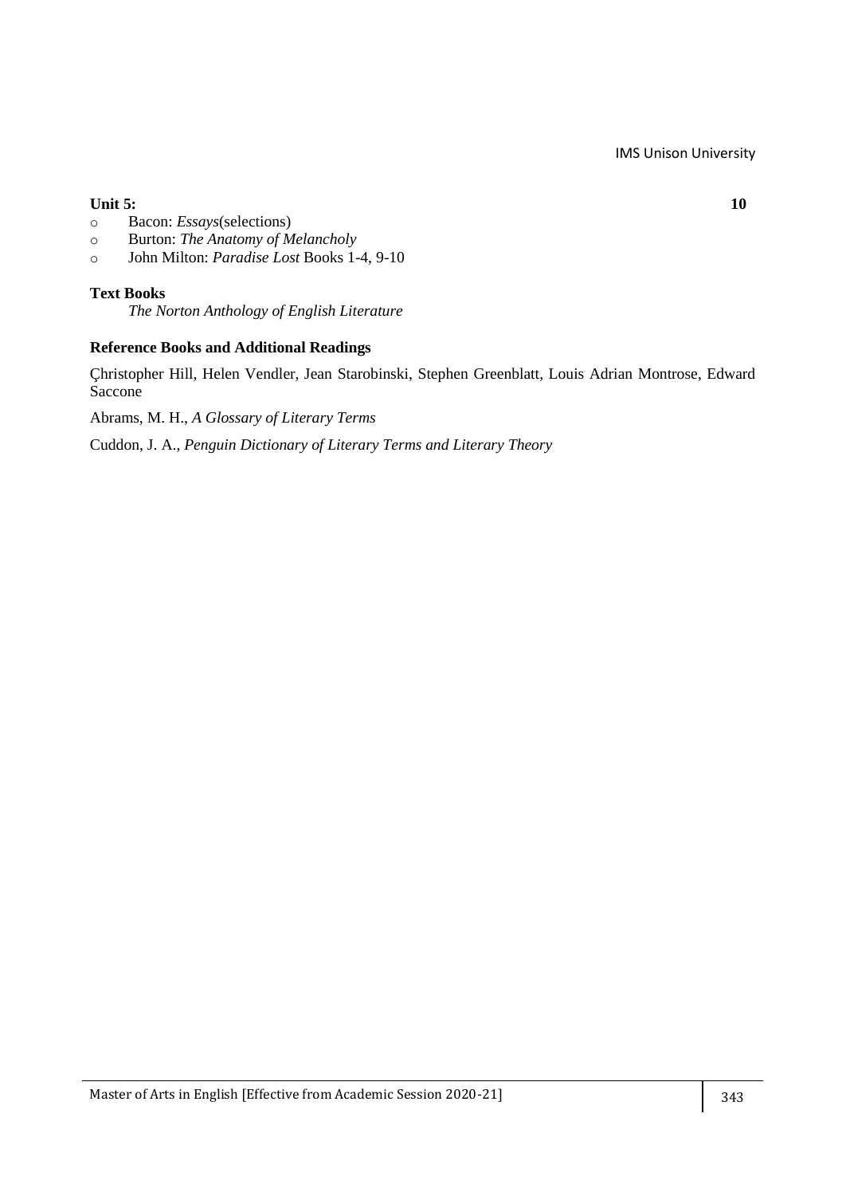**Unit 5:** **10**

- Bacon: *Essays*(selections)
- Burton: *The Anatomy of Melancholy*
- John Milton: *Paradise Lost* Books 1-4, 9-10

**Text Books**

*The Norton Anthology of English Literature*

**Reference Books and Additional Readings**

Çhristopher Hill, Helen Vendler, Jean Starobinski, Stephen Greenblatt, Louis Adrian Montrose, Edward Saccone

Abrams, M. H., *A Glossary of Literary Terms*

Cuddon, J. A., *Penguin Dictionary of Literary Terms and Literary Theory*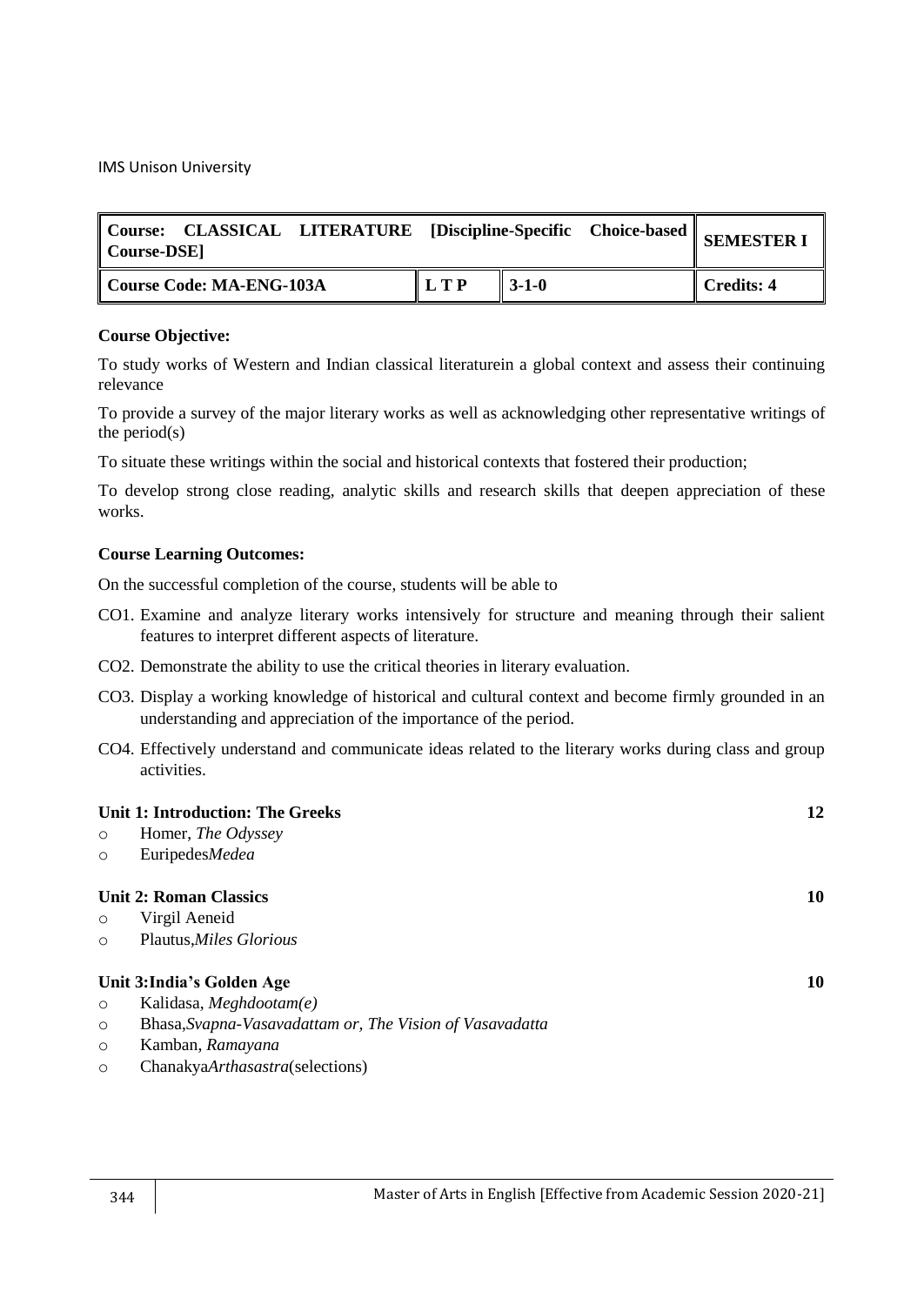IMS Unison University

| Course: CLASSICAL LITERATURE [Discipline-Specific Choice-based Course-DSE] | | | SEMESTER I |
|---|---|---|---|
| Course Code: MA-ENG-103A | L T P | 3-1-0 | Credits: 4 |

**Course Objective:**

To study works of Western and Indian classical literaturein a global context and assess their continuing relevance

To provide a survey of the major literary works as well as acknowledging other representative writings of the period(s)

To situate these writings within the social and historical contexts that fostered their production;

To develop strong close reading, analytic skills and research skills that deepen appreciation of these works.

**Course Learning Outcomes:**

On the successful completion of the course, students will be able to

CO1. Examine and analyze literary works intensively for structure and meaning through their salient features to interpret different aspects of literature.

CO2. Demonstrate the ability to use the critical theories in literary evaluation.

CO3. Display a working knowledge of historical and cultural context and become firmly grounded in an understanding and appreciation of the importance of the period.

CO4. Effectively understand and communicate ideas related to the literary works during class and group activities.

**Unit 1: Introduction: The Greeks** **12**

- Homer, *The Odyssey*
- Euripedes*Medea*

**Unit 2: Roman Classics** **10**

- Virgil Aeneid
- Plautus,*Miles Glorious*

**Unit 3:India's Golden Age** **10**

- Kalidasa, *Meghdootam(e)*
- Bhasa,*Svapna-Vasavadattam or, The Vision of Vasavadatta*
- Kamban, *Ramayana*
- Chanakya*Arthasastra*(selections)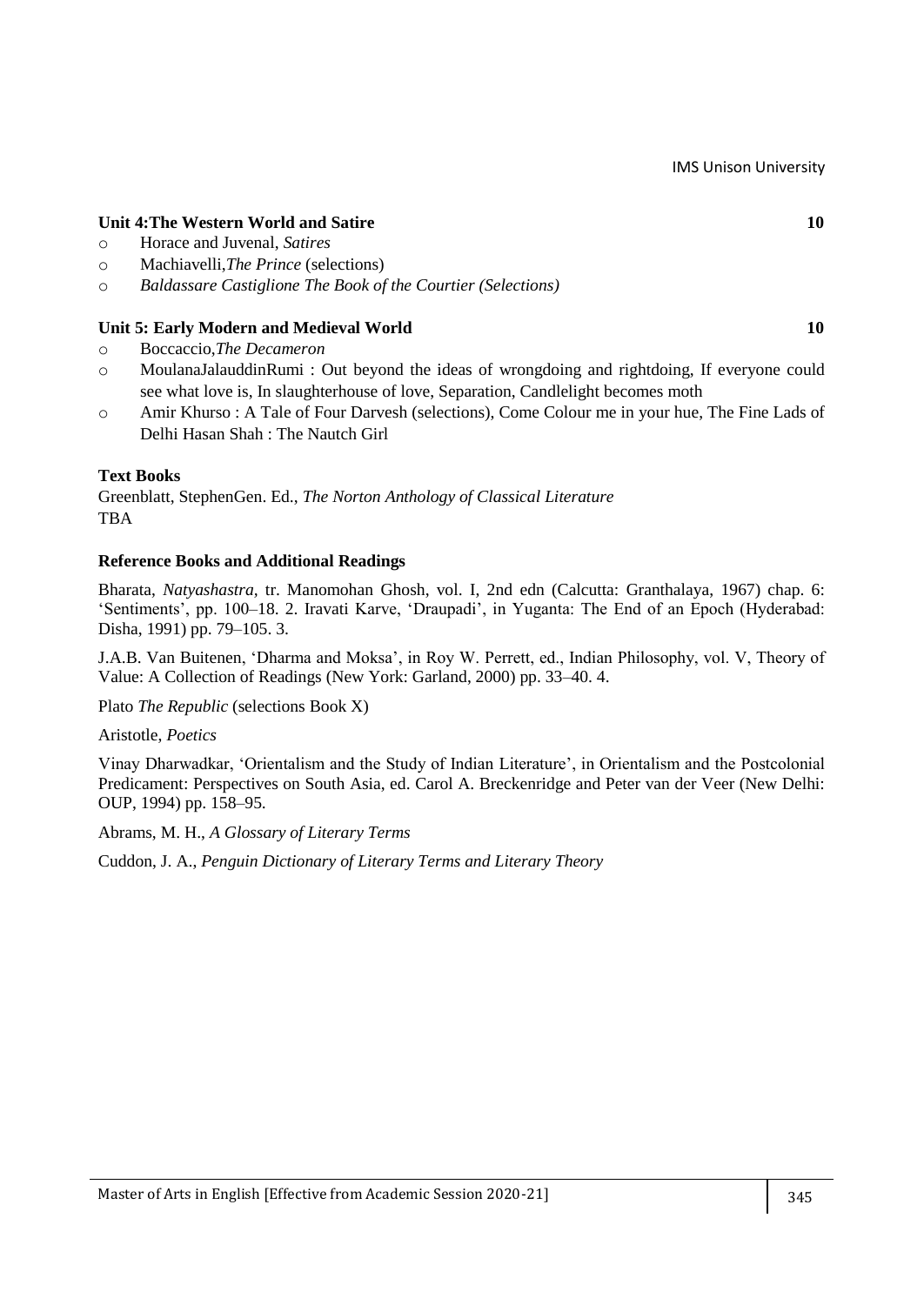**Unit 4:The Western World and Satire** **10**

- Horace and Juvenal, *Satires*
- Machiavelli,*The Prince* (selections)
- *Baldassare Castiglione The Book of the Courtier (Selections)*

**Unit 5: Early Modern and Medieval World** **10**

- Boccaccio,*The Decameron*
- MoulanaJalauddinRumi : Out beyond the ideas of wrongdoing and rightdoing, If everyone could see what love is, In slaughterhouse of love, Separation, Candlelight becomes moth
- Amir Khurso : A Tale of Four Darvesh (selections), Come Colour me in your hue, The Fine Lads of Delhi Hasan Shah : The Nautch Girl

**Text Books**

Greenblatt, StephenGen. Ed., *The Norton Anthology of Classical Literature*
TBA

**Reference Books and Additional Readings**

Bharata, *Natyashastra*, tr. Manomohan Ghosh, vol. I, 2nd edn (Calcutta: Granthalaya, 1967) chap. 6: 'Sentiments', pp. 100–18. 2. Iravati Karve, 'Draupadi', in Yuganta: The End of an Epoch (Hyderabad: Disha, 1991) pp. 79–105. 3.

J.A.B. Van Buitenen, 'Dharma and Moksa', in Roy W. Perrett, ed., Indian Philosophy, vol. V, Theory of Value: A Collection of Readings (New York: Garland, 2000) pp. 33–40. 4.

Plato *The Republic* (selections Book X)

Aristotle, *Poetics*

Vinay Dharwadkar, 'Orientalism and the Study of Indian Literature', in Orientalism and the Postcolonial Predicament: Perspectives on South Asia, ed. Carol A. Breckenridge and Peter van der Veer (New Delhi: OUP, 1994) pp. 158–95.

Abrams, M. H., *A Glossary of Literary Terms*

Cuddon, J. A., *Penguin Dictionary of Literary Terms and Literary Theory*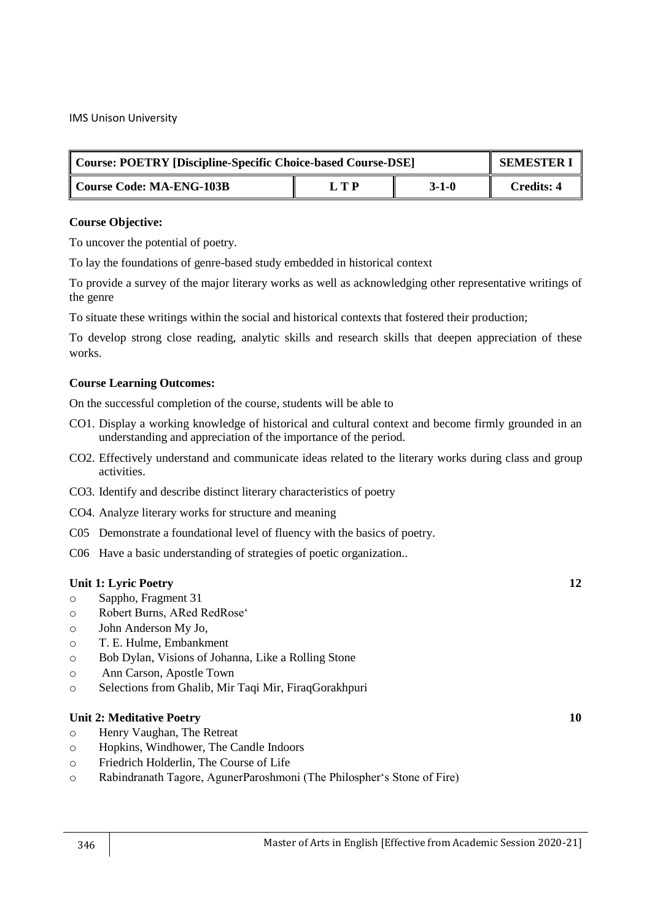IMS Unison University

| Course: POETRY [Discipline-Specific Choice-based Course-DSE] | | | SEMESTER I |
|---|---|---|---|
| Course Code: MA-ENG-103B | L T P | 3-1-0 | Credits: 4 |

**Course Objective:**

To uncover the potential of poetry.

To lay the foundations of genre-based study embedded in historical context

To provide a survey of the major literary works as well as acknowledging other representative writings of the genre

To situate these writings within the social and historical contexts that fostered their production;

To develop strong close reading, analytic skills and research skills that deepen appreciation of these works.

**Course Learning Outcomes:**

On the successful completion of the course, students will be able to

CO1. Display a working knowledge of historical and cultural context and become firmly grounded in an understanding and appreciation of the importance of the period.

CO2. Effectively understand and communicate ideas related to the literary works during class and group activities.

CO3. Identify and describe distinct literary characteristics of poetry

CO4. Analyze literary works for structure and meaning

C05 Demonstrate a foundational level of fluency with the basics of poetry.

C06 Have a basic understanding of strategies of poetic organization..

**Unit 1: Lyric Poetry** **12**

- Sappho, Fragment 31
- Robert Burns, ARed RedRose'
- John Anderson My Jo,
- T. E. Hulme, Embankment
- Bob Dylan, Visions of Johanna, Like a Rolling Stone
- Ann Carson, Apostle Town
- Selections from Ghalib, Mir Taqi Mir, FiraqGorakhpuri

**Unit 2: Meditative Poetry** **10**

- Henry Vaughan, The Retreat
- Hopkins, Windhower, The Candle Indoors
- Friedrich Holderlin, The Course of Life
- Rabindranath Tagore, AgunerParoshmoni (The Philospher's Stone of Fire)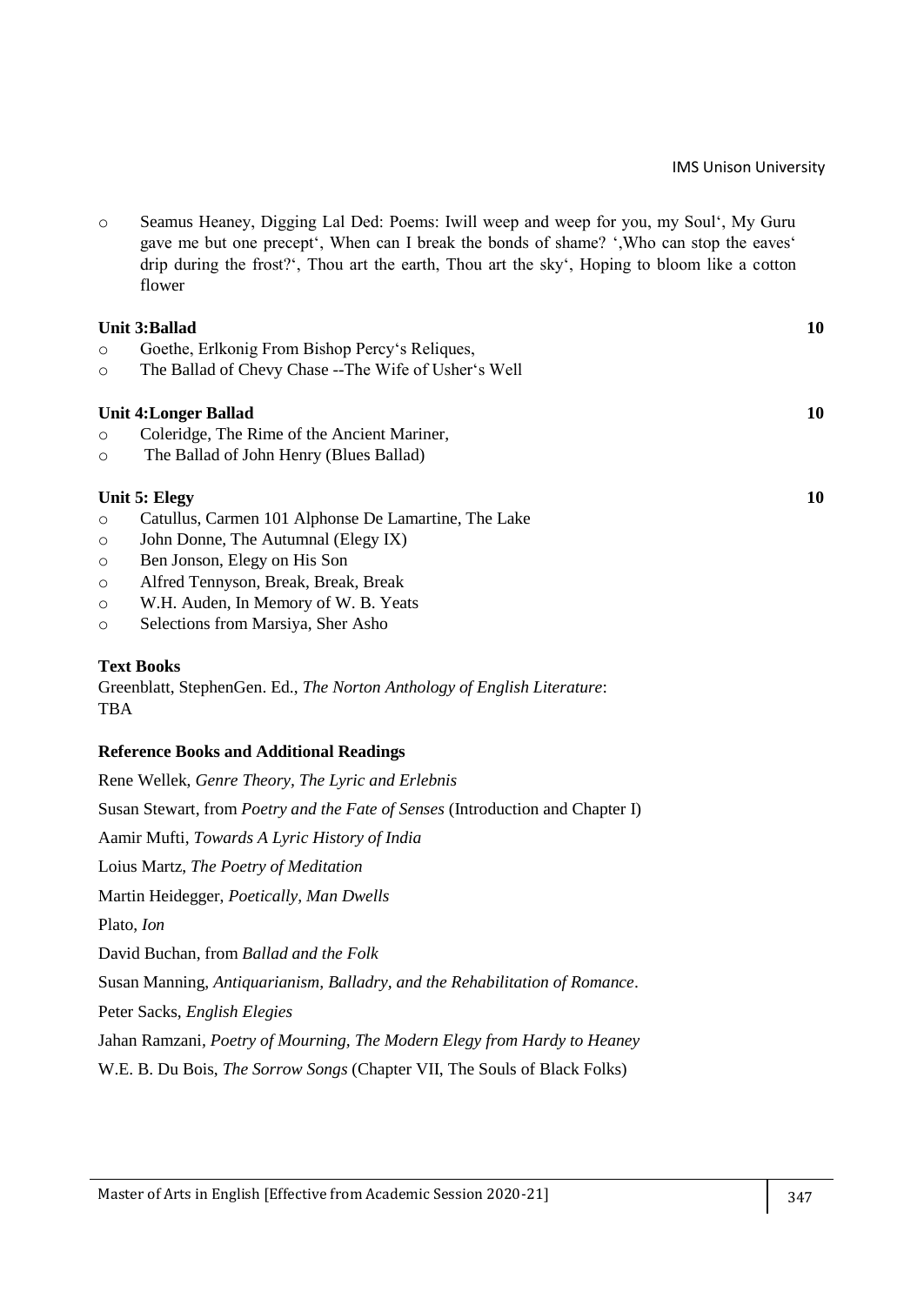- Seamus Heaney, Digging Lal Ded: Poems: Iwill weep and weep for you, my Soul', My Guru gave me but one precept', When can I break the bonds of shame? ',Who can stop the eaves' drip during the frost?', Thou art the earth, Thou art the sky', Hoping to bloom like a cotton flower

**Unit 3:Ballad** **10**

- Goethe, Erlkonig From Bishop Percy's Reliques,
- The Ballad of Chevy Chase --The Wife of Usher's Well

**Unit 4:Longer Ballad** **10**

- Coleridge, The Rime of the Ancient Mariner,
- The Ballad of John Henry (Blues Ballad)

**Unit 5: Elegy** **10**

- Catullus, Carmen 101 Alphonse De Lamartine, The Lake
- John Donne, The Autumnal (Elegy IX)
- Ben Jonson, Elegy on His Son
- Alfred Tennyson, Break, Break, Break
- W.H. Auden, In Memory of W. B. Yeats
- Selections from Marsiya, Sher Asho

**Text Books**

Greenblatt, StephenGen. Ed., *The Norton Anthology of English Literature*:
TBA

**Reference Books and Additional Readings**

Rene Wellek, *Genre Theory, The Lyric and Erlebnis*

Susan Stewart, from *Poetry and the Fate of Senses* (Introduction and Chapter I)

Aamir Mufti, *Towards A Lyric History of India*

Loius Martz, *The Poetry of Meditation*

Martin Heidegger, *Poetically, Man Dwells*

Plato, *Ion*

David Buchan, from *Ballad and the Folk*

Susan Manning, *Antiquarianism, Balladry, and the Rehabilitation of Romance*.

Peter Sacks, *English Elegies*

Jahan Ramzani, *Poetry of Mourning, The Modern Elegy from Hardy to Heaney*

W.E. B. Du Bois, *The Sorrow Songs* (Chapter VII, The Souls of Black Folks)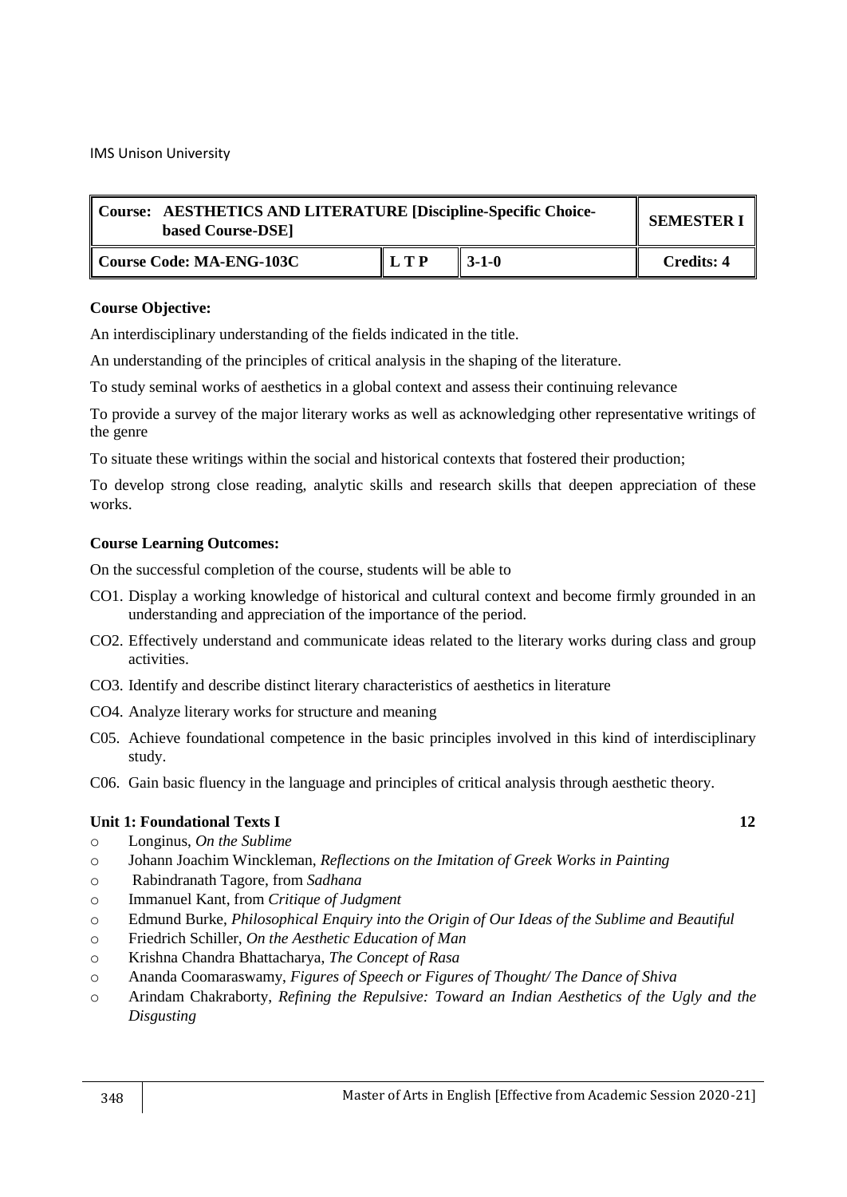IMS Unison University

| Course: AESTHETICS AND LITERATURE [Discipline-Specific Choice-based Course-DSE] | | | SEMESTER I |
|---|---|---|---|
| Course Code: MA-ENG-103C | L T P | 3-1-0 | Credits: 4 |

**Course Objective:**

An interdisciplinary understanding of the fields indicated in the title.

An understanding of the principles of critical analysis in the shaping of the literature.

To study seminal works of aesthetics in a global context and assess their continuing relevance

To provide a survey of the major literary works as well as acknowledging other representative writings of the genre

To situate these writings within the social and historical contexts that fostered their production;

To develop strong close reading, analytic skills and research skills that deepen appreciation of these works.

**Course Learning Outcomes:**

On the successful completion of the course, students will be able to

- CO1. Display a working knowledge of historical and cultural context and become firmly grounded in an understanding and appreciation of the importance of the period.
- CO2. Effectively understand and communicate ideas related to the literary works during class and group activities.
- CO3. Identify and describe distinct literary characteristics of aesthetics in literature
- CO4. Analyze literary works for structure and meaning
- C05. Achieve foundational competence in the basic principles involved in this kind of interdisciplinary study.
- C06. Gain basic fluency in the language and principles of critical analysis through aesthetic theory.

**Unit 1: Foundational Texts I** **12**

- Longinus, *On the Sublime*
- Johann Joachim Winckleman, *Reflections on the Imitation of Greek Works in Painting*
- Rabindranath Tagore, from *Sadhana*
- Immanuel Kant, from *Critique of Judgment*
- Edmund Burke, *Philosophical Enquiry into the Origin of Our Ideas of the Sublime and Beautiful*
- Friedrich Schiller, *On the Aesthetic Education of Man*
- Krishna Chandra Bhattacharya, *The Concept of Rasa*
- Ananda Coomaraswamy, *Figures of Speech or Figures of Thought/ The Dance of Shiva*
- Arindam Chakraborty, *Refining the Repulsive: Toward an Indian Aesthetics of the Ugly and the Disgusting*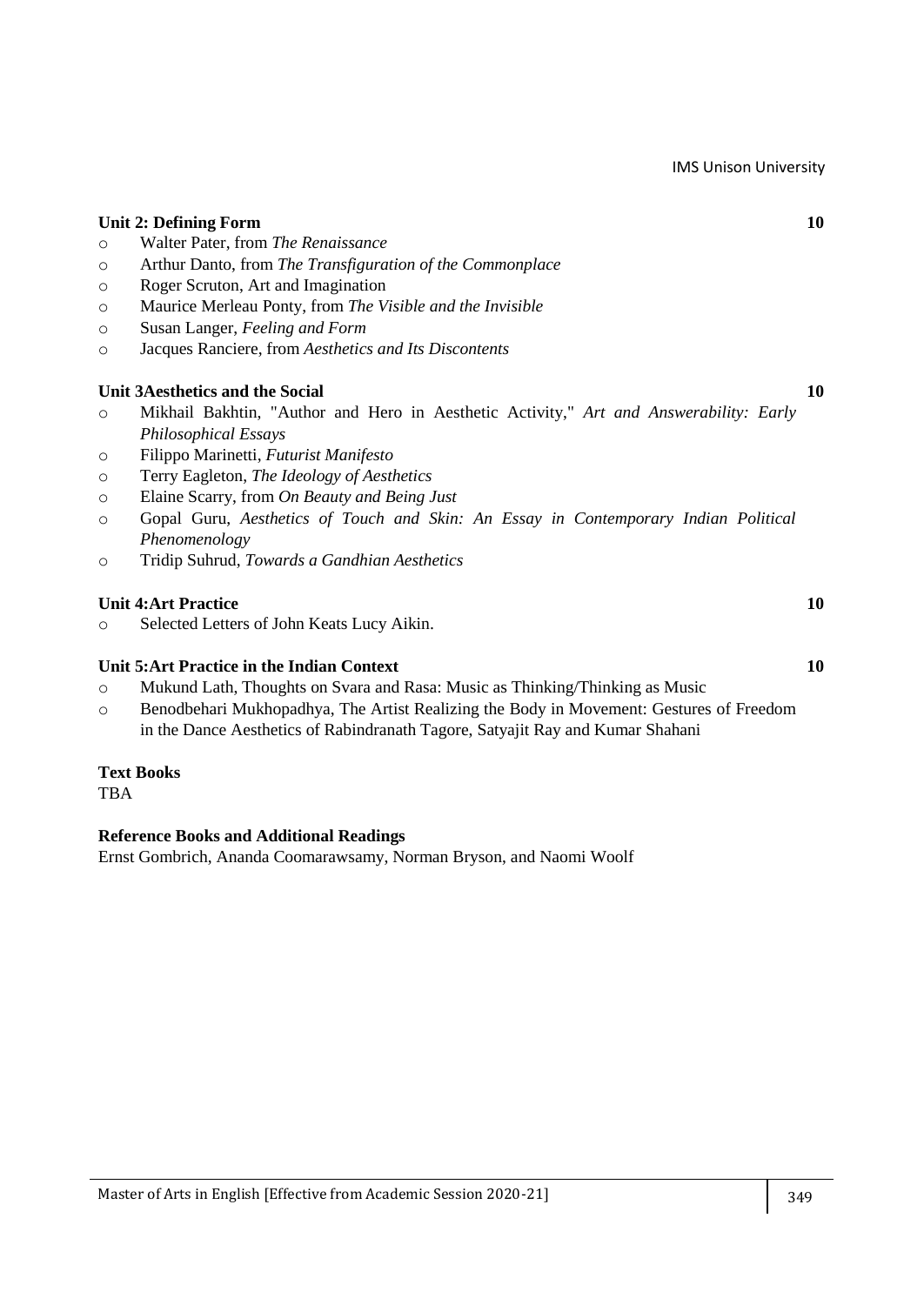**Unit 2: Defining Form** **10**

- Walter Pater, from *The Renaissance*
- Arthur Danto, from *The Transfiguration of the Commonplace*
- Roger Scruton, Art and Imagination
- Maurice Merleau Ponty, from *The Visible and the Invisible*
- Susan Langer, *Feeling and Form*
- Jacques Ranciere, from *Aesthetics and Its Discontents*

**Unit 3Aesthetics and the Social** **10**

- Mikhail Bakhtin, "Author and Hero in Aesthetic Activity," *Art and Answerability: Early Philosophical Essays*
- Filippo Marinetti, *Futurist Manifesto*
- Terry Eagleton, *The Ideology of Aesthetics*
- Elaine Scarry, from *On Beauty and Being Just*
- Gopal Guru, *Aesthetics of Touch and Skin: An Essay in Contemporary Indian Political Phenomenology*
- Tridip Suhrud, *Towards a Gandhian Aesthetics*

**Unit 4:Art Practice** **10**

- Selected Letters of John Keats Lucy Aikin.

**Unit 5:Art Practice in the Indian Context** **10**

- Mukund Lath, Thoughts on Svara and Rasa: Music as Thinking/Thinking as Music
- Benodbehari Mukhopadhya, The Artist Realizing the Body in Movement: Gestures of Freedom in the Dance Aesthetics of Rabindranath Tagore, Satyajit Ray and Kumar Shahani

**Text Books**

TBA

**Reference Books and Additional Readings**

Ernst Gombrich, Ananda Coomarawsamy, Norman Bryson, and Naomi Woolf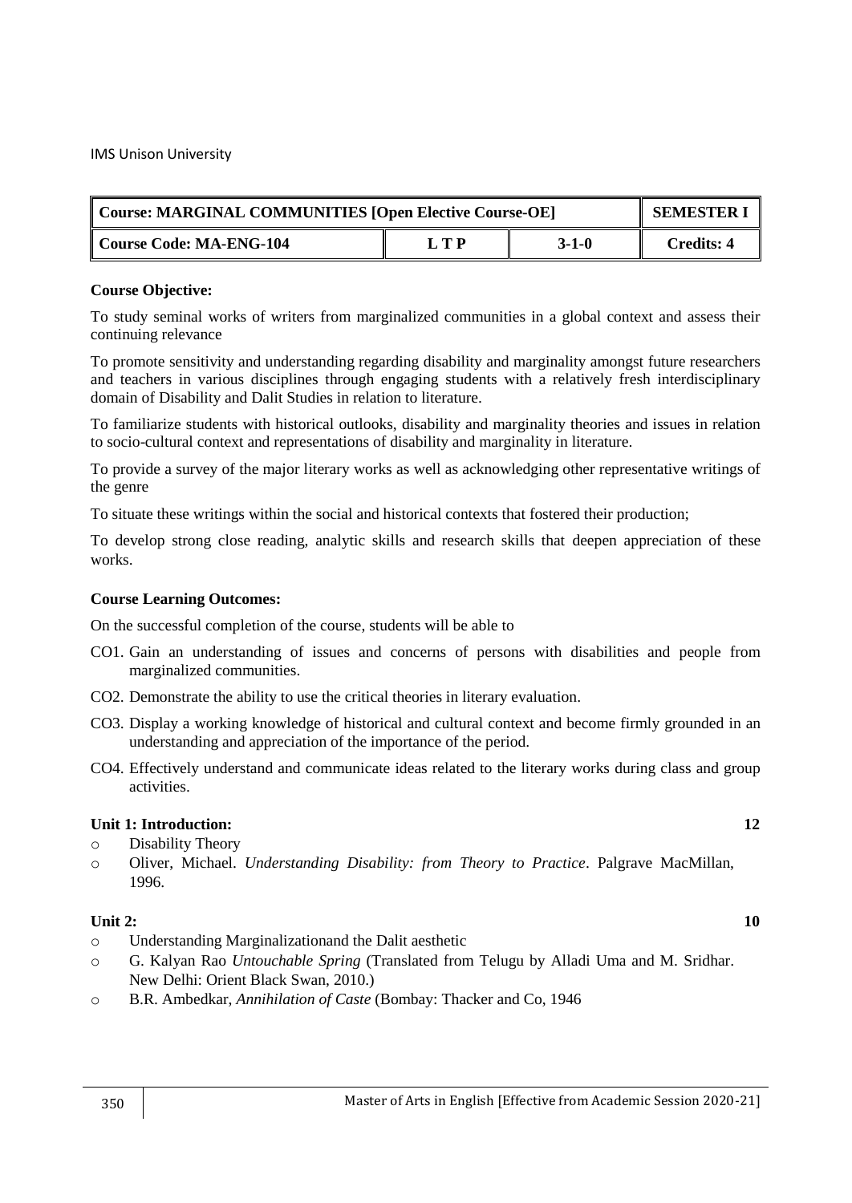| Course: MARGINAL COMMUNITIES [Open Elective Course-OE] | | | SEMESTER I |
|---|---|---|---|
| Course Code: MA-ENG-104 | L T P | 3-1-0 | Credits: 4 |

**Course Objective:**

To study seminal works of writers from marginalized communities in a global context and assess their continuing relevance

To promote sensitivity and understanding regarding disability and marginality amongst future researchers and teachers in various disciplines through engaging students with a relatively fresh interdisciplinary domain of Disability and Dalit Studies in relation to literature.

To familiarize students with historical outlooks, disability and marginality theories and issues in relation to socio-cultural context and representations of disability and marginality in literature.

To provide a survey of the major literary works as well as acknowledging other representative writings of the genre

To situate these writings within the social and historical contexts that fostered their production;

To develop strong close reading, analytic skills and research skills that deepen appreciation of these works.

**Course Learning Outcomes:**

On the successful completion of the course, students will be able to

- CO1. Gain an understanding of issues and concerns of persons with disabilities and people from marginalized communities.
- CO2. Demonstrate the ability to use the critical theories in literary evaluation.
- CO3. Display a working knowledge of historical and cultural context and become firmly grounded in an understanding and appreciation of the importance of the period.
- CO4. Effectively understand and communicate ideas related to the literary works during class and group activities.

**Unit 1: Introduction:** **12**

- Disability Theory
- Oliver, Michael. *Understanding Disability: from Theory to Practice*. Palgrave MacMillan, 1996.

**Unit 2:** **10**

- Understanding Marginalizationand the Dalit aesthetic
- G. Kalyan Rao *Untouchable Spring* (Translated from Telugu by Alladi Uma and M. Sridhar. New Delhi: Orient Black Swan, 2010.)
- B.R. Ambedkar, *Annihilation of Caste* (Bombay: Thacker and Co, 1946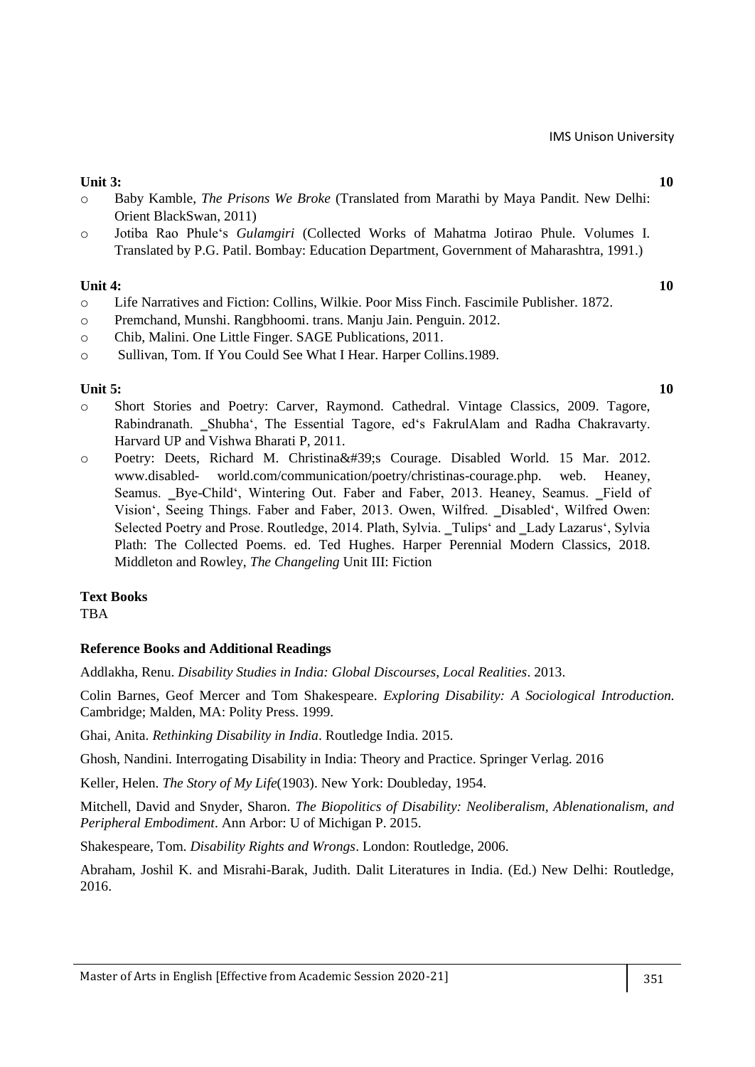**Unit 3:** **10**

- Baby Kamble, *The Prisons We Broke* (Translated from Marathi by Maya Pandit. New Delhi: Orient BlackSwan, 2011)
- Jotiba Rao Phule's *Gulamgiri* (Collected Works of Mahatma Jotirao Phule. Volumes I. Translated by P.G. Patil. Bombay: Education Department, Government of Maharashtra, 1991.)

**Unit 4:** **10**

- Life Narratives and Fiction: Collins, Wilkie. Poor Miss Finch. Fascimile Publisher. 1872.
- Premchand, Munshi. Rangbhoomi. trans. Manju Jain. Penguin. 2012.
- Chib, Malini. One Little Finger. SAGE Publications, 2011.
- Sullivan, Tom. If You Could See What I Hear. Harper Collins.1989.

**Unit 5:** **10**

- Short Stories and Poetry: Carver, Raymond. Cathedral. Vintage Classics, 2009. Tagore, Rabindranath. ‗Shubha', The Essential Tagore, ed's FakrulAlam and Radha Chakravarty. Harvard UP and Vishwa Bharati P, 2011.
- Poetry: Deets, Richard M. Christina&#39;s Courage. Disabled World. 15 Mar. 2012. www.disabled- world.com/communication/poetry/christinas-courage.php. web. Heaney, Seamus. ‗Bye-Child', Wintering Out. Faber and Faber, 2013. Heaney, Seamus. ‗Field of Vision', Seeing Things. Faber and Faber, 2013. Owen, Wilfred. ‗Disabled', Wilfred Owen: Selected Poetry and Prose. Routledge, 2014. Plath, Sylvia. ‗Tulips' and ‗Lady Lazarus', Sylvia Plath: The Collected Poems. ed. Ted Hughes. Harper Perennial Modern Classics, 2018. Middleton and Rowley, *The Changeling* Unit III: Fiction

**Text Books**

TBA

**Reference Books and Additional Readings**

Addlakha, Renu. *Disability Studies in India: Global Discourses, Local Realities*. 2013.

Colin Barnes, Geof Mercer and Tom Shakespeare. *Exploring Disability: A Sociological Introduction.* Cambridge; Malden, MA: Polity Press. 1999.

Ghai, Anita. *Rethinking Disability in India*. Routledge India. 2015.

Ghosh, Nandini. Interrogating Disability in India: Theory and Practice. Springer Verlag. 2016

Keller, Helen. *The Story of My Life*(1903). New York: Doubleday, 1954.

Mitchell, David and Snyder, Sharon. *The Biopolitics of Disability: Neoliberalism, Ablenationalism, and Peripheral Embodiment*. Ann Arbor: U of Michigan P. 2015.

Shakespeare, Tom. *Disability Rights and Wrongs*. London: Routledge, 2006.

Abraham, Joshil K. and Misrahi-Barak, Judith. Dalit Literatures in India. (Ed.) New Delhi: Routledge, 2016.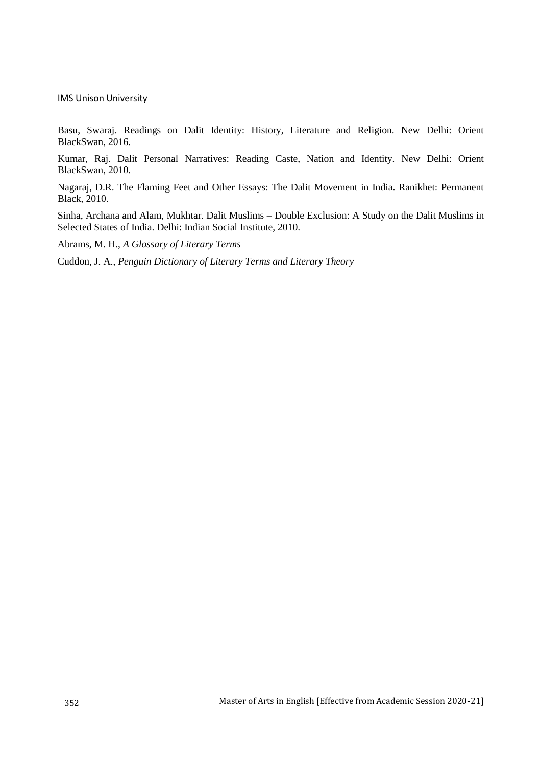Basu, Swaraj. Readings on Dalit Identity: History, Literature and Religion. New Delhi: Orient BlackSwan, 2016.

Kumar, Raj. Dalit Personal Narratives: Reading Caste, Nation and Identity. New Delhi: Orient BlackSwan, 2010.

Nagaraj, D.R. The Flaming Feet and Other Essays: The Dalit Movement in India. Ranikhet: Permanent Black, 2010.

Sinha, Archana and Alam, Mukhtar. Dalit Muslims – Double Exclusion: A Study on the Dalit Muslims in Selected States of India. Delhi: Indian Social Institute, 2010.

Abrams, M. H., *A Glossary of Literary Terms*

Cuddon, J. A., *Penguin Dictionary of Literary Terms and Literary Theory*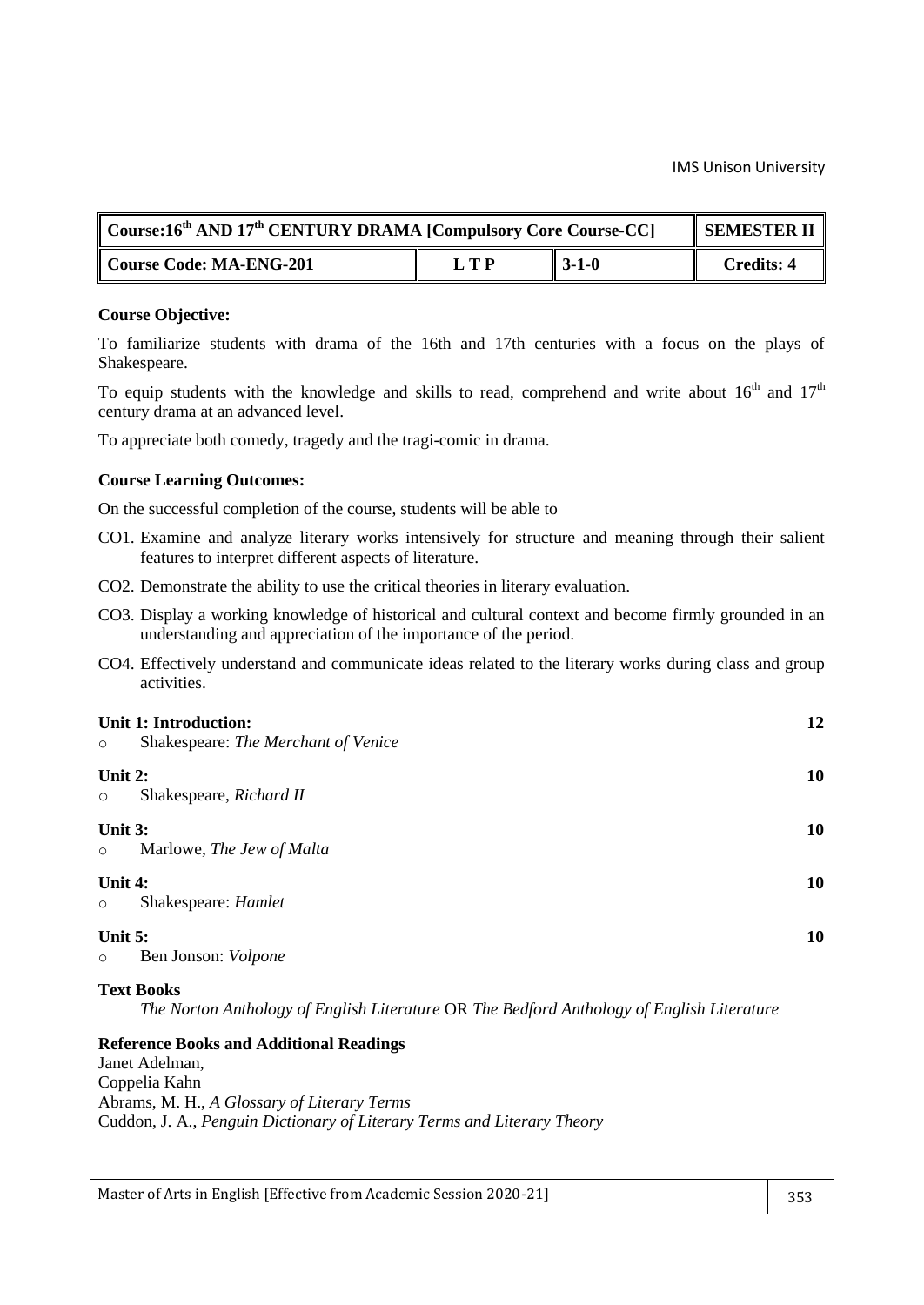| Course: 16th AND 17th CENTURY DRAMA [Compulsory Core Course-CC] | | | SEMESTER II |
|---|---|---|---|
| Course Code: MA-ENG-201 | L T P | 3-1-0 | Credits: 4 |

**Course Objective:**

To familiarize students with drama of the 16th and 17th centuries with a focus on the plays of Shakespeare.

To equip students with the knowledge and skills to read, comprehend and write about 16th and 17th century drama at an advanced level.

To appreciate both comedy, tragedy and the tragi-comic in drama.

**Course Learning Outcomes:**

On the successful completion of the course, students will be able to

CO1. Examine and analyze literary works intensively for structure and meaning through their salient features to interpret different aspects of literature.

CO2. Demonstrate the ability to use the critical theories in literary evaluation.

CO3. Display a working knowledge of historical and cultural context and become firmly grounded in an understanding and appreciation of the importance of the period.

CO4. Effectively understand and communicate ideas related to the literary works during class and group activities.

**Unit 1: Introduction:** 12
- Shakespeare: *The Merchant of Venice*

**Unit 2:** 10
- Shakespeare, *Richard II*

**Unit 3:** 10
- Marlowe, *The Jew of Malta*

**Unit 4:** 10
- Shakespeare: *Hamlet*

**Unit 5:** 10
- Ben Jonson: *Volpone*

**Text Books**

*The Norton Anthology of English Literature* OR *The Bedford Anthology of English Literature*

**Reference Books and Additional Readings**

Janet Adelman,
Coppelia Kahn
Abrams, M. H., *A Glossary of Literary Terms*
Cuddon, J. A., *Penguin Dictionary of Literary Terms and Literary Theory*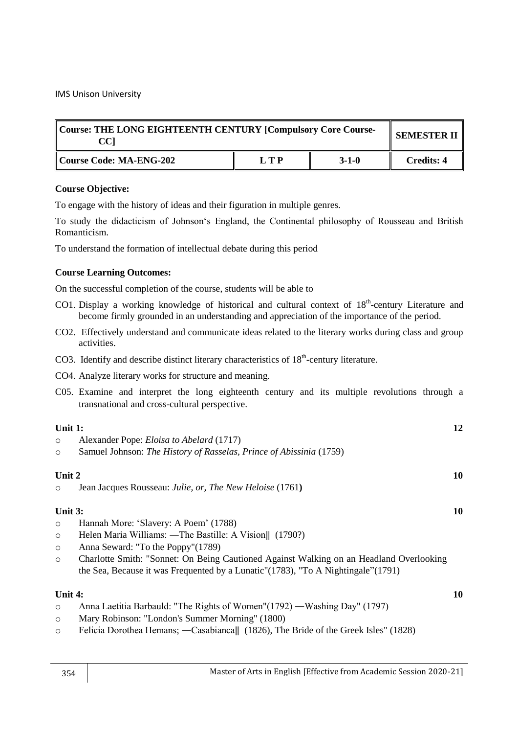| Course: THE LONG EIGHTEENTH CENTURY [Compulsory Core Course-CC] | | | SEMESTER II |
|---|---|---|---|
| Course Code: MA-ENG-202 | L T P | 3-1-0 | Credits: 4 |

**Course Objective:**

To engage with the history of ideas and their figuration in multiple genres.

To study the didacticism of Johnson's England, the Continental philosophy of Rousseau and British Romanticism.

To understand the formation of intellectual debate during this period

**Course Learning Outcomes:**

On the successful completion of the course, students will be able to

CO1. Display a working knowledge of historical and cultural context of 18th-century Literature and become firmly grounded in an understanding and appreciation of the importance of the period.

CO2. Effectively understand and communicate ideas related to the literary works during class and group activities.

CO3. Identify and describe distinct literary characteristics of 18th-century literature.

CO4. Analyze literary works for structure and meaning.

C05. Examine and interpret the long eighteenth century and its multiple revolutions through a transnational and cross-cultural perspective.

**Unit 1:** **12**

- Alexander Pope: *Eloisa to Abelard* (1717)
- Samuel Johnson: *The History of Rasselas, Prince of Abissinia* (1759)

**Unit 2** **10**

- Jean Jacques Rousseau: *Julie, or, The New Heloise* (1761**)**

**Unit 3:** **10**

- Hannah More: 'Slavery: A Poem' (1788)
- Helen Maria Williams: ―The Bastille: A Vision‖ (1790?)
- Anna Seward: "To the Poppy"(1789)
- Charlotte Smith: "Sonnet: On Being Cautioned Against Walking on an Headland Overlooking the Sea, Because it was Frequented by a Lunatic"(1783), "To A Nightingale"(1791)

**Unit 4:** **10**

- Anna Laetitia Barbauld: "The Rights of Women"(1792) ―Washing Day" (1797)
- Mary Robinson: "London's Summer Morning" (1800)
- Felicia Dorothea Hemans; ―Casabianca‖ (1826), The Bride of the Greek Isles" (1828)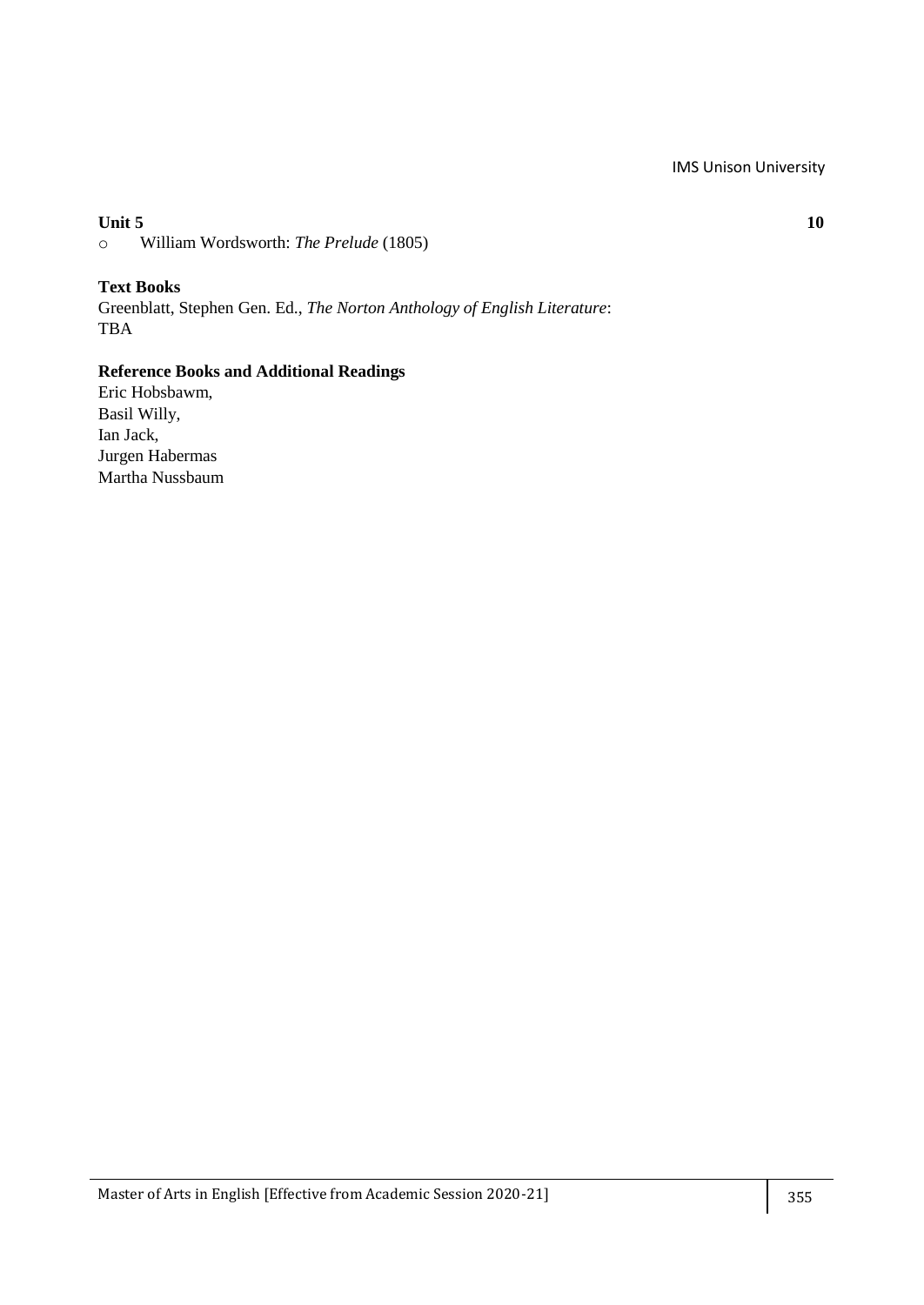**Unit 5** **10**

- William Wordsworth: *The Prelude* (1805)

**Text Books**

Greenblatt, Stephen Gen. Ed., *The Norton Anthology of English Literature*:
TBA

**Reference Books and Additional Readings**

Eric Hobsbawm,
Basil Willy,
Ian Jack,
Jurgen Habermas
Martha Nussbaum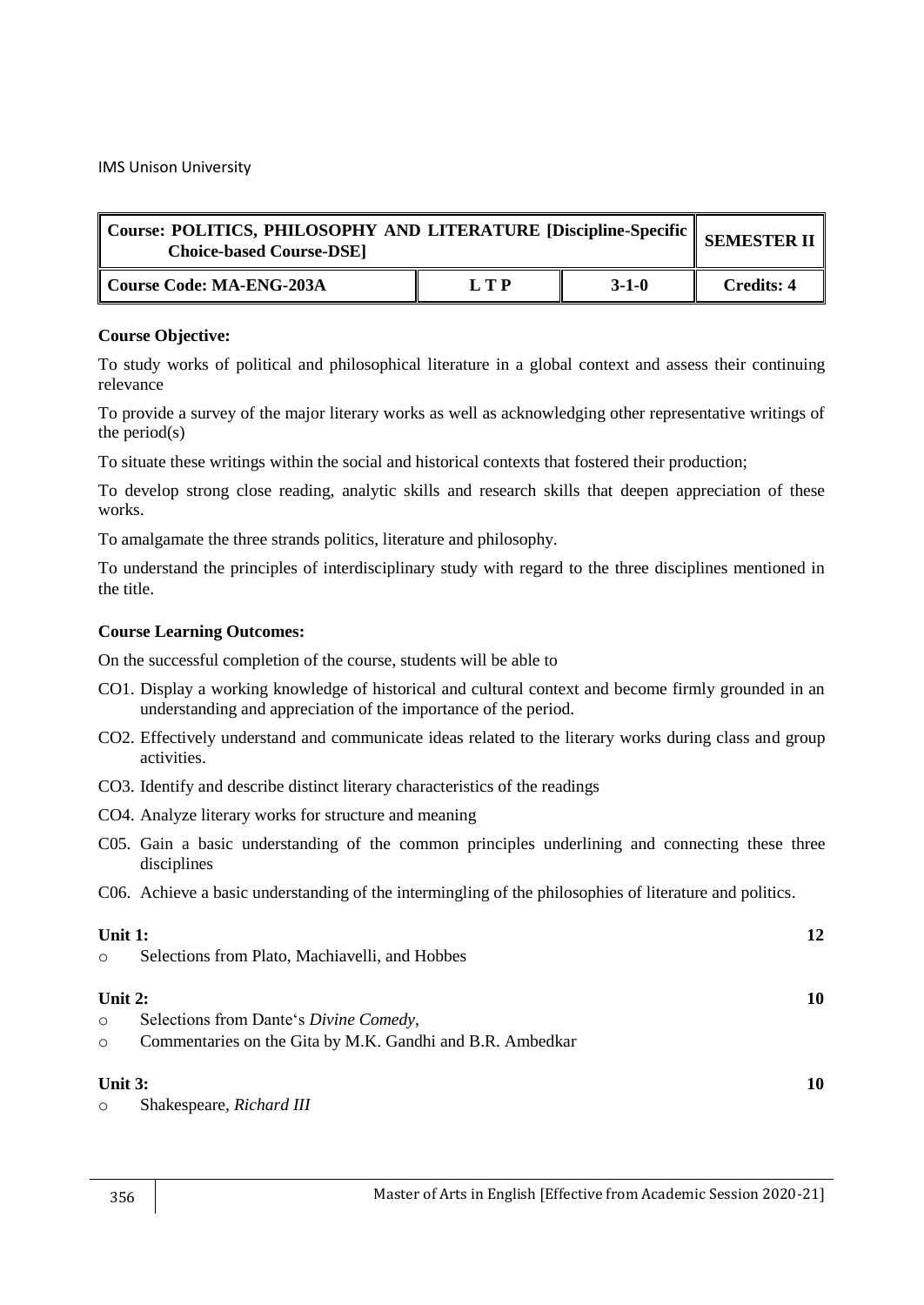| Course: POLITICS, PHILOSOPHY AND LITERATURE [Discipline-Specific Choice-based Course-DSE] | | | SEMESTER II |
|---|---|---|---|
| Course Code: MA-ENG-203A | L T P | 3-1-0 | Credits: 4 |

**Course Objective:**

To study works of political and philosophical literature in a global context and assess their continuing relevance

To provide a survey of the major literary works as well as acknowledging other representative writings of the period(s)

To situate these writings within the social and historical contexts that fostered their production;

To develop strong close reading, analytic skills and research skills that deepen appreciation of these works.

To amalgamate the three strands politics, literature and philosophy.

To understand the principles of interdisciplinary study with regard to the three disciplines mentioned in the title.

**Course Learning Outcomes:**

On the successful completion of the course, students will be able to

CO1. Display a working knowledge of historical and cultural context and become firmly grounded in an understanding and appreciation of the importance of the period.

CO2. Effectively understand and communicate ideas related to the literary works during class and group activities.

CO3. Identify and describe distinct literary characteristics of the readings

CO4. Analyze literary works for structure and meaning

C05. Gain a basic understanding of the common principles underlining and connecting these three disciplines

C06. Achieve a basic understanding of the intermingling of the philosophies of literature and politics.

**Unit 1:** **12**

- Selections from Plato, Machiavelli, and Hobbes

**Unit 2:** **10**

- Selections from Dante's *Divine Comedy*,
- Commentaries on the Gita by M.K. Gandhi and B.R. Ambedkar

**Unit 3:** **10**

- Shakespeare, *Richard III*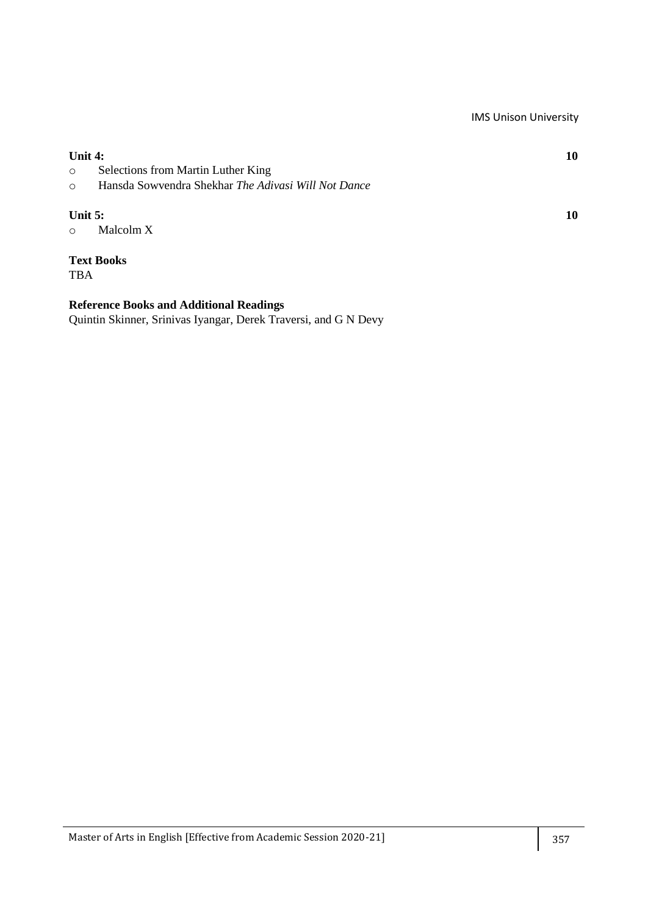**Unit 4:** **10**

- Selections from Martin Luther King
- Hansda Sowvendra Shekhar *The Adivasi Will Not Dance*

**Unit 5:** **10**

- Malcolm X

**Text Books**

TBA

**Reference Books and Additional Readings**

Quintin Skinner, Srinivas Iyangar, Derek Traversi, and G N Devy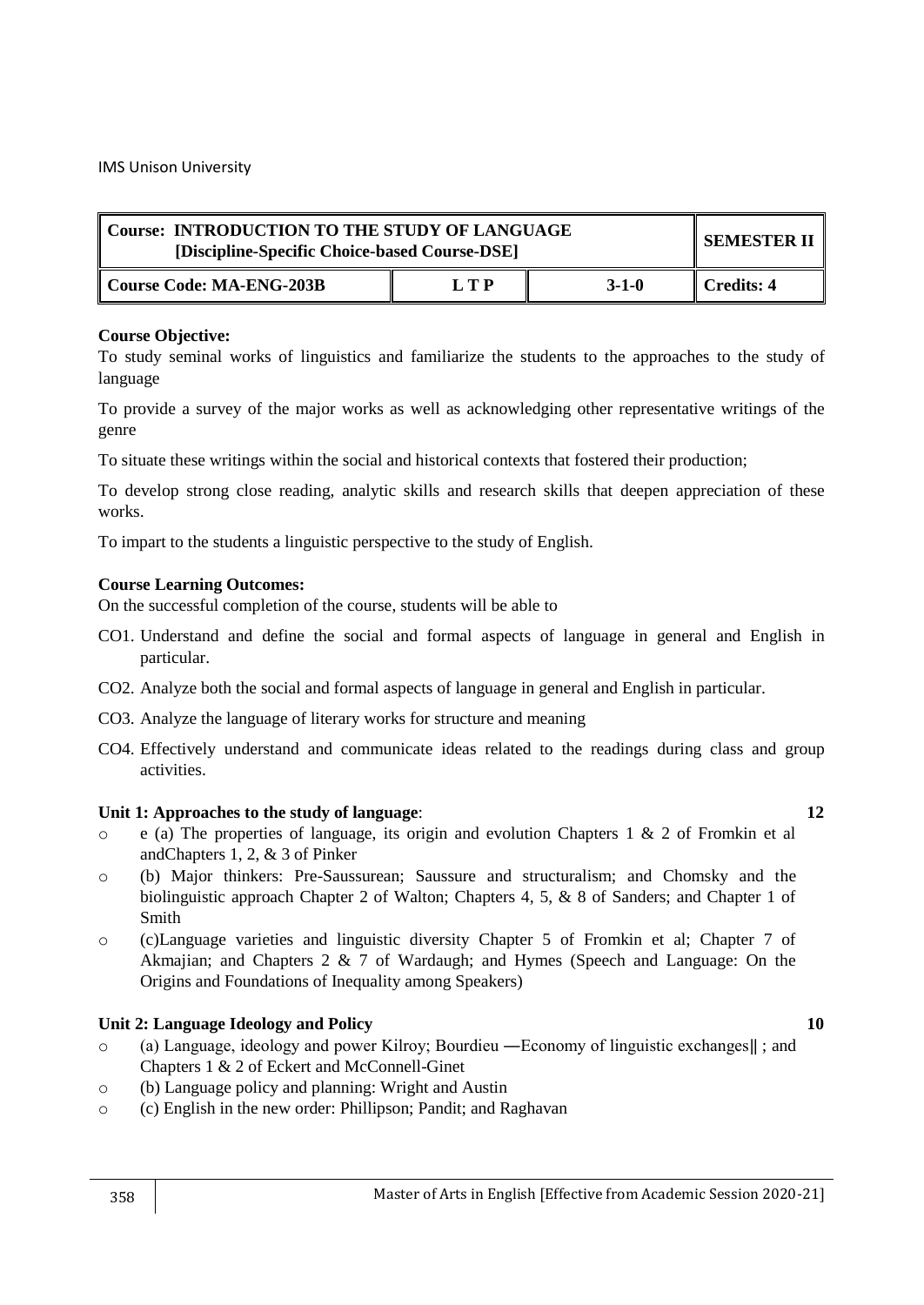IMS Unison University

| Course: INTRODUCTION TO THE STUDY OF LANGUAGE [Discipline-Specific Choice-based Course-DSE] | | | SEMESTER II |
|---|---|---|---|
| Course Code: MA-ENG-203B | L T P | 3-1-0 | Credits: 4 |

**Course Objective:**

To study seminal works of linguistics and familiarize the students to the approaches to the study of language

To provide a survey of the major works as well as acknowledging other representative writings of the genre

To situate these writings within the social and historical contexts that fostered their production;

To develop strong close reading, analytic skills and research skills that deepen appreciation of these works.

To impart to the students a linguistic perspective to the study of English.

**Course Learning Outcomes:**

On the successful completion of the course, students will be able to

- CO1. Understand and define the social and formal aspects of language in general and English in particular.
- CO2. Analyze both the social and formal aspects of language in general and English in particular.
- CO3. Analyze the language of literary works for structure and meaning
- CO4. Effectively understand and communicate ideas related to the readings during class and group activities.

**Unit 1: Approaches to the study of language**: **12**

- e (a) The properties of language, its origin and evolution Chapters 1 & 2 of Fromkin et al andChapters 1, 2, & 3 of Pinker
- (b) Major thinkers: Pre-Saussurean; Saussure and structuralism; and Chomsky and the biolinguistic approach Chapter 2 of Walton; Chapters 4, 5, & 8 of Sanders; and Chapter 1 of Smith
- (c)Language varieties and linguistic diversity Chapter 5 of Fromkin et al; Chapter 7 of Akmajian; and Chapters 2 & 7 of Wardaugh; and Hymes (Speech and Language: On the Origins and Foundations of Inequality among Speakers)

**Unit 2: Language Ideology and Policy** **10**

- (a) Language, ideology and power Kilroy; Bourdieu ―Economy of linguistic exchanges‖ ; and Chapters 1 & 2 of Eckert and McConnell-Ginet
- (b) Language policy and planning: Wright and Austin
- (c) English in the new order: Phillipson; Pandit; and Raghavan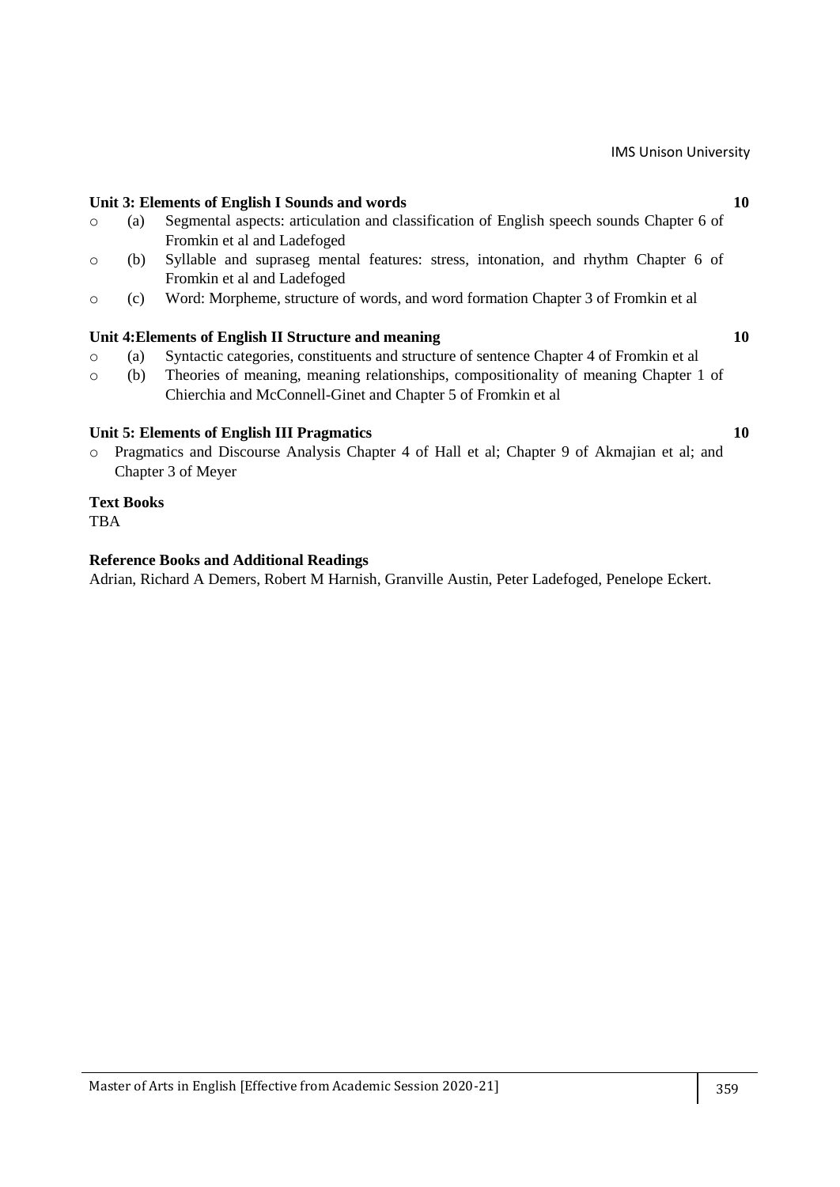**Unit 3: Elements of English I Sounds and words** **10**

- (a) Segmental aspects: articulation and classification of English speech sounds Chapter 6 of Fromkin et al and Ladefoged
- (b) Syllable and supraseg mental features: stress, intonation, and rhythm Chapter 6 of Fromkin et al and Ladefoged
- (c) Word: Morpheme, structure of words, and word formation Chapter 3 of Fromkin et al

**Unit 4:Elements of English II Structure and meaning** **10**

- (a) Syntactic categories, constituents and structure of sentence Chapter 4 of Fromkin et al
- (b) Theories of meaning, meaning relationships, compositionality of meaning Chapter 1 of Chierchia and McConnell-Ginet and Chapter 5 of Fromkin et al

**Unit 5: Elements of English III Pragmatics** **10**

- Pragmatics and Discourse Analysis Chapter 4 of Hall et al; Chapter 9 of Akmajian et al; and Chapter 3 of Meyer

**Text Books**

TBA

**Reference Books and Additional Readings**

Adrian, Richard A Demers, Robert M Harnish, Granville Austin, Peter Ladefoged, Penelope Eckert.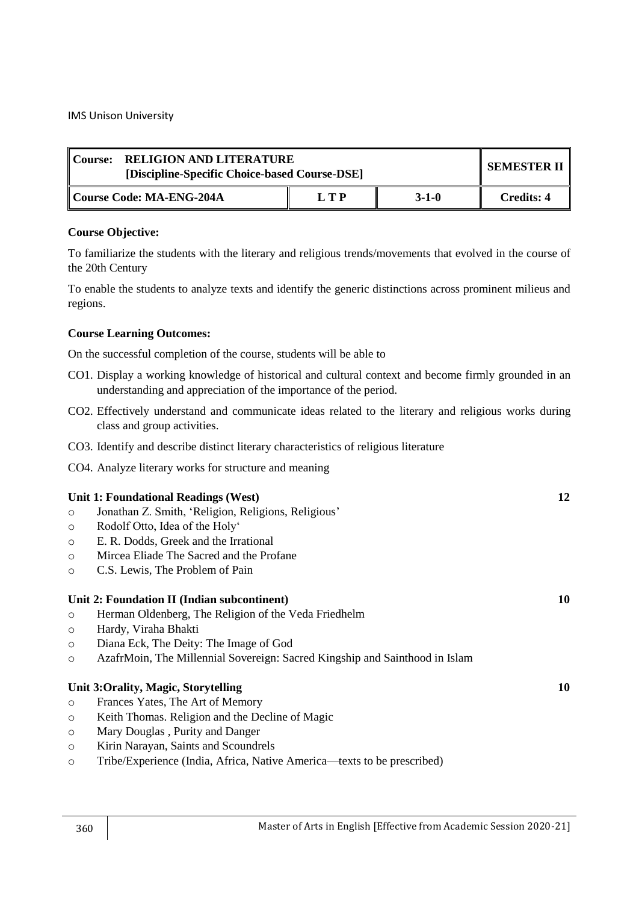IMS Unison University

| Course: RELIGION AND LITERATURE [Discipline-Specific Choice-based Course-DSE] | | | SEMESTER II |
|---|---|---|---|
| Course Code: MA-ENG-204A | L T P | 3-1-0 | Credits: 4 |

**Course Objective:**

To familiarize the students with the literary and religious trends/movements that evolved in the course of the 20th Century

To enable the students to analyze texts and identify the generic distinctions across prominent milieus and regions.

**Course Learning Outcomes:**

On the successful completion of the course, students will be able to

CO1. Display a working knowledge of historical and cultural context and become firmly grounded in an understanding and appreciation of the importance of the period.

CO2. Effectively understand and communicate ideas related to the literary and religious works during class and group activities.

CO3. Identify and describe distinct literary characteristics of religious literature

CO4. Analyze literary works for structure and meaning

**Unit 1: Foundational Readings (West)** **12**

- Jonathan Z. Smith, 'Religion, Religions, Religious'
- Rodolf Otto, Idea of the Holy'
- E. R. Dodds, Greek and the Irrational
- Mircea Eliade The Sacred and the Profane
- C.S. Lewis, The Problem of Pain

**Unit 2: Foundation II (Indian subcontinent)** **10**

- Herman Oldenberg, The Religion of the Veda Friedhelm
- Hardy, Viraha Bhakti
- Diana Eck, The Deity: The Image of God
- AzafrMoin, The Millennial Sovereign: Sacred Kingship and Sainthood in Islam

**Unit 3:Orality, Magic, Storytelling** **10**

- Frances Yates, The Art of Memory
- Keith Thomas. Religion and the Decline of Magic
- Mary Douglas , Purity and Danger
- Kirin Narayan, Saints and Scoundrels
- Tribe/Experience (India, Africa, Native America—texts to be prescribed)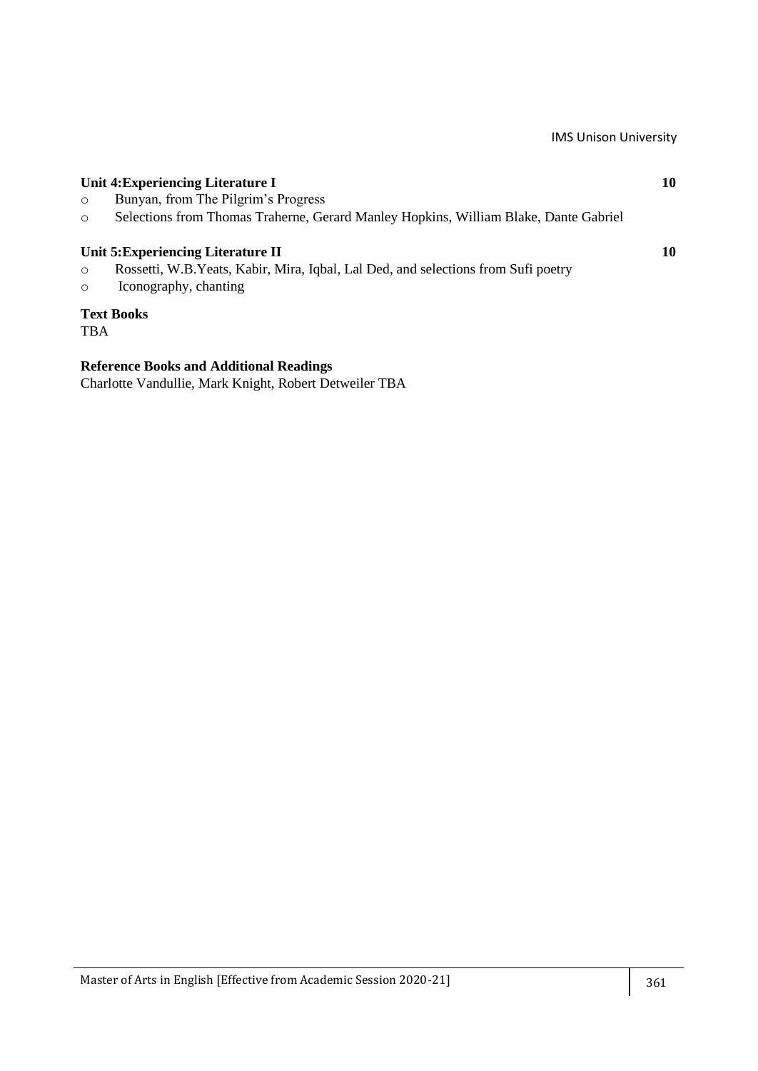**Unit 4:Experiencing Literature I** **10**

- Bunyan, from The Pilgrim's Progress
- Selections from Thomas Traherne, Gerard Manley Hopkins, William Blake, Dante Gabriel

**Unit 5:Experiencing Literature II** **10**

- Rossetti, W.B.Yeats, Kabir, Mira, Iqbal, Lal Ded, and selections from Sufi poetry
- Iconography, chanting

**Text Books**

TBA

**Reference Books and Additional Readings**

Charlotte Vandullie, Mark Knight, Robert Detweiler TBA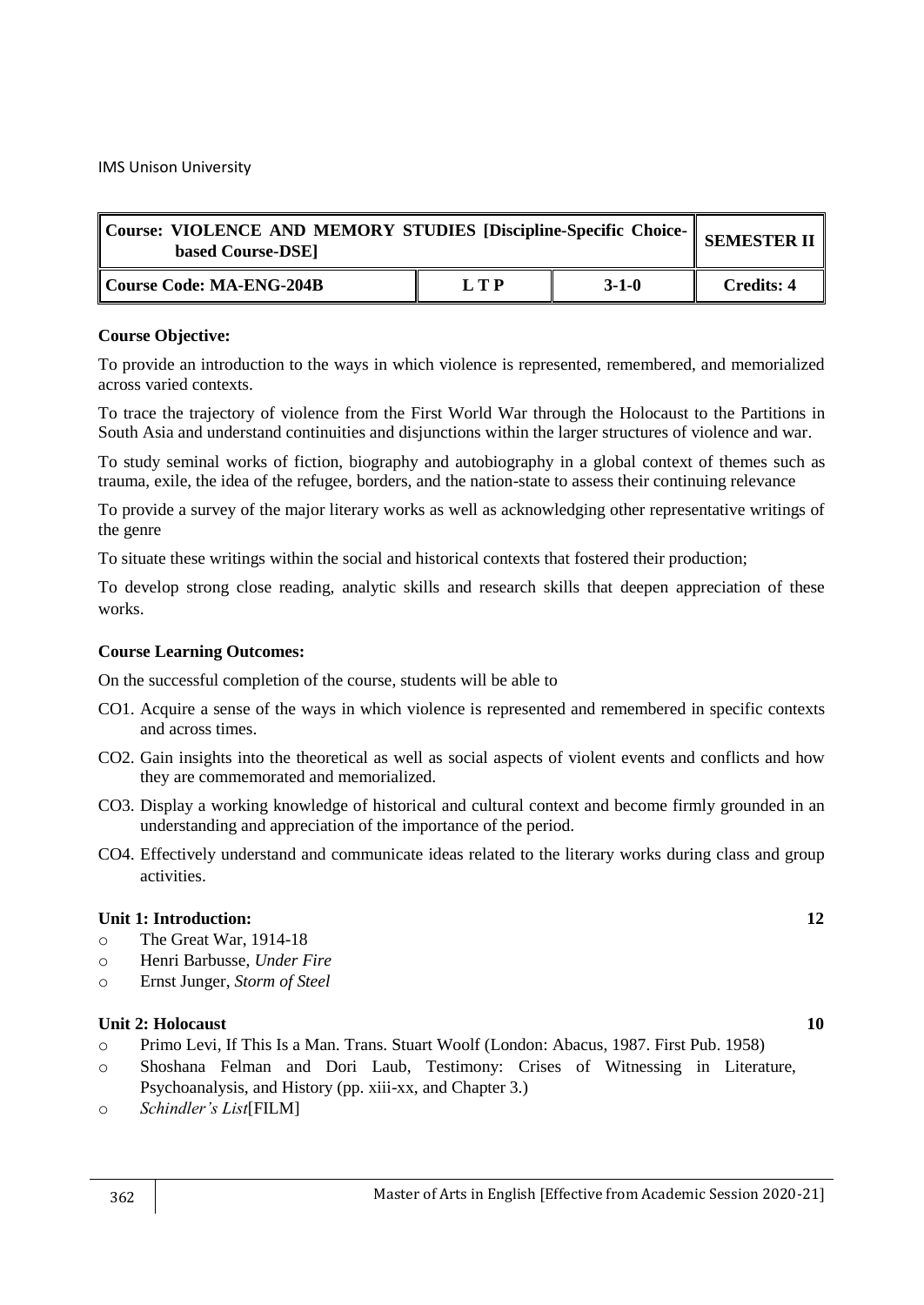| Course: VIOLENCE AND MEMORY STUDIES [Discipline-Specific Choice-based Course-DSE] | | | SEMESTER II |
|---|---|---|---|
| Course Code: MA-ENG-204B | L T P | 3-1-0 | Credits: 4 |

**Course Objective:**

To provide an introduction to the ways in which violence is represented, remembered, and memorialized across varied contexts.

To trace the trajectory of violence from the First World War through the Holocaust to the Partitions in South Asia and understand continuities and disjunctions within the larger structures of violence and war.

To study seminal works of fiction, biography and autobiography in a global context of themes such as trauma, exile, the idea of the refugee, borders, and the nation-state to assess their continuing relevance

To provide a survey of the major literary works as well as acknowledging other representative writings of the genre

To situate these writings within the social and historical contexts that fostered their production;

To develop strong close reading, analytic skills and research skills that deepen appreciation of these works.

**Course Learning Outcomes:**

On the successful completion of the course, students will be able to

CO1. Acquire a sense of the ways in which violence is represented and remembered in specific contexts and across times.

CO2. Gain insights into the theoretical as well as social aspects of violent events and conflicts and how they are commemorated and memorialized.

CO3. Display a working knowledge of historical and cultural context and become firmly grounded in an understanding and appreciation of the importance of the period.

CO4. Effectively understand and communicate ideas related to the literary works during class and group activities.

**Unit 1: Introduction:** **12**

- The Great War, 1914-18
- Henri Barbusse, *Under Fire*
- Ernst Junger, *Storm of Steel*

**Unit 2: Holocaust** **10**

- Primo Levi, If This Is a Man. Trans. Stuart Woolf (London: Abacus, 1987. First Pub. 1958)
- Shoshana Felman and Dori Laub, Testimony: Crises of Witnessing in Literature, Psychoanalysis, and History (pp. xiii-xx, and Chapter 3.)
- *Schindler's List*[FILM]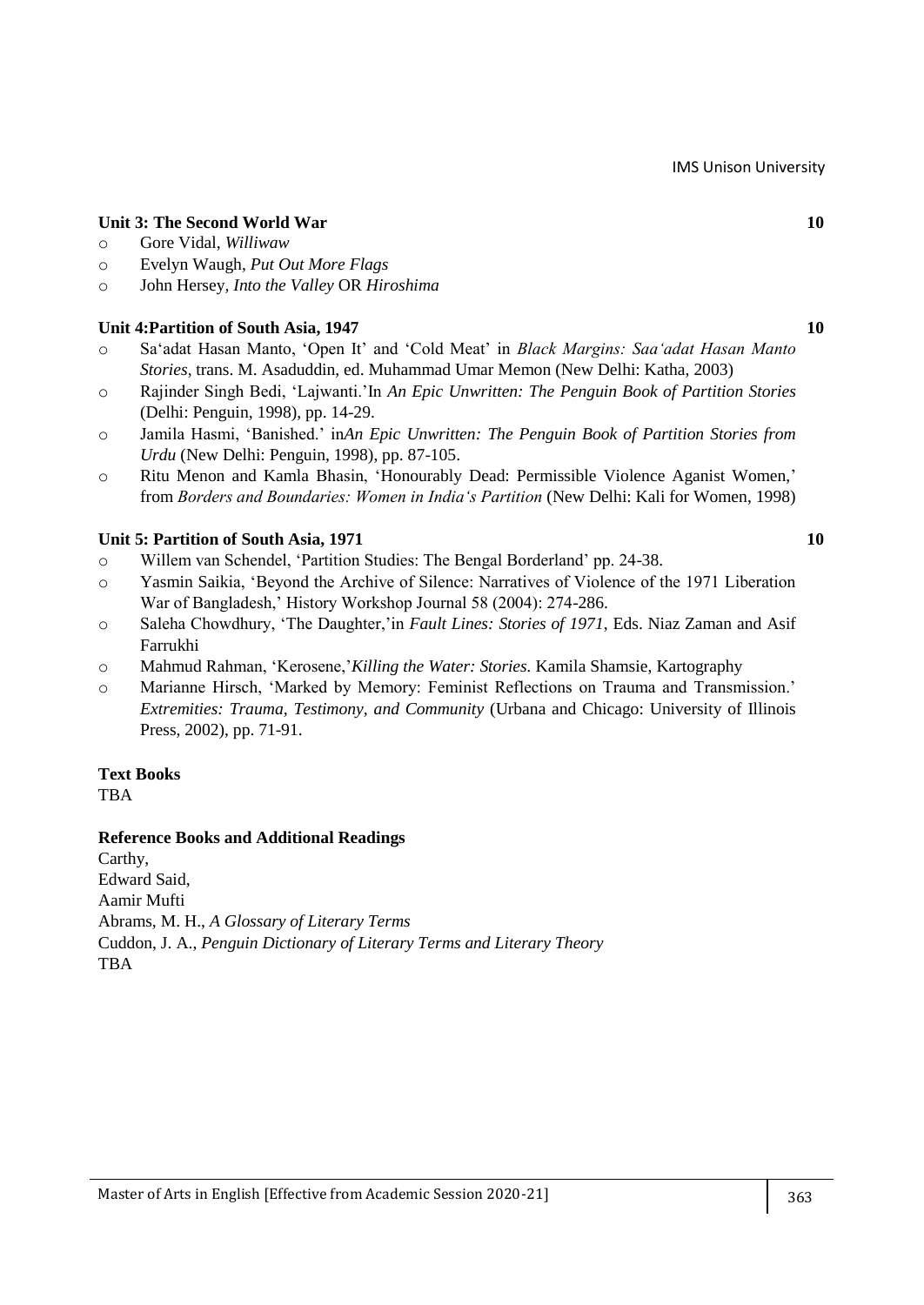**Unit 3: The Second World War** **10**

- Gore Vidal, *Williwaw*
- Evelyn Waugh, *Put Out More Flags*
- John Hersey, *Into the Valley* OR *Hiroshima*

**Unit 4:Partition of South Asia, 1947** **10**

- Sa'adat Hasan Manto, 'Open It' and 'Cold Meat' in *Black Margins: Saa'adat Hasan Manto Stories*, trans. M. Asaduddin, ed. Muhammad Umar Memon (New Delhi: Katha, 2003)
- Rajinder Singh Bedi, 'Lajwanti.'In *An Epic Unwritten: The Penguin Book of Partition Stories* (Delhi: Penguin, 1998), pp. 14-29.
- Jamila Hasmi, 'Banished.' in*An Epic Unwritten: The Penguin Book of Partition Stories from Urdu* (New Delhi: Penguin, 1998), pp. 87-105.
- Ritu Menon and Kamla Bhasin, 'Honourably Dead: Permissible Violence Aganist Women,' from *Borders and Boundaries: Women in India's Partition* (New Delhi: Kali for Women, 1998)

**Unit 5: Partition of South Asia, 1971** **10**

- Willem van Schendel, 'Partition Studies: The Bengal Borderland' pp. 24-38.
- Yasmin Saikia, 'Beyond the Archive of Silence: Narratives of Violence of the 1971 Liberation War of Bangladesh,' History Workshop Journal 58 (2004): 274-286.
- Saleha Chowdhury, 'The Daughter,'in *Fault Lines: Stories of 1971*, Eds. Niaz Zaman and Asif Farrukhi
- Mahmud Rahman, 'Kerosene,'*Killing the Water: Stories.* Kamila Shamsie, Kartography
- Marianne Hirsch, 'Marked by Memory: Feminist Reflections on Trauma and Transmission.' *Extremities: Trauma, Testimony, and Community* (Urbana and Chicago: University of Illinois Press, 2002), pp. 71-91.

**Text Books**

TBA

**Reference Books and Additional Readings**

Carthy,
Edward Said,
Aamir Mufti
Abrams, M. H., *A Glossary of Literary Terms*
Cuddon, J. A., *Penguin Dictionary of Literary Terms and Literary Theory*
TBA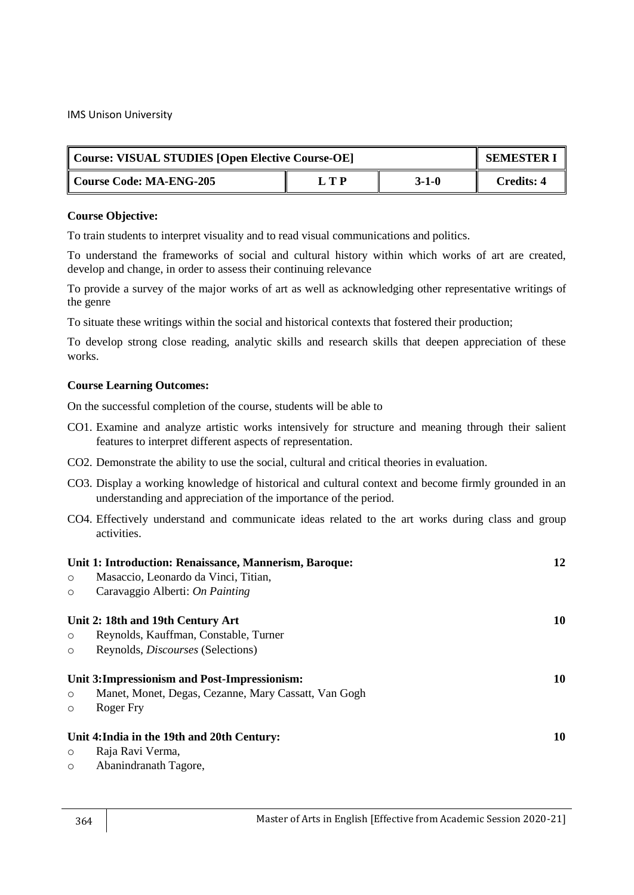IMS Unison University

| Course: VISUAL STUDIES [Open Elective Course-OE] | | | SEMESTER I |
|---|---|---|---|
| Course Code: MA-ENG-205 | L T P | 3-1-0 | Credits: 4 |

**Course Objective:**

To train students to interpret visuality and to read visual communications and politics.

To understand the frameworks of social and cultural history within which works of art are created, develop and change, in order to assess their continuing relevance

To provide a survey of the major works of art as well as acknowledging other representative writings of the genre

To situate these writings within the social and historical contexts that fostered their production;

To develop strong close reading, analytic skills and research skills that deepen appreciation of these works.

**Course Learning Outcomes:**

On the successful completion of the course, students will be able to

CO1. Examine and analyze artistic works intensively for structure and meaning through their salient features to interpret different aspects of representation.

CO2. Demonstrate the ability to use the social, cultural and critical theories in evaluation.

CO3. Display a working knowledge of historical and cultural context and become firmly grounded in an understanding and appreciation of the importance of the period.

CO4. Effectively understand and communicate ideas related to the art works during class and group activities.

**Unit 1: Introduction: Renaissance, Mannerism, Baroque:** **12**

- Masaccio, Leonardo da Vinci, Titian,
- Caravaggio Alberti: *On Painting*

**Unit 2: 18th and 19th Century Art** **10**

- Reynolds, Kauffman, Constable, Turner
- Reynolds, *Discourses* (Selections)

**Unit 3:Impressionism and Post-Impressionism:** **10**

- Manet, Monet, Degas, Cezanne, Mary Cassatt, Van Gogh
- Roger Fry

**Unit 4:India in the 19th and 20th Century:** **10**

- Raja Ravi Verma,
- Abanindranath Tagore,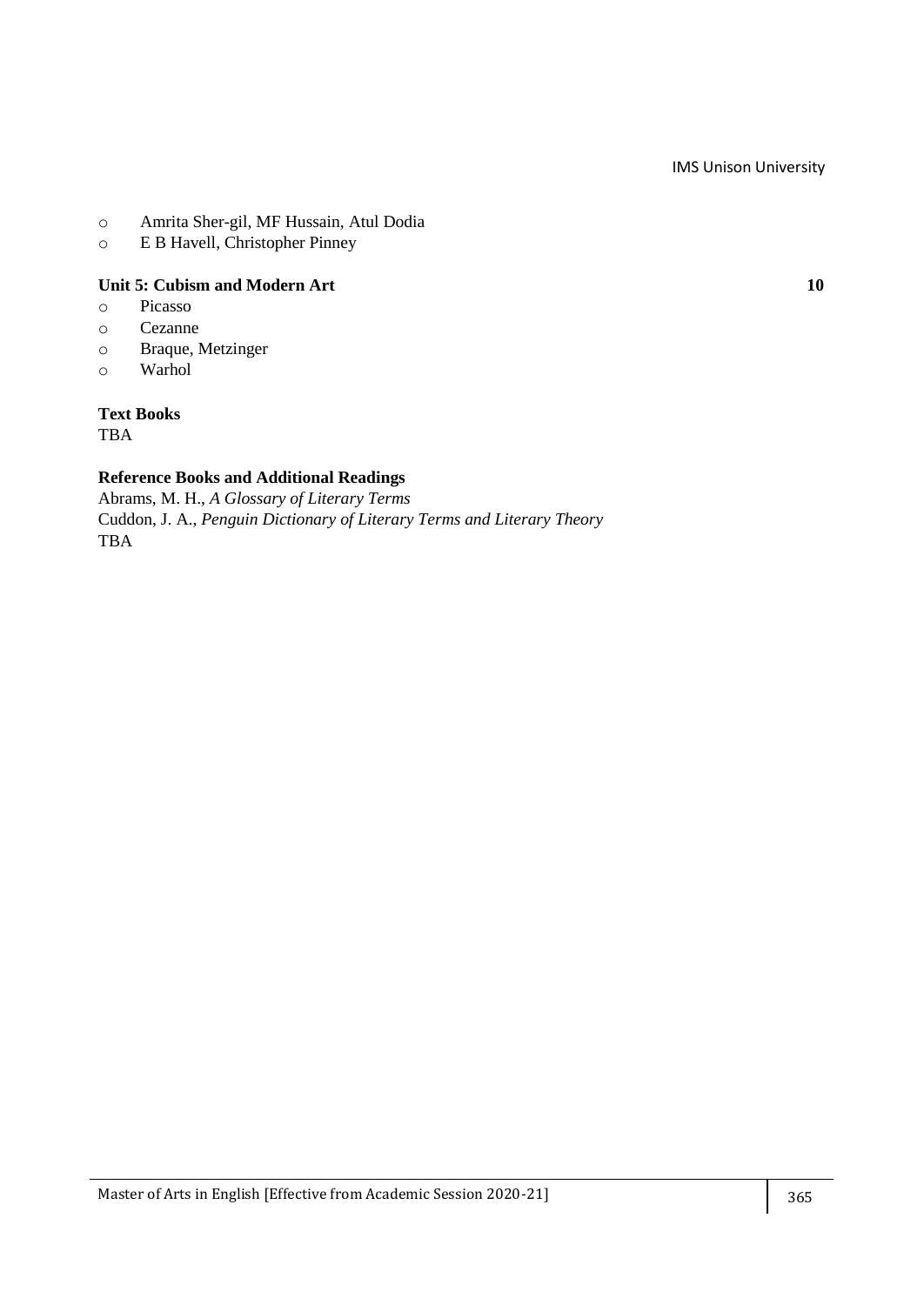- Amrita Sher-gil, MF Hussain, Atul Dodia
- E B Havell, Christopher Pinney

**Unit 5: Cubism and Modern Art** **10**

- Picasso
- Cezanne
- Braque, Metzinger
- Warhol

**Text Books**

TBA

**Reference Books and Additional Readings**

Abrams, M. H., *A Glossary of Literary Terms*

Cuddon, J. A., *Penguin Dictionary of Literary Terms and Literary Theory*

TBA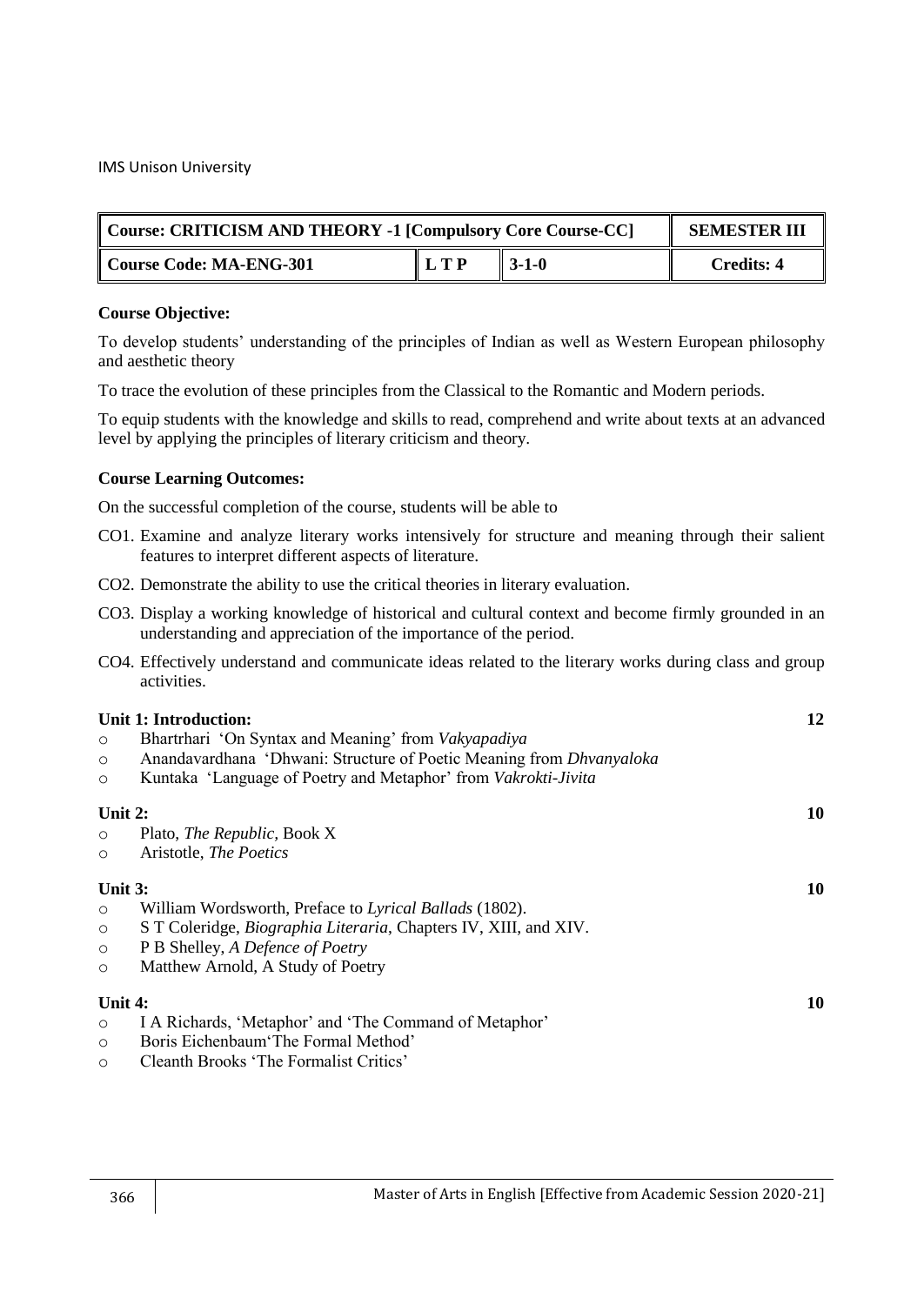| Course: CRITICISM AND THEORY -1 [Compulsory Core Course-CC] | | | SEMESTER III |
|---|---|---|---|
| Course Code: MA-ENG-301 | L T P | 3-1-0 | Credits: 4 |

**Course Objective:**

To develop students' understanding of the principles of Indian as well as Western European philosophy and aesthetic theory

To trace the evolution of these principles from the Classical to the Romantic and Modern periods.

To equip students with the knowledge and skills to read, comprehend and write about texts at an advanced level by applying the principles of literary criticism and theory.

**Course Learning Outcomes:**

On the successful completion of the course, students will be able to

- CO1. Examine and analyze literary works intensively for structure and meaning through their salient features to interpret different aspects of literature.
- CO2. Demonstrate the ability to use the critical theories in literary evaluation.
- CO3. Display a working knowledge of historical and cultural context and become firmly grounded in an understanding and appreciation of the importance of the period.
- CO4. Effectively understand and communicate ideas related to the literary works during class and group activities.

**Unit 1: Introduction:** **12**

- Bhartrhari 'On Syntax and Meaning' from *Vakyapadiya*
- Anandavardhana 'Dhwani: Structure of Poetic Meaning from *Dhvanyaloka*
- Kuntaka 'Language of Poetry and Metaphor' from *Vakrokti-Jivita*

**Unit 2:** **10**

- Plato, *The Republic*, Book X
- Aristotle, *The Poetics*

**Unit 3:** **10**

- William Wordsworth, Preface to *Lyrical Ballads* (1802).
- S T Coleridge, *Biographia Literaria*, Chapters IV, XIII, and XIV.
- P B Shelley, *A Defence of Poetry*
- Matthew Arnold, A Study of Poetry

**Unit 4:** **10**

- I A Richards, 'Metaphor' and 'The Command of Metaphor'
- Boris Eichenbaum'The Formal Method'
- Cleanth Brooks 'The Formalist Critics'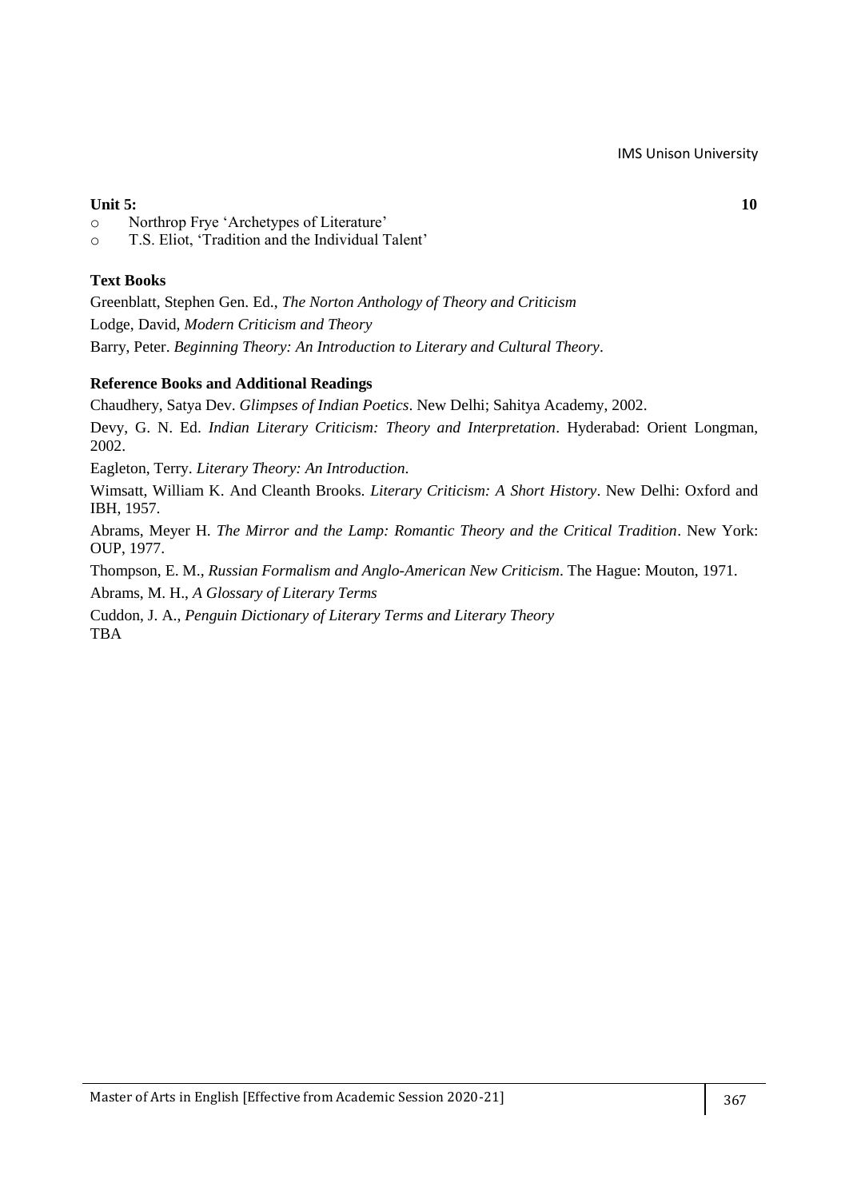**Unit 5:** **10**

- Northrop Frye 'Archetypes of Literature'
- T.S. Eliot, 'Tradition and the Individual Talent'

**Text Books**

Greenblatt, Stephen Gen. Ed., *The Norton Anthology of Theory and Criticism*

Lodge, David, *Modern Criticism and Theory*

Barry, Peter. *Beginning Theory: An Introduction to Literary and Cultural Theory*.

**Reference Books and Additional Readings**

Chaudhery, Satya Dev. *Glimpses of Indian Poetics*. New Delhi; Sahitya Academy, 2002.

Devy, G. N. Ed. *Indian Literary Criticism: Theory and Interpretation*. Hyderabad: Orient Longman, 2002.

Eagleton, Terry. *Literary Theory: An Introduction*.

Wimsatt, William K. And Cleanth Brooks. *Literary Criticism: A Short History*. New Delhi: Oxford and IBH, 1957.

Abrams, Meyer H. *The Mirror and the Lamp: Romantic Theory and the Critical Tradition*. New York: OUP, 1977.

Thompson, E. M., *Russian Formalism and Anglo-American New Criticism*. The Hague: Mouton, 1971.

Abrams, M. H., *A Glossary of Literary Terms*

Cuddon, J. A., *Penguin Dictionary of Literary Terms and Literary Theory*

TBA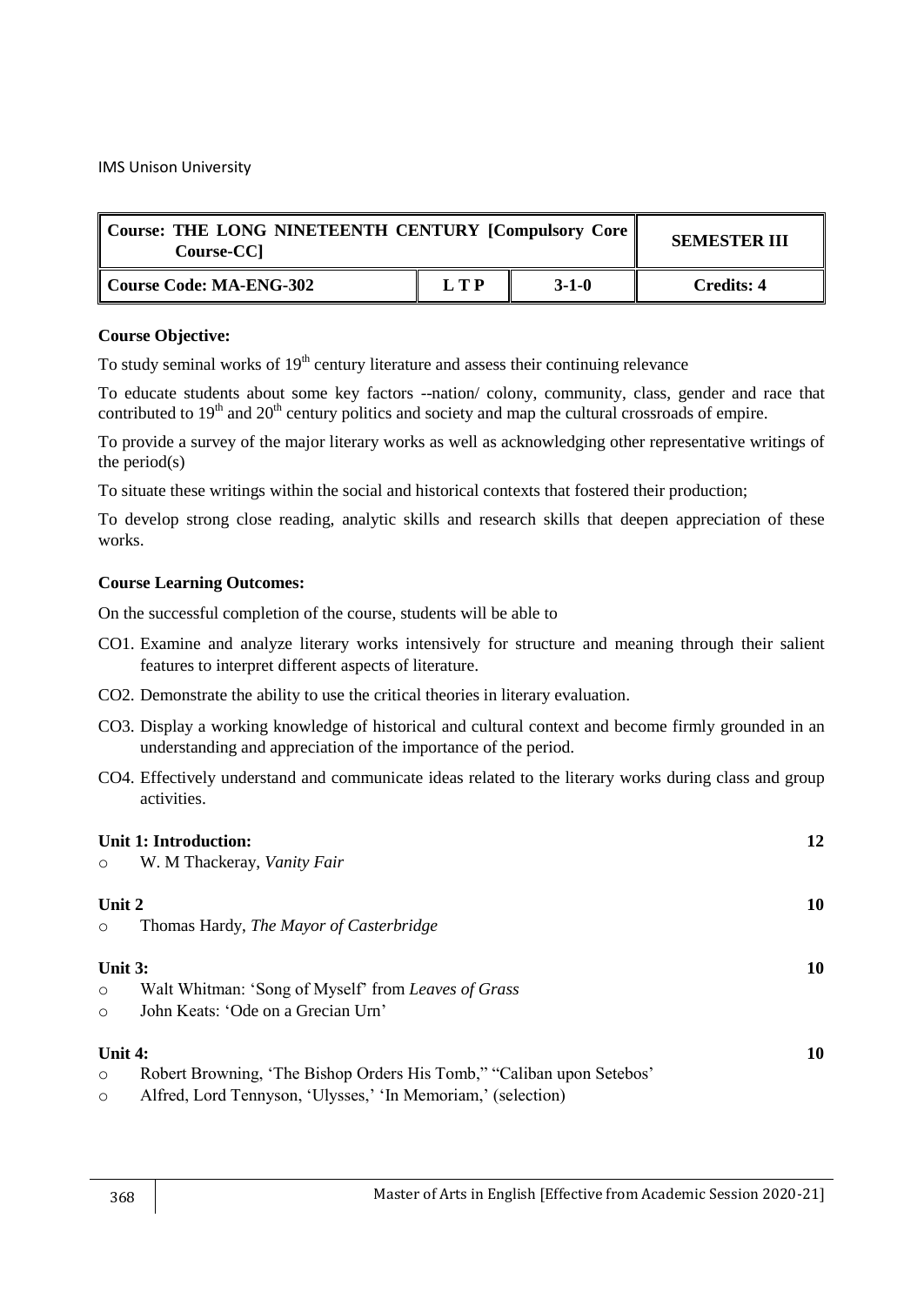IMS Unison University

| Course: THE LONG NINETEENTH CENTURY [Compulsory Core Course-CC] | | | SEMESTER III |
|---|---|---|---|
| Course Code: MA-ENG-302 | L T P | 3-1-0 | Credits: 4 |

**Course Objective:**

To study seminal works of 19th century literature and assess their continuing relevance

To educate students about some key factors --nation/ colony, community, class, gender and race that contributed to 19th and 20th century politics and society and map the cultural crossroads of empire.

To provide a survey of the major literary works as well as acknowledging other representative writings of the period(s)

To situate these writings within the social and historical contexts that fostered their production;

To develop strong close reading, analytic skills and research skills that deepen appreciation of these works.

**Course Learning Outcomes:**

On the successful completion of the course, students will be able to

CO1. Examine and analyze literary works intensively for structure and meaning through their salient features to interpret different aspects of literature.

CO2. Demonstrate the ability to use the critical theories in literary evaluation.

CO3. Display a working knowledge of historical and cultural context and become firmly grounded in an understanding and appreciation of the importance of the period.

CO4. Effectively understand and communicate ideas related to the literary works during class and group activities.

**Unit 1: Introduction:** **12**

- W. M Thackeray, *Vanity Fair*

**Unit 2** **10**

- Thomas Hardy, *The Mayor of Casterbridge*

**Unit 3:** **10**

- Walt Whitman: 'Song of Myself' from *Leaves of Grass*
- John Keats: 'Ode on a Grecian Urn'

**Unit 4:** **10**

- Robert Browning, 'The Bishop Orders His Tomb," "Caliban upon Setebos'
- Alfred, Lord Tennyson, 'Ulysses,' 'In Memoriam,' (selection)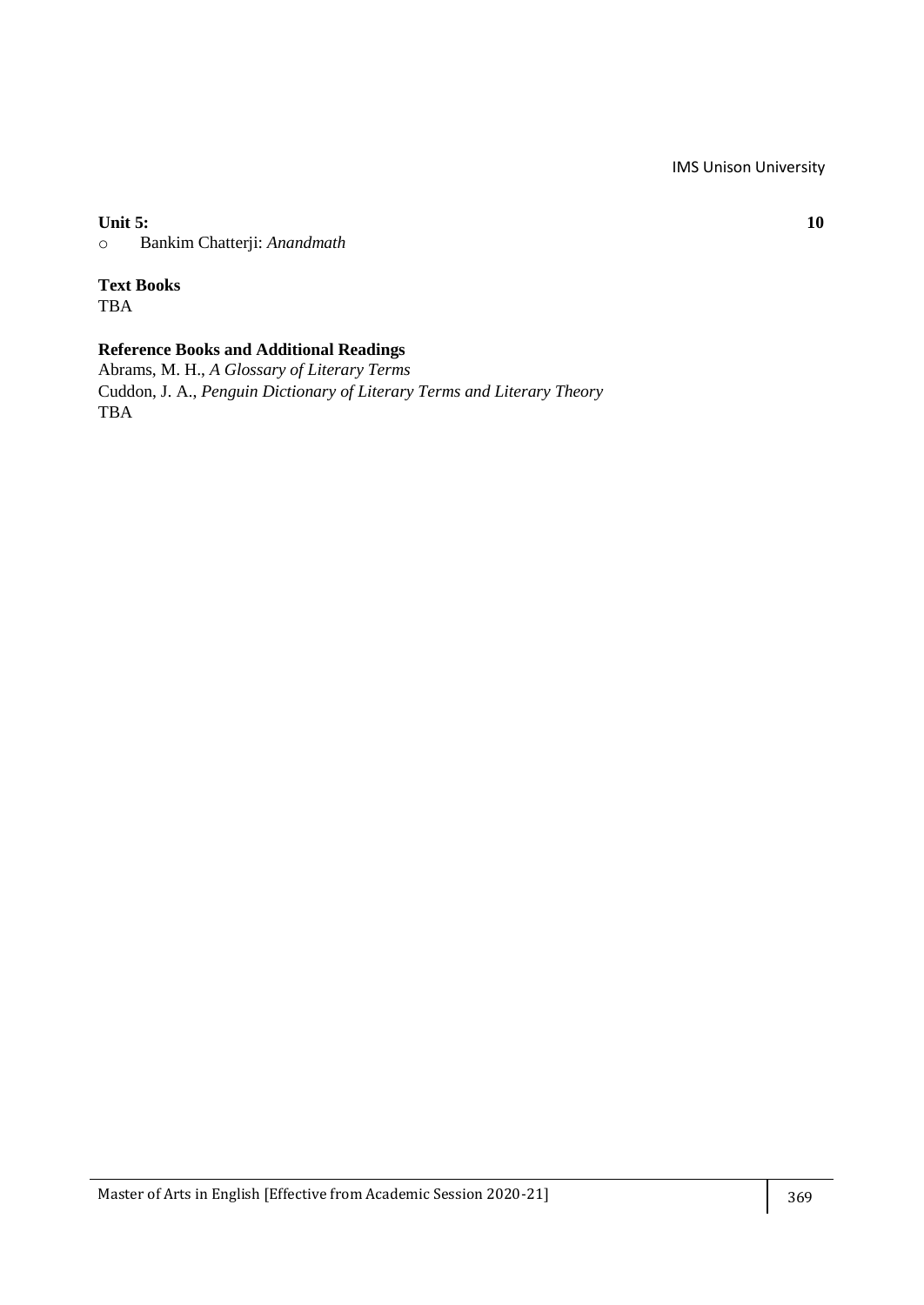**Unit 5:** **10**

- Bankim Chatterji: *Anandmath*

**Text Books**

TBA

**Reference Books and Additional Readings**

Abrams, M. H., *A Glossary of Literary Terms*

Cuddon, J. A., *Penguin Dictionary of Literary Terms and Literary Theory*

TBA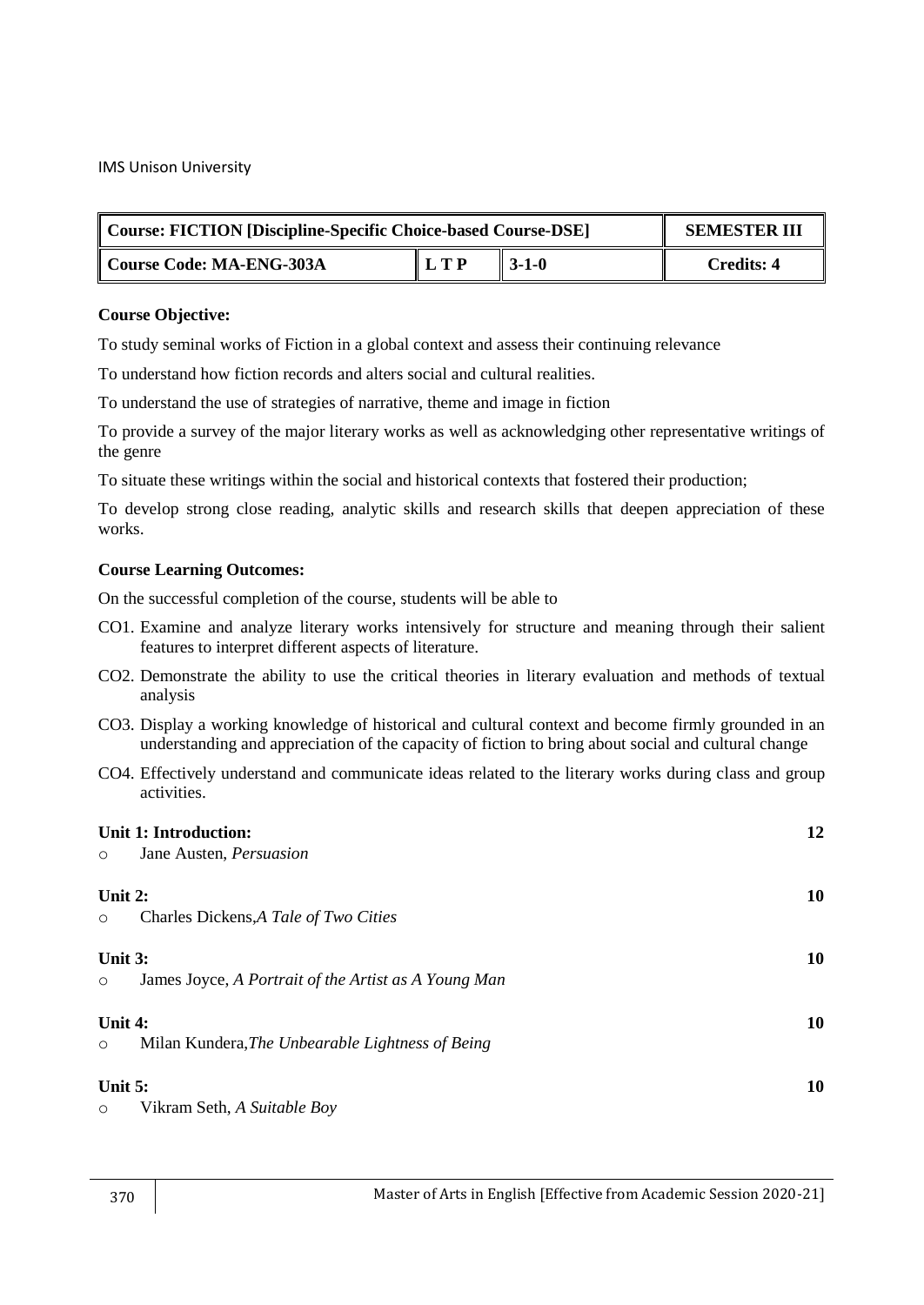IMS Unison University

| Course: FICTION [Discipline-Specific Choice-based Course-DSE] | | | SEMESTER III |
|---|---|---|---|
| Course Code: MA-ENG-303A | L T P | 3-1-0 | Credits: 4 |

**Course Objective:**

To study seminal works of Fiction in a global context and assess their continuing relevance

To understand how fiction records and alters social and cultural realities.

To understand the use of strategies of narrative, theme and image in fiction

To provide a survey of the major literary works as well as acknowledging other representative writings of the genre

To situate these writings within the social and historical contexts that fostered their production;

To develop strong close reading, analytic skills and research skills that deepen appreciation of these works.

**Course Learning Outcomes:**

On the successful completion of the course, students will be able to

CO1. Examine and analyze literary works intensively for structure and meaning through their salient features to interpret different aspects of literature.

CO2. Demonstrate the ability to use the critical theories in literary evaluation and methods of textual analysis

CO3. Display a working knowledge of historical and cultural context and become firmly grounded in an understanding and appreciation of the capacity of fiction to bring about social and cultural change

CO4. Effectively understand and communicate ideas related to the literary works during class and group activities.

**Unit 1: Introduction:** **12**

- Jane Austen, *Persuasion*

**Unit 2:** **10**

- Charles Dickens,*A Tale of Two Cities*

**Unit 3:** **10**

- James Joyce, *A Portrait of the Artist as A Young Man*

**Unit 4:** **10**

- Milan Kundera,*The Unbearable Lightness of Being*

**Unit 5:** **10**

- Vikram Seth, *A Suitable Boy*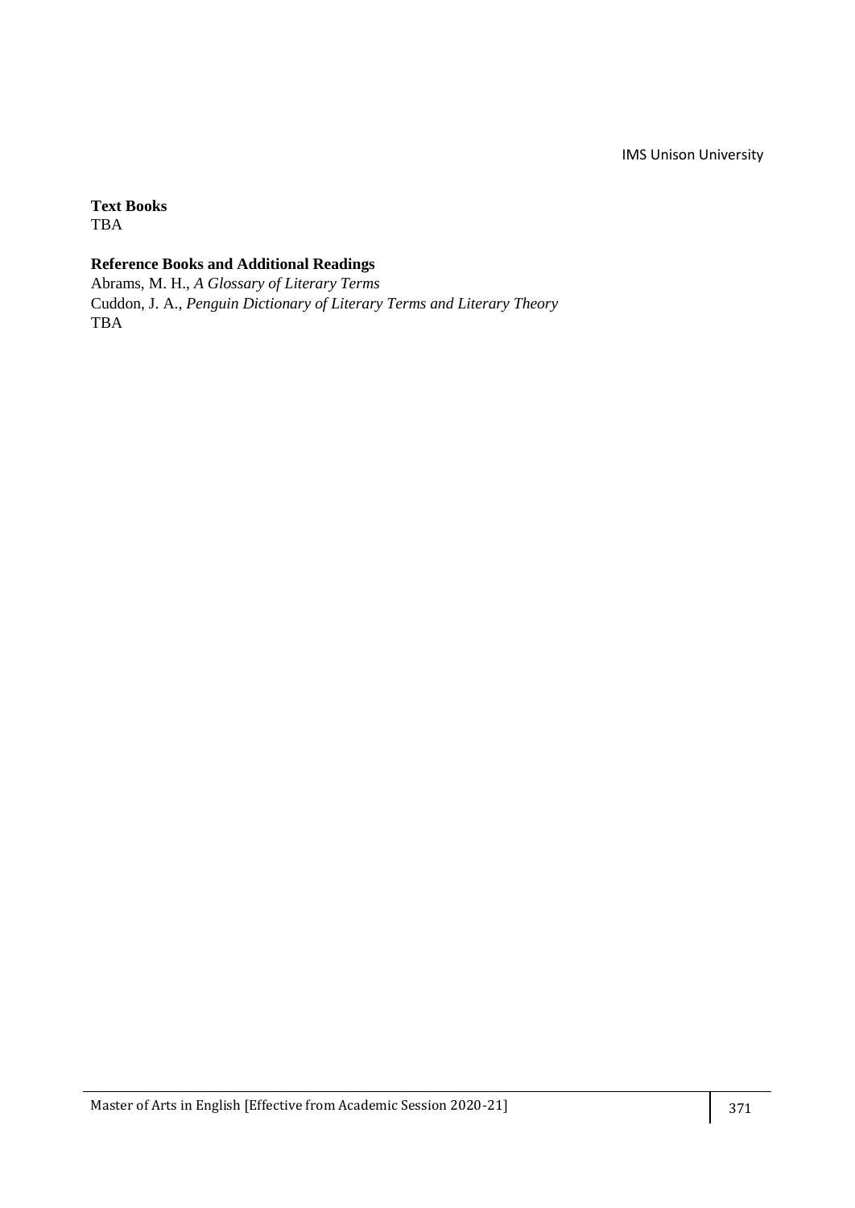**Text Books**
TBA

**Reference Books and Additional Readings**
Abrams, M. H., *A Glossary of Literary Terms*
Cuddon, J. A., *Penguin Dictionary of Literary Terms and Literary Theory*
TBA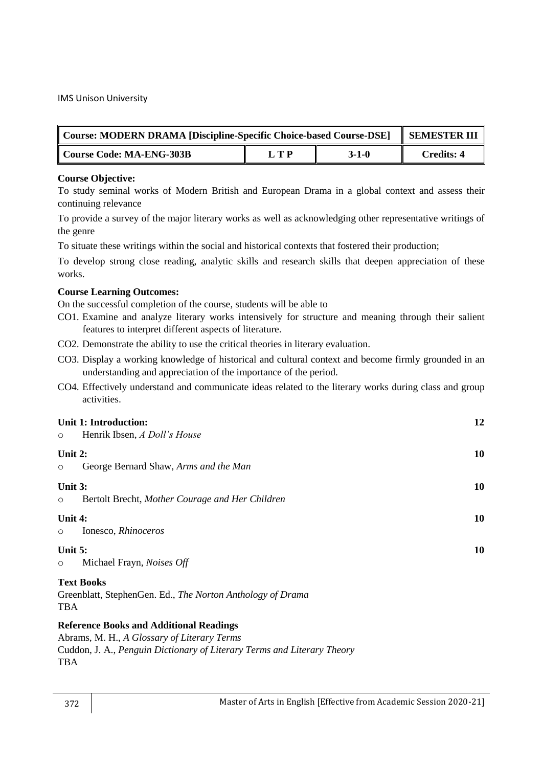| Course: MODERN DRAMA [Discipline-Specific Choice-based Course-DSE] | | | SEMESTER III |
|---|---|---|---|
| Course Code: MA-ENG-303B | L T P | 3-1-0 | Credits: 4 |

**Course Objective:**

To study seminal works of Modern British and European Drama in a global context and assess their continuing relevance

To provide a survey of the major literary works as well as acknowledging other representative writings of the genre

To situate these writings within the social and historical contexts that fostered their production;

To develop strong close reading, analytic skills and research skills that deepen appreciation of these works.

**Course Learning Outcomes:**

On the successful completion of the course, students will be able to

CO1. Examine and analyze literary works intensively for structure and meaning through their salient features to interpret different aspects of literature.

CO2. Demonstrate the ability to use the critical theories in literary evaluation.

CO3. Display a working knowledge of historical and cultural context and become firmly grounded in an understanding and appreciation of the importance of the period.

CO4. Effectively understand and communicate ideas related to the literary works during class and group activities.

**Unit 1: Introduction:** **12**

- Henrik Ibsen, *A Doll's House*

**Unit 2:** **10**

- George Bernard Shaw, *Arms and the Man*

**Unit 3:** **10**

- Bertolt Brecht, *Mother Courage and Her Children*

**Unit 4:** **10**

- Ionesco, *Rhinoceros*

**Unit 5:** **10**

- Michael Frayn, *Noises Off*

**Text Books**

Greenblatt, StephenGen. Ed., *The Norton Anthology of Drama*
TBA

**Reference Books and Additional Readings**

Abrams, M. H., *A Glossary of Literary Terms*
Cuddon, J. A., *Penguin Dictionary of Literary Terms and Literary Theory*
TBA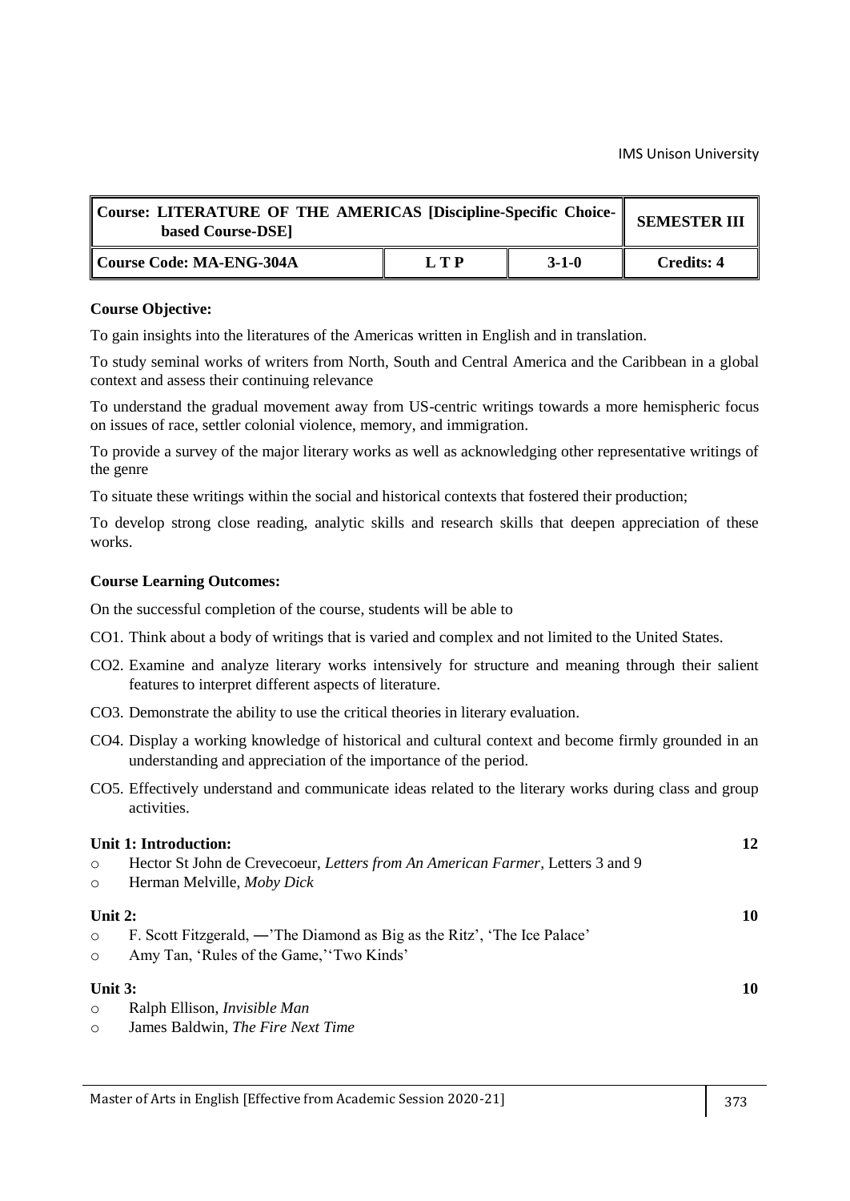| Course: LITERATURE OF THE AMERICAS [Discipline-Specific Choice-based Course-DSE] | | | SEMESTER III |
|---|---|---|---|
| Course Code: MA-ENG-304A | L T P | 3-1-0 | Credits: 4 |

**Course Objective:**

To gain insights into the literatures of the Americas written in English and in translation.

To study seminal works of writers from North, South and Central America and the Caribbean in a global context and assess their continuing relevance

To understand the gradual movement away from US-centric writings towards a more hemispheric focus on issues of race, settler colonial violence, memory, and immigration.

To provide a survey of the major literary works as well as acknowledging other representative writings of the genre

To situate these writings within the social and historical contexts that fostered their production;

To develop strong close reading, analytic skills and research skills that deepen appreciation of these works.

**Course Learning Outcomes:**

On the successful completion of the course, students will be able to

CO1. Think about a body of writings that is varied and complex and not limited to the United States.

CO2. Examine and analyze literary works intensively for structure and meaning through their salient features to interpret different aspects of literature.

CO3. Demonstrate the ability to use the critical theories in literary evaluation.

CO4. Display a working knowledge of historical and cultural context and become firmly grounded in an understanding and appreciation of the importance of the period.

CO5. Effectively understand and communicate ideas related to the literary works during class and group activities.

**Unit 1: Introduction:** **12**

- Hector St John de Crevecoeur, *Letters from An American Farmer*, Letters 3 and 9
- Herman Melville, *Moby Dick*

**Unit 2:** **10**

- F. Scott Fitzgerald, ―'The Diamond as Big as the Ritz', 'The Ice Palace'
- Amy Tan, 'Rules of the Game,''Two Kinds'

**Unit 3:** **10**

- Ralph Ellison, *Invisible Man*
- James Baldwin, *The Fire Next Time*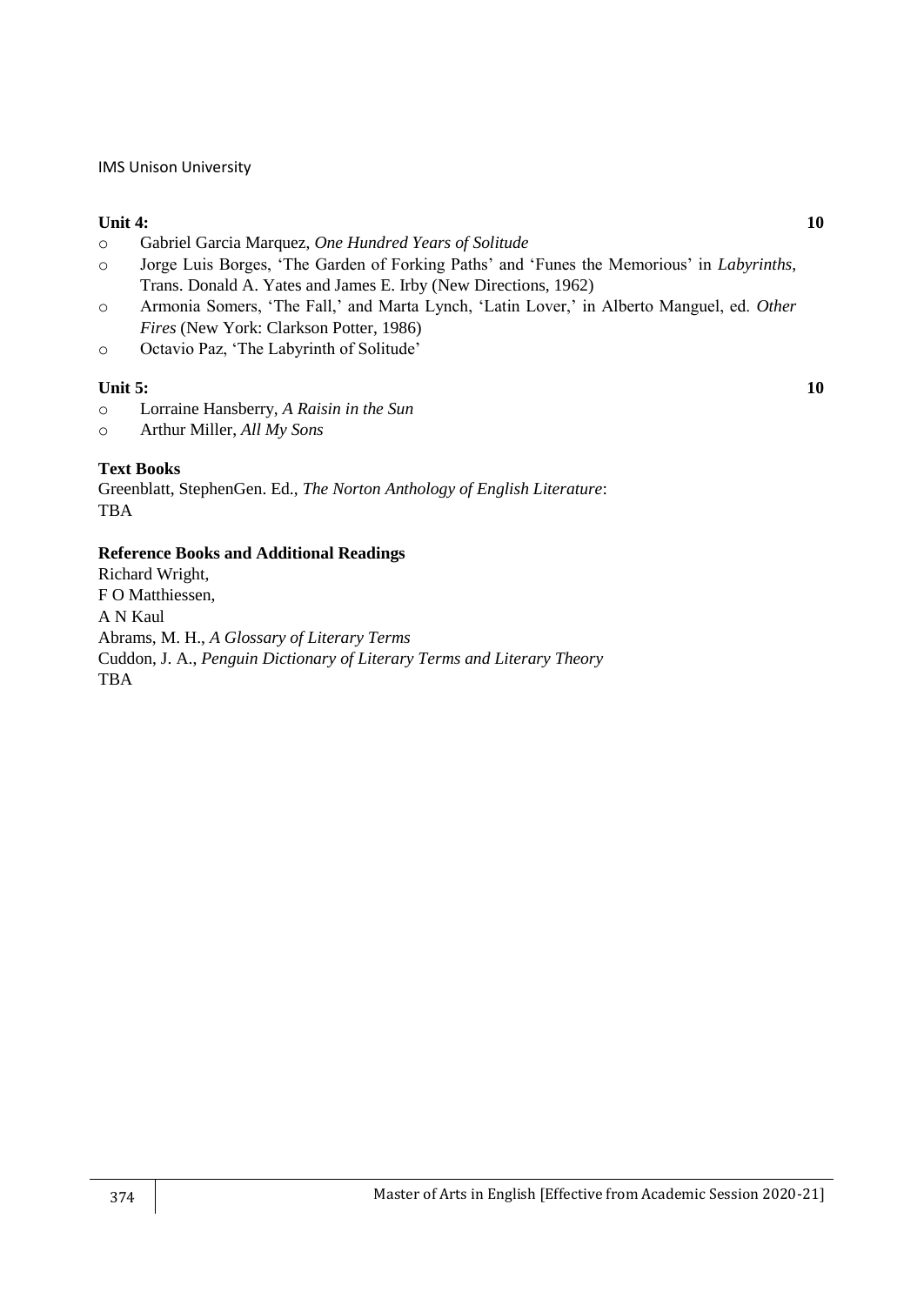**Unit 4:** **10**

- Gabriel Garcia Marquez, *One Hundred Years of Solitude*
- Jorge Luis Borges, 'The Garden of Forking Paths' and 'Funes the Memorious' in *Labyrinths*, Trans. Donald A. Yates and James E. Irby (New Directions, 1962)
- Armonia Somers, 'The Fall,' and Marta Lynch, 'Latin Lover,' in Alberto Manguel, ed. *Other Fires* (New York: Clarkson Potter, 1986)
- Octavio Paz, 'The Labyrinth of Solitude'

**Unit 5:** **10**

- Lorraine Hansberry, *A Raisin in the Sun*
- Arthur Miller, *All My Sons*

**Text Books**

Greenblatt, StephenGen. Ed., *The Norton Anthology of English Literature*:
TBA

**Reference Books and Additional Readings**

Richard Wright,
F O Matthiessen,
A N Kaul
Abrams, M. H., *A Glossary of Literary Terms*
Cuddon, J. A., *Penguin Dictionary of Literary Terms and Literary Theory*
TBA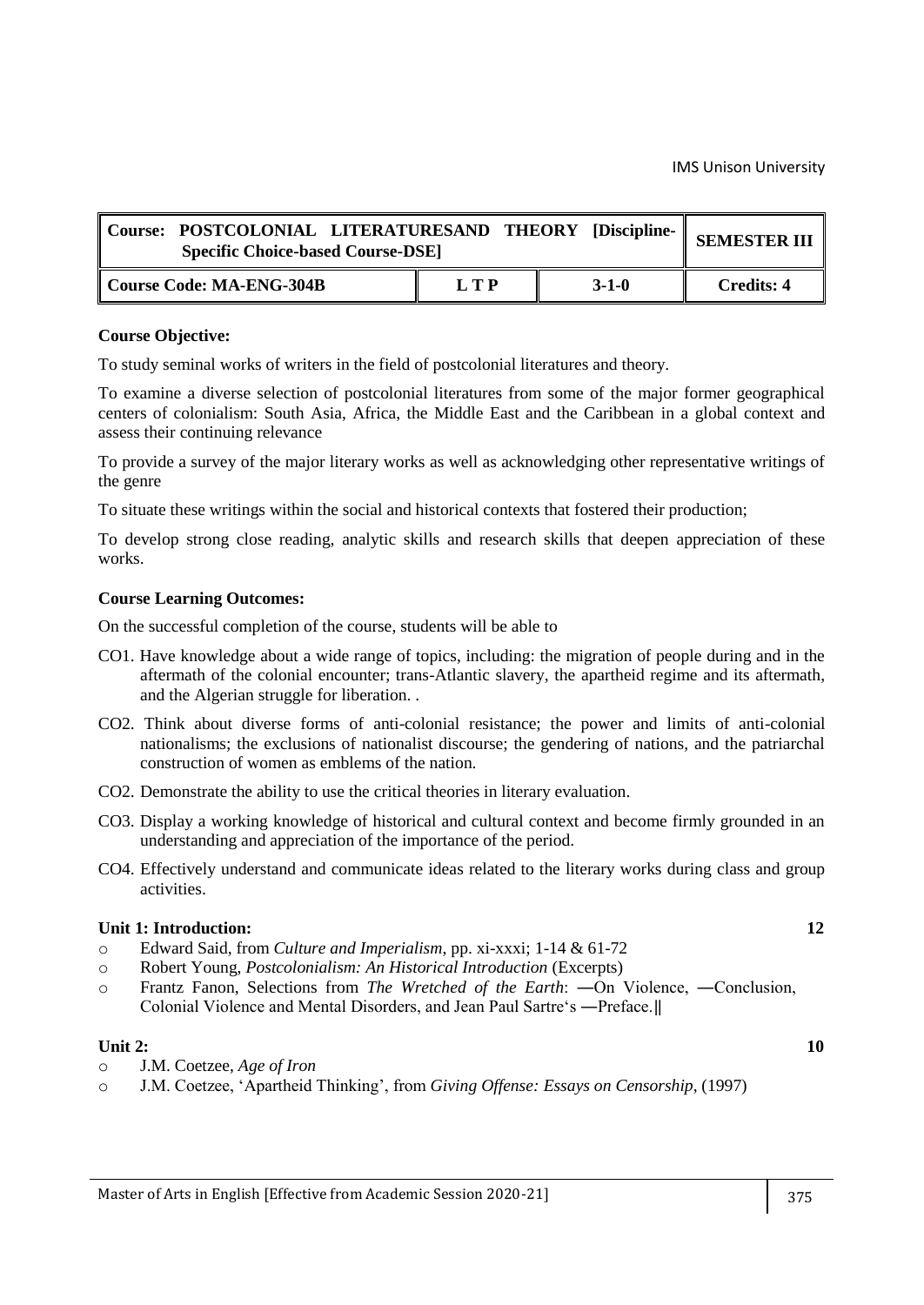| Course: POSTCOLONIAL LITERATURESAND THEORY [Discipline-Specific Choice-based Course-DSE] | | | SEMESTER III |
|---|---|---|---|
| Course Code: MA-ENG-304B | L T P | 3-1-0 | Credits: 4 |

**Course Objective:**

To study seminal works of writers in the field of postcolonial literatures and theory.

To examine a diverse selection of postcolonial literatures from some of the major former geographical centers of colonialism: South Asia, Africa, the Middle East and the Caribbean in a global context and assess their continuing relevance

To provide a survey of the major literary works as well as acknowledging other representative writings of the genre

To situate these writings within the social and historical contexts that fostered their production;

To develop strong close reading, analytic skills and research skills that deepen appreciation of these works.

**Course Learning Outcomes:**

On the successful completion of the course, students will be able to

- CO1. Have knowledge about a wide range of topics, including: the migration of people during and in the aftermath of the colonial encounter; trans-Atlantic slavery, the apartheid regime and its aftermath, and the Algerian struggle for liberation. .
- CO2. Think about diverse forms of anti-colonial resistance; the power and limits of anti-colonial nationalisms; the exclusions of nationalist discourse; the gendering of nations, and the patriarchal construction of women as emblems of the nation.
- CO2. Demonstrate the ability to use the critical theories in literary evaluation.
- CO3. Display a working knowledge of historical and cultural context and become firmly grounded in an understanding and appreciation of the importance of the period.
- CO4. Effectively understand and communicate ideas related to the literary works during class and group activities.

**Unit 1: Introduction:** **12**

- Edward Said, from *Culture and Imperialism*, pp. xi-xxxi; 1-14 & 61-72
- Robert Young, *Postcolonialism: An Historical Introduction* (Excerpts)
- Frantz Fanon, Selections from *The Wretched of the Earth*: ―On Violence, ―Conclusion, Colonial Violence and Mental Disorders, and Jean Paul Sartre‘s ―Preface.‖

**Unit 2:** **10**

- J.M. Coetzee, *Age of Iron*
- J.M. Coetzee, 'Apartheid Thinking', from *Giving Offense: Essays on Censorship*, (1997)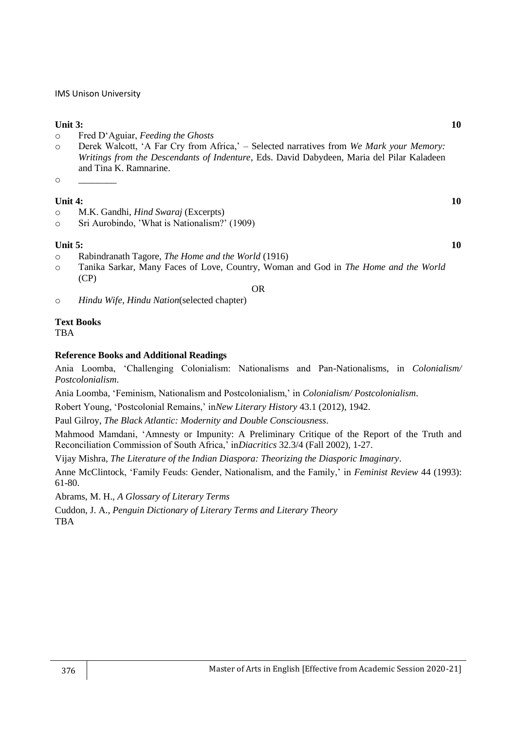**Unit 3:** **10**

- Fred D'Aguiar, *Feeding the Ghosts*
- Derek Walcott, 'A Far Cry from Africa,' – Selected narratives from *We Mark your Memory: Writings from the Descendants of Indenture*, Eds. David Dabydeen, Maria del Pilar Kaladeen and Tina K. Ramnarine.
- ________

**Unit 4:** **10**

- M.K. Gandhi, *Hind Swaraj* (Excerpts)
- Sri Aurobindo, 'What is Nationalism?' (1909)

**Unit 5:** **10**

- Rabindranath Tagore, *The Home and the World* (1916)
- Tanika Sarkar, Many Faces of Love, Country, Woman and God in *The Home and the World* (CP)

OR

- *Hindu Wife, Hindu Nation*(selected chapter)

**Text Books**

TBA

**Reference Books and Additional Readings**

Ania Loomba, 'Challenging Colonialism: Nationalisms and Pan-Nationalisms, in *Colonialism/ Postcolonialism*.

Ania Loomba, 'Feminism, Nationalism and Postcolonialism,' in *Colonialism/ Postcolonialism*.

Robert Young, 'Postcolonial Remains,' in*New Literary History* 43.1 (2012), 1942.

Paul Gilroy, *The Black Atlantic: Modernity and Double Consciousness*.

Mahmood Mamdani, 'Amnesty or Impunity: A Preliminary Critique of the Report of the Truth and Reconciliation Commission of South Africa,' in*Diacritics* 32.3/4 (Fall 2002), 1-27.

Vijay Mishra, *The Literature of the Indian Diaspora: Theorizing the Diasporic Imaginary*.

Anne McClintock, 'Family Feuds: Gender, Nationalism, and the Family,' in *Feminist Review* 44 (1993): 61-80.

Abrams, M. H., *A Glossary of Literary Terms*

Cuddon, J. A., *Penguin Dictionary of Literary Terms and Literary Theory*

TBA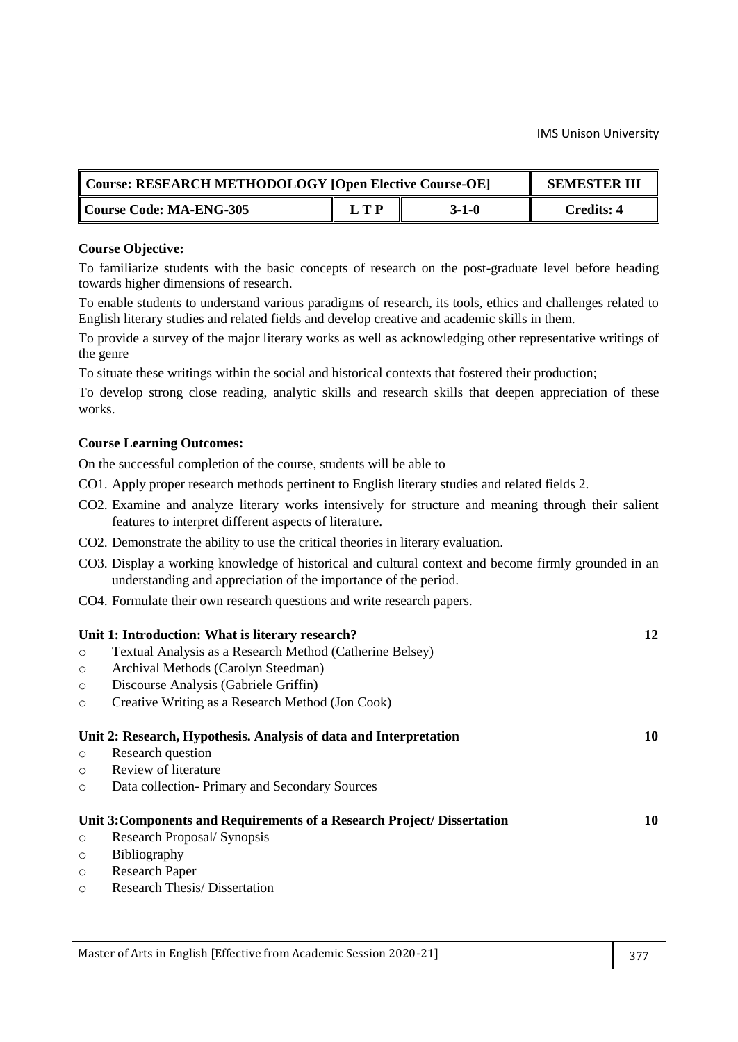| Course: RESEARCH METHODOLOGY [Open Elective Course-OE] | | | SEMESTER III |
|---|---|---|---|
| Course Code: MA-ENG-305 | L T P | 3-1-0 | Credits: 4 |

**Course Objective:**

To familiarize students with the basic concepts of research on the post-graduate level before heading towards higher dimensions of research.

To enable students to understand various paradigms of research, its tools, ethics and challenges related to English literary studies and related fields and develop creative and academic skills in them.

To provide a survey of the major literary works as well as acknowledging other representative writings of the genre

To situate these writings within the social and historical contexts that fostered their production;

To develop strong close reading, analytic skills and research skills that deepen appreciation of these works.

**Course Learning Outcomes:**

On the successful completion of the course, students will be able to

CO1. Apply proper research methods pertinent to English literary studies and related fields 2.

CO2. Examine and analyze literary works intensively for structure and meaning through their salient features to interpret different aspects of literature.

CO2. Demonstrate the ability to use the critical theories in literary evaluation.

CO3. Display a working knowledge of historical and cultural context and become firmly grounded in an understanding and appreciation of the importance of the period.

CO4. Formulate their own research questions and write research papers.

**Unit 1: Introduction: What is literary research?** **12**

- Textual Analysis as a Research Method (Catherine Belsey)
- Archival Methods (Carolyn Steedman)
- Discourse Analysis (Gabriele Griffin)
- Creative Writing as a Research Method (Jon Cook)

**Unit 2: Research, Hypothesis. Analysis of data and Interpretation** **10**

- Research question
- Review of literature
- Data collection- Primary and Secondary Sources

**Unit 3:Components and Requirements of a Research Project/ Dissertation** **10**

- Research Proposal/ Synopsis
- Bibliography
- Research Paper
- Research Thesis/ Dissertation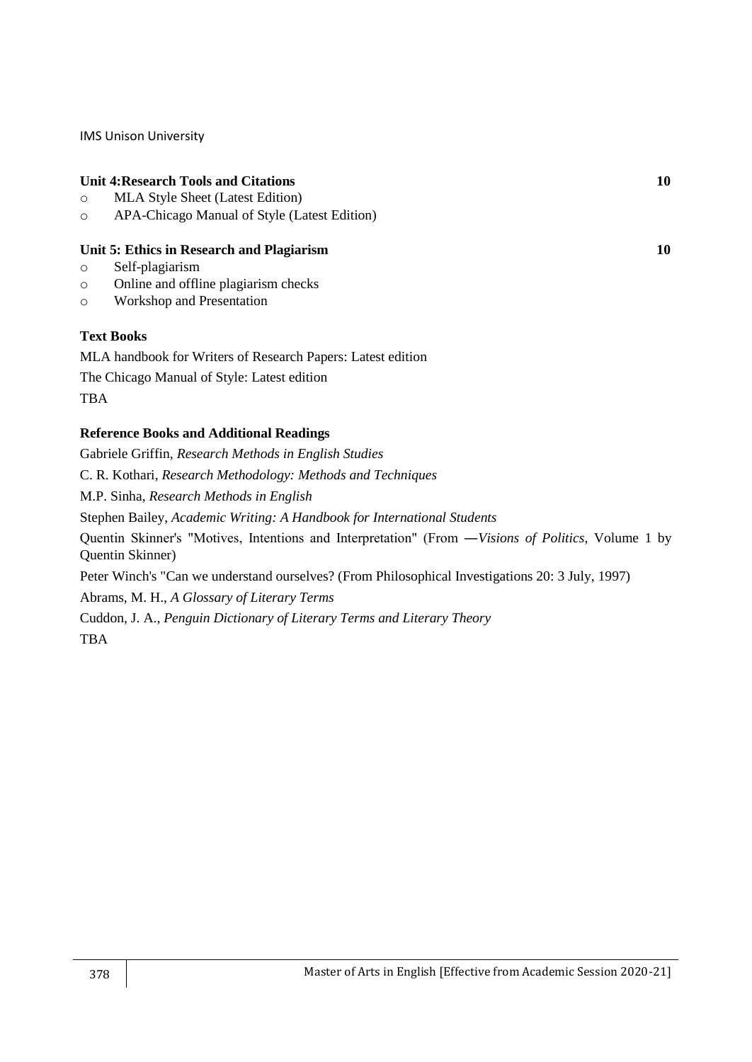**Unit 4:Research Tools and Citations** **10**

- MLA Style Sheet (Latest Edition)
- APA-Chicago Manual of Style (Latest Edition)

**Unit 5: Ethics in Research and Plagiarism** **10**

- Self-plagiarism
- Online and offline plagiarism checks
- Workshop and Presentation

**Text Books**

MLA handbook for Writers of Research Papers: Latest edition

The Chicago Manual of Style: Latest edition

TBA

**Reference Books and Additional Readings**

Gabriele Griffin, *Research Methods in English Studies*

C. R. Kothari, *Research Methodology: Methods and Techniques*

M.P. Sinha, *Research Methods in English*

Stephen Bailey, *Academic Writing: A Handbook for International Students*

Quentin Skinner's "Motives, Intentions and Interpretation" (From ―*Visions of Politics*, Volume 1 by Quentin Skinner)

Peter Winch's "Can we understand ourselves? (From Philosophical Investigations 20: 3 July, 1997)

Abrams, M. H., *A Glossary of Literary Terms*

Cuddon, J. A., *Penguin Dictionary of Literary Terms and Literary Theory*

TBA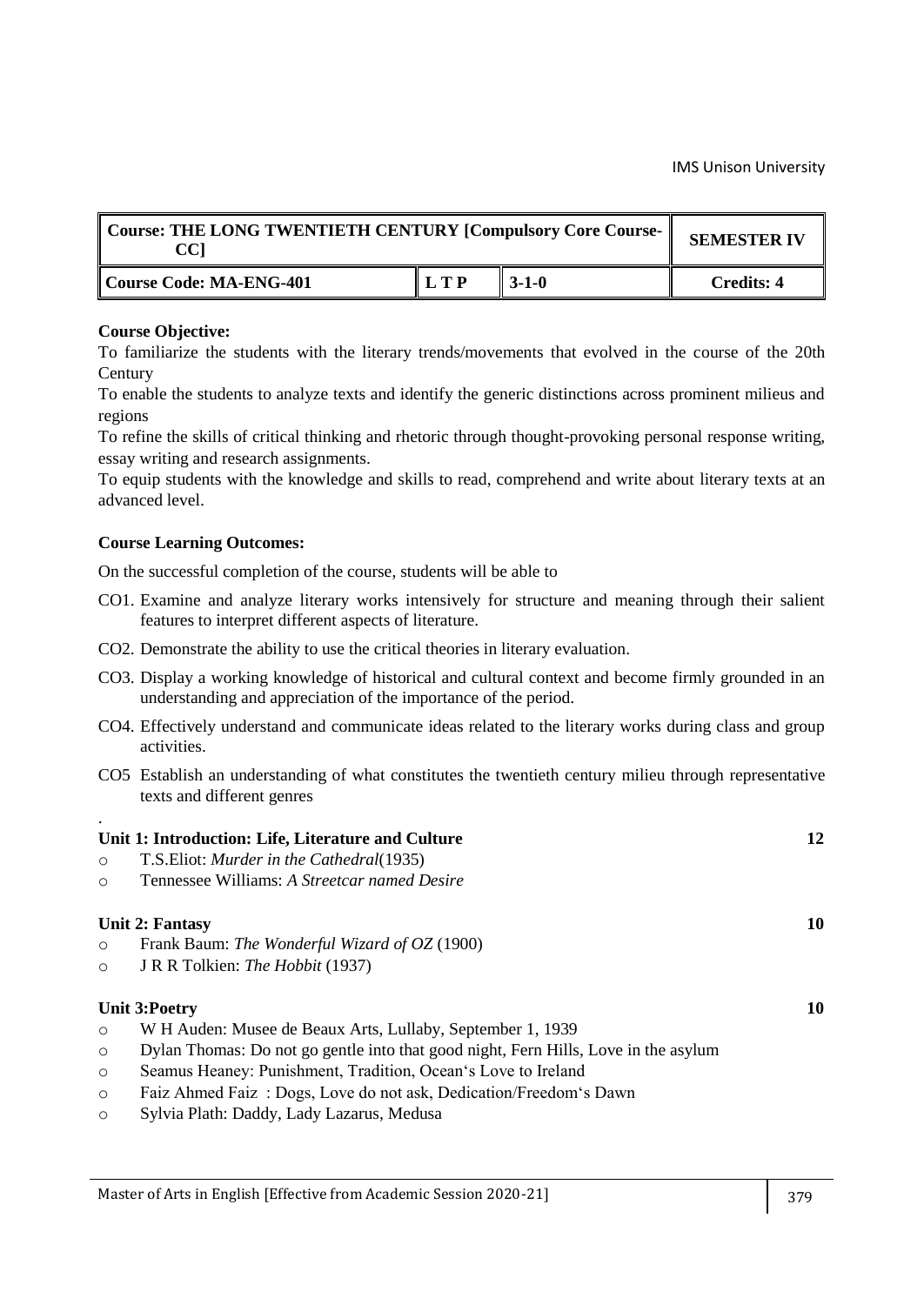| Course: THE LONG TWENTIETH CENTURY [Compulsory Core Course-CC] | | | SEMESTER IV |
|---|---|---|---|
| Course Code: MA-ENG-401 | L T P | 3-1-0 | Credits: 4 |

**Course Objective:**

To familiarize the students with the literary trends/movements that evolved in the course of the 20th Century

To enable the students to analyze texts and identify the generic distinctions across prominent milieus and regions

To refine the skills of critical thinking and rhetoric through thought-provoking personal response writing, essay writing and research assignments.

To equip students with the knowledge and skills to read, comprehend and write about literary texts at an advanced level.

**Course Learning Outcomes:**

On the successful completion of the course, students will be able to

CO1. Examine and analyze literary works intensively for structure and meaning through their salient features to interpret different aspects of literature.

CO2. Demonstrate the ability to use the critical theories in literary evaluation.

CO3. Display a working knowledge of historical and cultural context and become firmly grounded in an understanding and appreciation of the importance of the period.

CO4. Effectively understand and communicate ideas related to the literary works during class and group activities.

CO5 Establish an understanding of what constitutes the twentieth century milieu through representative texts and different genres

.

**Unit 1: Introduction: Life, Literature and Culture** **12**

- T.S.Eliot: *Murder in the Cathedral*(1935)
- Tennessee Williams: *A Streetcar named Desire*

**Unit 2: Fantasy** **10**

- Frank Baum: *The Wonderful Wizard of OZ* (1900)
- J R R Tolkien: *The Hobbit* (1937)

**Unit 3:Poetry** **10**

- W H Auden: Musee de Beaux Arts, Lullaby, September 1, 1939
- Dylan Thomas: Do not go gentle into that good night, Fern Hills, Love in the asylum
- Seamus Heaney: Punishment, Tradition, Ocean's Love to Ireland
- Faiz Ahmed Faiz : Dogs, Love do not ask, Dedication/Freedom's Dawn
- Sylvia Plath: Daddy, Lady Lazarus, Medusa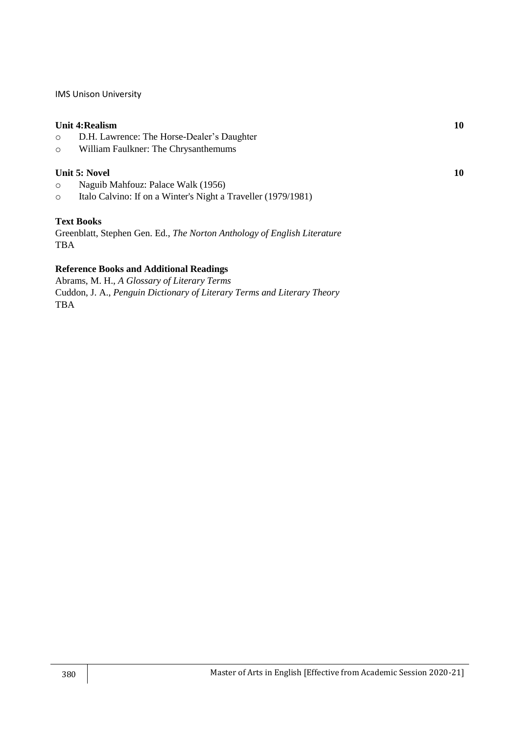**Unit 4:Realism** **10**

- D.H. Lawrence: The Horse-Dealer's Daughter
- William Faulkner: The Chrysanthemums

**Unit 5: Novel** **10**

- Naguib Mahfouz: Palace Walk (1956)
- Italo Calvino: If on a Winter's Night a Traveller (1979/1981)

**Text Books**

Greenblatt, Stephen Gen. Ed., *The Norton Anthology of English Literature*
TBA

**Reference Books and Additional Readings**

Abrams, M. H., *A Glossary of Literary Terms*
Cuddon, J. A., *Penguin Dictionary of Literary Terms and Literary Theory*
TBA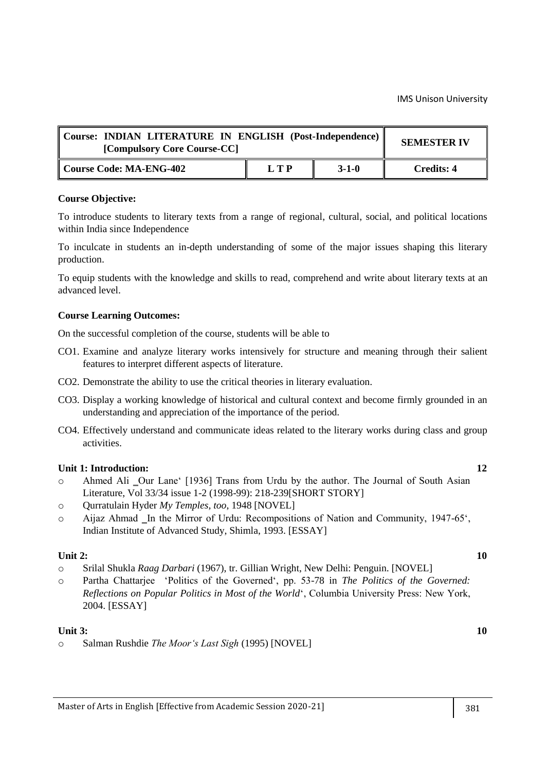| Course: INDIAN LITERATURE IN ENGLISH (Post-Independence) [Compulsory Core Course-CC] | | | SEMESTER IV |
| --- | --- | --- | --- |
| Course Code: MA-ENG-402 | L T P | 3-1-0 | Credits: 4 |

**Course Objective:**

To introduce students to literary texts from a range of regional, cultural, social, and political locations within India since Independence

To inculcate in students an in-depth understanding of some of the major issues shaping this literary production.

To equip students with the knowledge and skills to read, comprehend and write about literary texts at an advanced level.

**Course Learning Outcomes:**

On the successful completion of the course, students will be able to

CO1. Examine and analyze literary works intensively for structure and meaning through their salient features to interpret different aspects of literature.

CO2. Demonstrate the ability to use the critical theories in literary evaluation.

CO3. Display a working knowledge of historical and cultural context and become firmly grounded in an understanding and appreciation of the importance of the period.

CO4. Effectively understand and communicate ideas related to the literary works during class and group activities.

**Unit 1: Introduction:** **12**

- Ahmed Ali ‗Our Lane' [1936] Trans from Urdu by the author. The Journal of South Asian Literature, Vol 33/34 issue 1-2 (1998-99): 218-239[SHORT STORY]
- Qurratulain Hyder *My Temples, too*, 1948 [NOVEL]
- Aijaz Ahmad ‗In the Mirror of Urdu: Recompositions of Nation and Community, 1947-65', Indian Institute of Advanced Study, Shimla, 1993. [ESSAY]

**Unit 2:** **10**

- Srilal Shukla *Raag Darbari* (1967), tr. Gillian Wright, New Delhi: Penguin. [NOVEL]
- Partha Chattarjee 'Politics of the Governed', pp. 53-78 in *The Politics of the Governed: Reflections on Popular Politics in Most of the World*', Columbia University Press: New York, 2004. [ESSAY]

**Unit 3:** **10**

- Salman Rushdie *The Moor's Last Sigh* (1995) [NOVEL]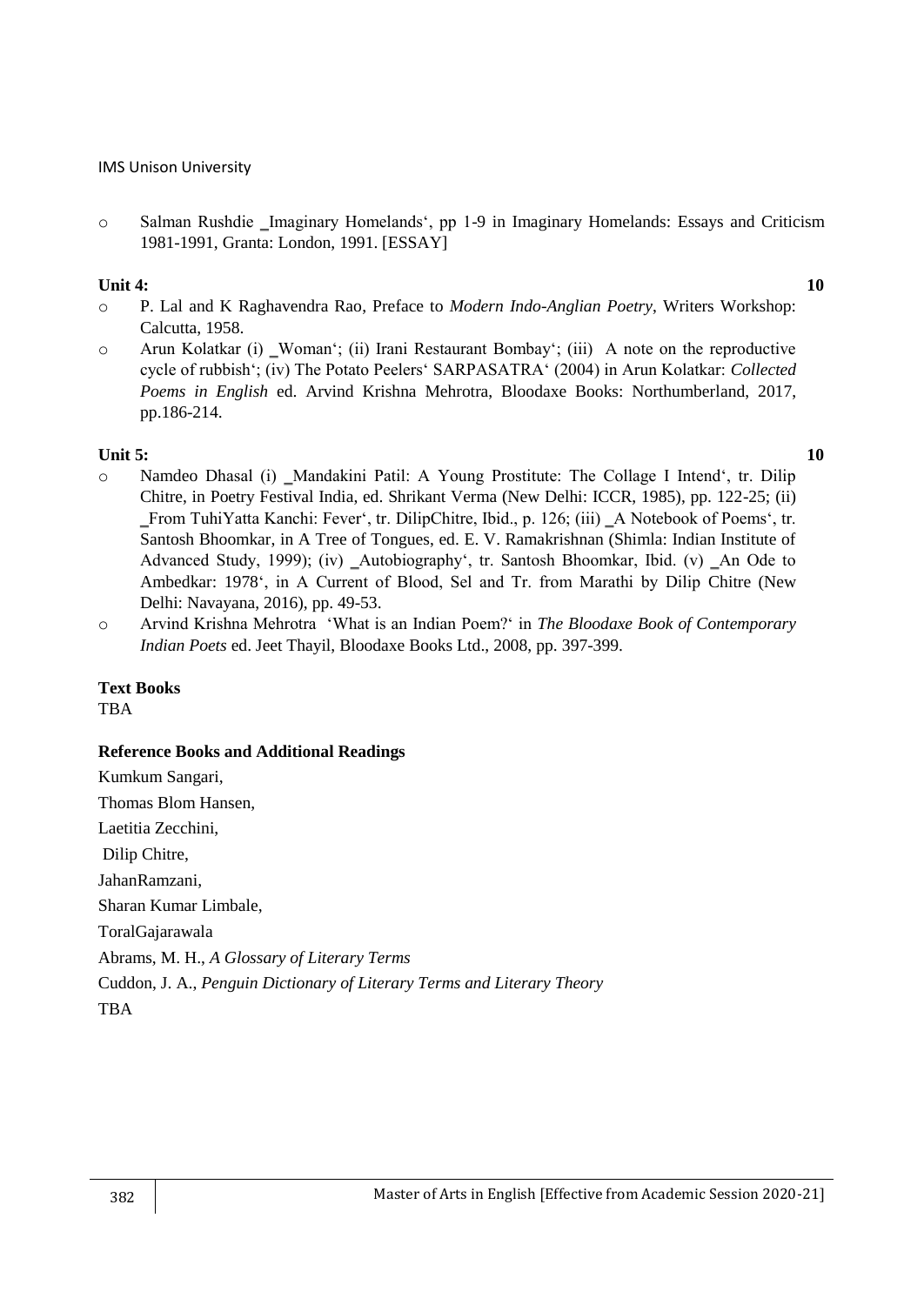- Salman Rushdie ‗Imaginary Homelands', pp 1-9 in Imaginary Homelands: Essays and Criticism 1981-1991, Granta: London, 1991. [ESSAY]

**Unit 4:** **10**

- P. Lal and K Raghavendra Rao, Preface to *Modern Indo-Anglian Poetry*, Writers Workshop: Calcutta, 1958.
- Arun Kolatkar (i) ‗Woman'; (ii) Irani Restaurant Bombay'; (iii) A note on the reproductive cycle of rubbish'; (iv) The Potato Peelers' SARPASATRA' (2004) in Arun Kolatkar: *Collected Poems in English* ed. Arvind Krishna Mehrotra, Bloodaxe Books: Northumberland, 2017, pp.186-214.

**Unit 5:** **10**

- Namdeo Dhasal (i) ‗Mandakini Patil: A Young Prostitute: The Collage I Intend', tr. Dilip Chitre, in Poetry Festival India, ed. Shrikant Verma (New Delhi: ICCR, 1985), pp. 122-25; (ii) ‗From TuhiYatta Kanchi: Fever', tr. DilipChitre, Ibid., p. 126; (iii) ‗A Notebook of Poems', tr. Santosh Bhoomkar, in A Tree of Tongues, ed. E. V. Ramakrishnan (Shimla: Indian Institute of Advanced Study, 1999); (iv) ‗Autobiography', tr. Santosh Bhoomkar, Ibid. (v) ‗An Ode to Ambedkar: 1978', in A Current of Blood, Sel and Tr. from Marathi by Dilip Chitre (New Delhi: Navayana, 2016), pp. 49-53.
- Arvind Krishna Mehrotra 'What is an Indian Poem?' in *The Bloodaxe Book of Contemporary Indian Poets* ed. Jeet Thayil, Bloodaxe Books Ltd., 2008, pp. 397-399.

**Text Books**

TBA

**Reference Books and Additional Readings**

Kumkum Sangari,

Thomas Blom Hansen,

Laetitia Zecchini,

Dilip Chitre,

JahanRamzani,

Sharan Kumar Limbale,

ToralGajarawala

Abrams, M. H., *A Glossary of Literary Terms*

Cuddon, J. A., *Penguin Dictionary of Literary Terms and Literary Theory*

TBA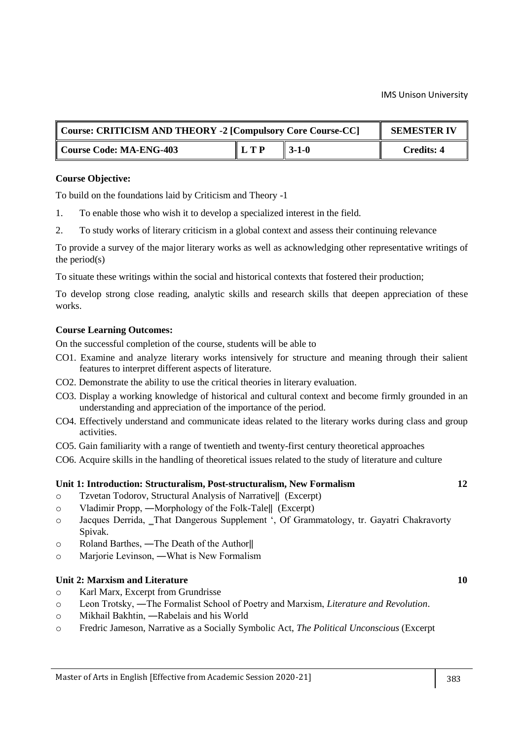| Course: CRITICISM AND THEORY -2 [Compulsory Core Course-CC] | | | SEMESTER IV |
|---|---|---|---|
| Course Code: MA-ENG-403 | L T P | 3-1-0 | Credits: 4 |

**Course Objective:**

To build on the foundations laid by Criticism and Theory -1

1. To enable those who wish it to develop a specialized interest in the field.
2. To study works of literary criticism in a global context and assess their continuing relevance

To provide a survey of the major literary works as well as acknowledging other representative writings of the period(s)

To situate these writings within the social and historical contexts that fostered their production;

To develop strong close reading, analytic skills and research skills that deepen appreciation of these works.

**Course Learning Outcomes:**

On the successful completion of the course, students will be able to

CO1. Examine and analyze literary works intensively for structure and meaning through their salient features to interpret different aspects of literature.

CO2. Demonstrate the ability to use the critical theories in literary evaluation.

CO3. Display a working knowledge of historical and cultural context and become firmly grounded in an understanding and appreciation of the importance of the period.

CO4. Effectively understand and communicate ideas related to the literary works during class and group activities.

CO5. Gain familiarity with a range of twentieth and twenty-first century theoretical approaches

CO6. Acquire skills in the handling of theoretical issues related to the study of literature and culture

**Unit 1: Introduction: Structuralism, Post-structuralism, New Formalism** **12**

- Tzvetan Todorov, Structural Analysis of Narrative‖ (Excerpt)
- Vladimir Propp, ―Morphology of the Folk-Tale‖ (Excerpt)
- Jacques Derrida, ‗That Dangerous Supplement ', Of Grammatology, tr. Gayatri Chakravorty Spivak.
- Roland Barthes, ―The Death of the Author‖
- Marjorie Levinson, ―What is New Formalism

**Unit 2: Marxism and Literature** **10**

- Karl Marx, Excerpt from Grundrisse
- Leon Trotsky, ―The Formalist School of Poetry and Marxism, *Literature and Revolution*.
- Mikhail Bakhtin, ―Rabelais and his World
- Fredric Jameson, Narrative as a Socially Symbolic Act, *The Political Unconscious* (Excerpt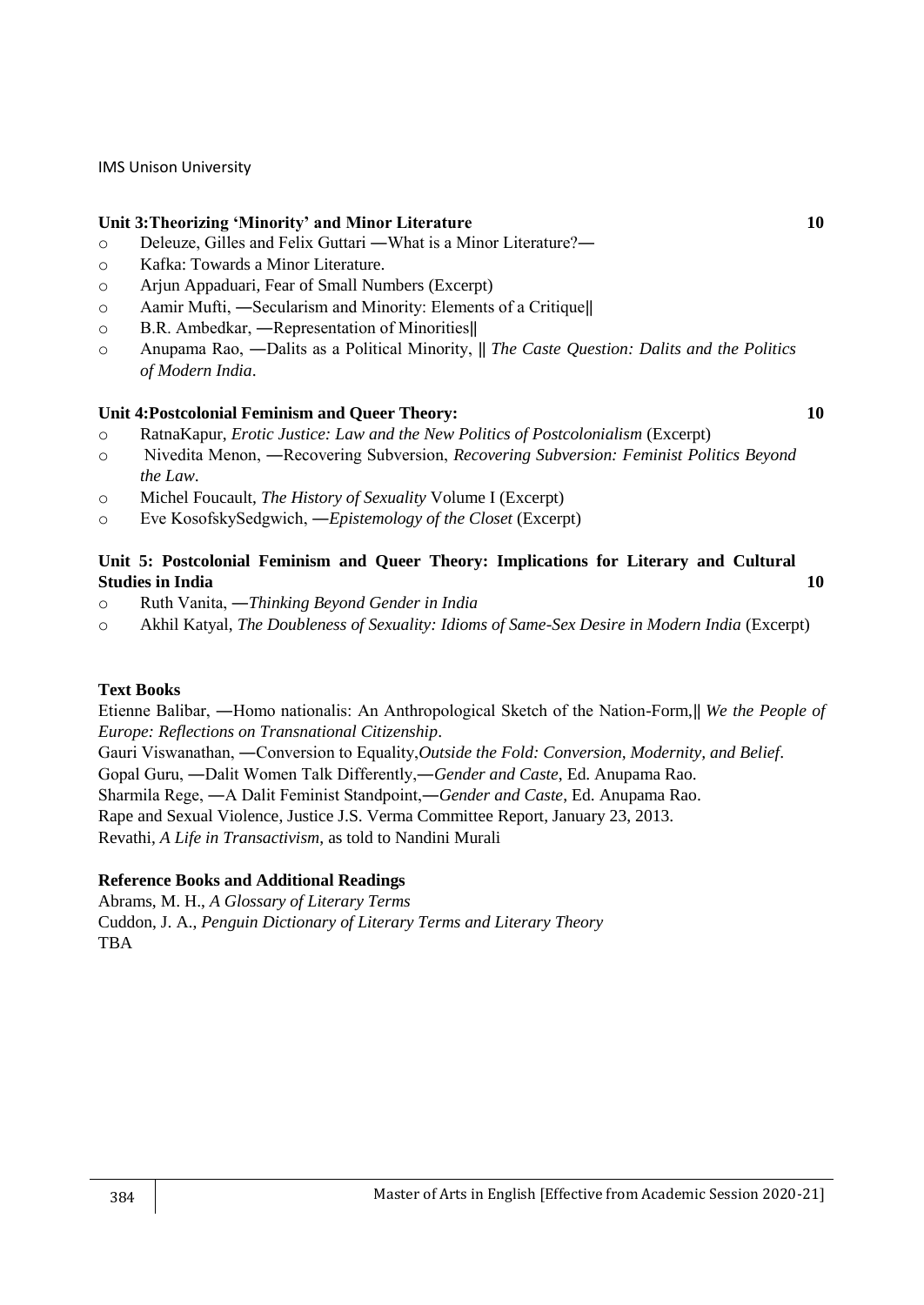### Unit 3: Theorizing 'Minority' and Minor Literature — 10

- Deleuze, Gilles and Felix Guttari ―What is a Minor Literature?―
- Kafka: Towards a Minor Literature.
- Arjun Appaduari, Fear of Small Numbers (Excerpt)
- Aamir Mufti, ―Secularism and Minority: Elements of a Critique‖
- B.R. Ambedkar, ―Representation of Minorities‖
- Anupama Rao, ―Dalits as a Political Minority, ‖ *The Caste Question: Dalits and the Politics of Modern India*.

### Unit 4: Postcolonial Feminism and Queer Theory: — 10

- RatnaKapur, *Erotic Justice: Law and the New Politics of Postcolonialism* (Excerpt)
- Nivedita Menon, ―Recovering Subversion, *Recovering Subversion: Feminist Politics Beyond the Law*.
- Michel Foucault, *The History of Sexuality* Volume I (Excerpt)
- Eve KosofskySedgwich, ―*Epistemology of the Closet* (Excerpt)

### Unit 5: Postcolonial Feminism and Queer Theory: Implications for Literary and Cultural Studies in India — 10

- Ruth Vanita, ―*Thinking Beyond Gender in India*
- Akhil Katyal, *The Doubleness of Sexuality: Idioms of Same-Sex Desire in Modern India* (Excerpt)

**Text Books**

Etienne Balibar, ―Homo nationalis: An Anthropological Sketch of the Nation-Form,‖ *We the People of Europe: Reflections on Transnational Citizenship*.
Gauri Viswanathan, ―Conversion to Equality,*Outside the Fold: Conversion, Modernity, and Belief*.
Gopal Guru, ―Dalit Women Talk Differently,―*Gender and Caste*, Ed. Anupama Rao.
Sharmila Rege, ―A Dalit Feminist Standpoint,―*Gender and Caste*, Ed. Anupama Rao.
Rape and Sexual Violence, Justice J.S. Verma Committee Report, January 23, 2013.
Revathi, *A Life in Transactivism*, as told to Nandini Murali

**Reference Books and Additional Readings**

Abrams, M. H., *A Glossary of Literary Terms*
Cuddon, J. A., *Penguin Dictionary of Literary Terms and Literary Theory*
TBA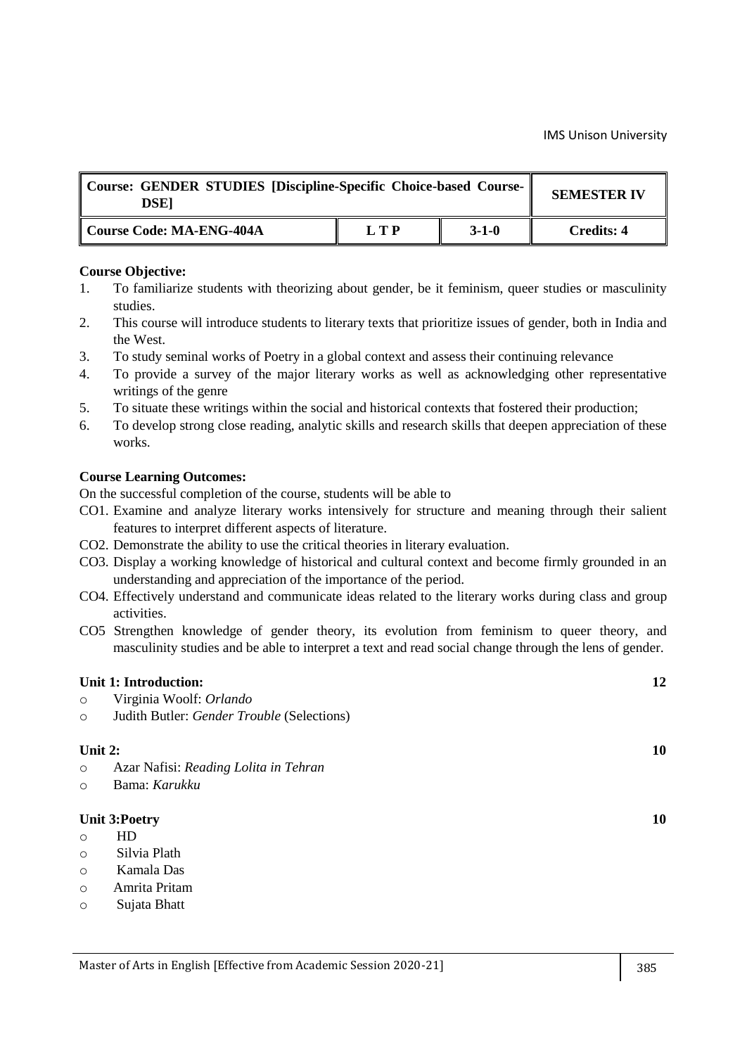| Course: GENDER STUDIES [Discipline-Specific Choice-based Course-DSE] | | | SEMESTER IV |
|---|---|---|---|
| Course Code: MA-ENG-404A | L T P | 3-1-0 | Credits: 4 |

**Course Objective:**

1. To familiarize students with theorizing about gender, be it feminism, queer studies or masculinity studies.
2. This course will introduce students to literary texts that prioritize issues of gender, both in India and the West.
3. To study seminal works of Poetry in a global context and assess their continuing relevance
4. To provide a survey of the major literary works as well as acknowledging other representative writings of the genre
5. To situate these writings within the social and historical contexts that fostered their production;
6. To develop strong close reading, analytic skills and research skills that deepen appreciation of these works.

**Course Learning Outcomes:**

On the successful completion of the course, students will be able to

CO1. Examine and analyze literary works intensively for structure and meaning through their salient features to interpret different aspects of literature.

CO2. Demonstrate the ability to use the critical theories in literary evaluation.

CO3. Display a working knowledge of historical and cultural context and become firmly grounded in an understanding and appreciation of the importance of the period.

CO4. Effectively understand and communicate ideas related to the literary works during class and group activities.

CO5 Strengthen knowledge of gender theory, its evolution from feminism to queer theory, and masculinity studies and be able to interpret a text and read social change through the lens of gender.

**Unit 1: Introduction:** **12**

- Virginia Woolf: *Orlando*
- Judith Butler: *Gender Trouble* (Selections)

**Unit 2:** **10**

- Azar Nafisi: *Reading Lolita in Tehran*
- Bama: *Karukku*

**Unit 3:Poetry** **10**

- HD
- Silvia Plath
- Kamala Das
- Amrita Pritam
- Sujata Bhatt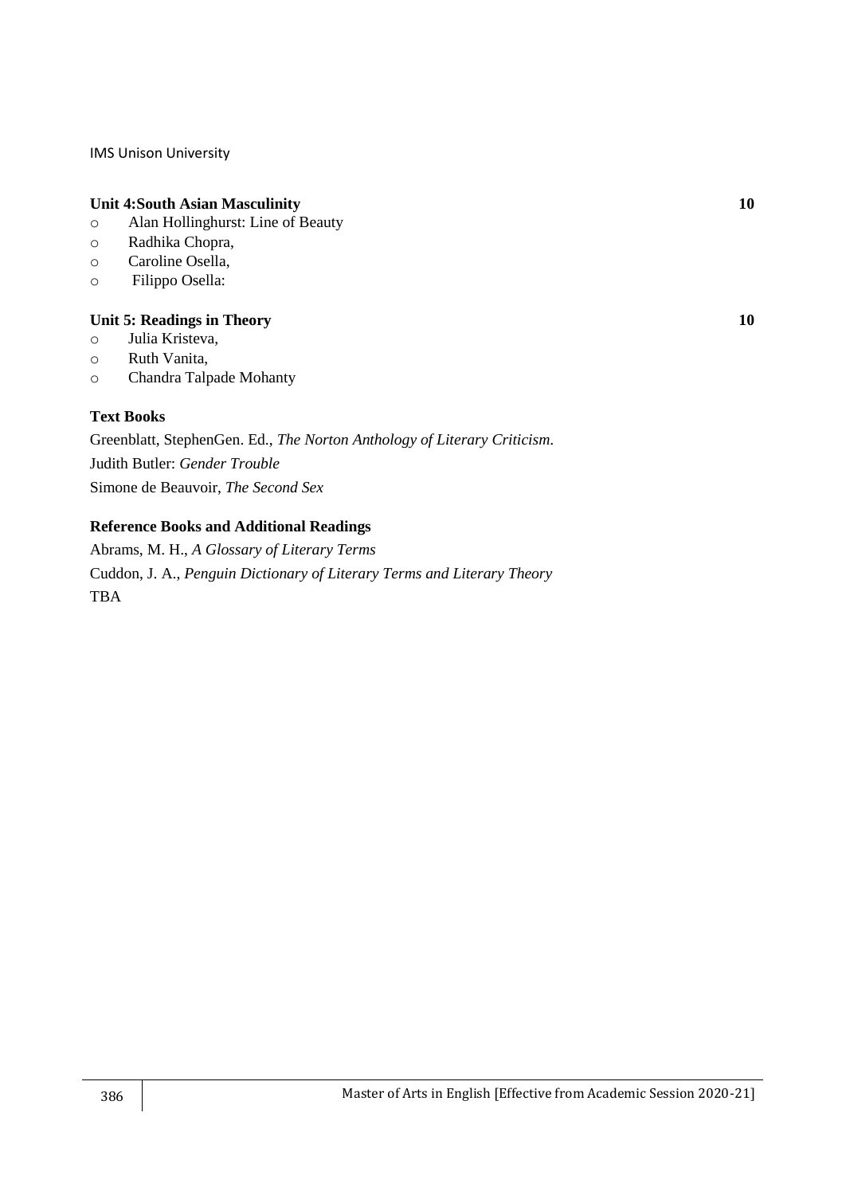**Unit 4:South Asian Masculinity** **10**

- Alan Hollinghurst: Line of Beauty
- Radhika Chopra,
- Caroline Osella,
- Filippo Osella:

**Unit 5: Readings in Theory** **10**

- Julia Kristeva,
- Ruth Vanita,
- Chandra Talpade Mohanty

**Text Books**

Greenblatt, StephenGen. Ed., *The Norton Anthology of Literary Criticism.*

Judith Butler: *Gender Trouble*

Simone de Beauvoir, *The Second Sex*

**Reference Books and Additional Readings**

Abrams, M. H., *A Glossary of Literary Terms*

Cuddon, J. A., *Penguin Dictionary of Literary Terms and Literary Theory*

TBA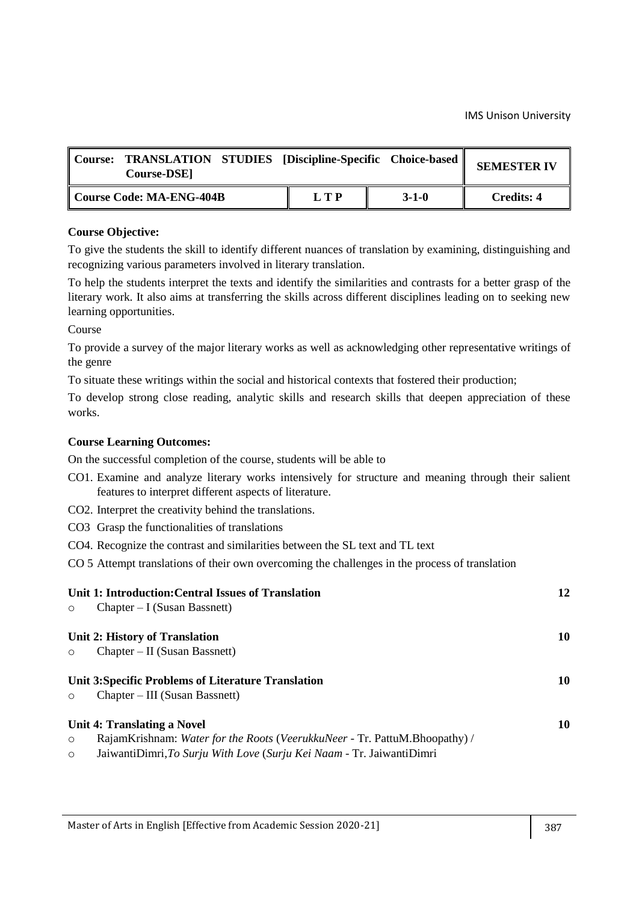| Course: TRANSLATION STUDIES [Discipline-Specific Choice-based Course-DSE] | | | SEMESTER IV |
|---|---|---|---|
| Course Code: MA-ENG-404B | L T P | 3-1-0 | Credits: 4 |

**Course Objective:**

To give the students the skill to identify different nuances of translation by examining, distinguishing and recognizing various parameters involved in literary translation.

To help the students interpret the texts and identify the similarities and contrasts for a better grasp of the literary work. It also aims at transferring the skills across different disciplines leading on to seeking new learning opportunities.

Course

To provide a survey of the major literary works as well as acknowledging other representative writings of the genre

To situate these writings within the social and historical contexts that fostered their production;

To develop strong close reading, analytic skills and research skills that deepen appreciation of these works.

**Course Learning Outcomes:**

On the successful completion of the course, students will be able to

CO1. Examine and analyze literary works intensively for structure and meaning through their salient features to interpret different aspects of literature.

CO2. Interpret the creativity behind the translations.

CO3 Grasp the functionalities of translations

CO4. Recognize the contrast and similarities between the SL text and TL text

CO 5 Attempt translations of their own overcoming the challenges in the process of translation

**Unit 1: Introduction:Central Issues of Translation** **12**

- Chapter – I (Susan Bassnett)

**Unit 2: History of Translation** **10**

- Chapter – II (Susan Bassnett)

**Unit 3:Specific Problems of Literature Translation** **10**

- Chapter – III (Susan Bassnett)

**Unit 4: Translating a Novel** **10**

- RajamKrishnam: *Water for the Roots* (*VeerukkuNeer* - Tr. PattuM.Bhoopathy) /
- JaiwantiDimri,*To Surju With Love* (*Surju Kei Naam* - Tr. JaiwantiDimri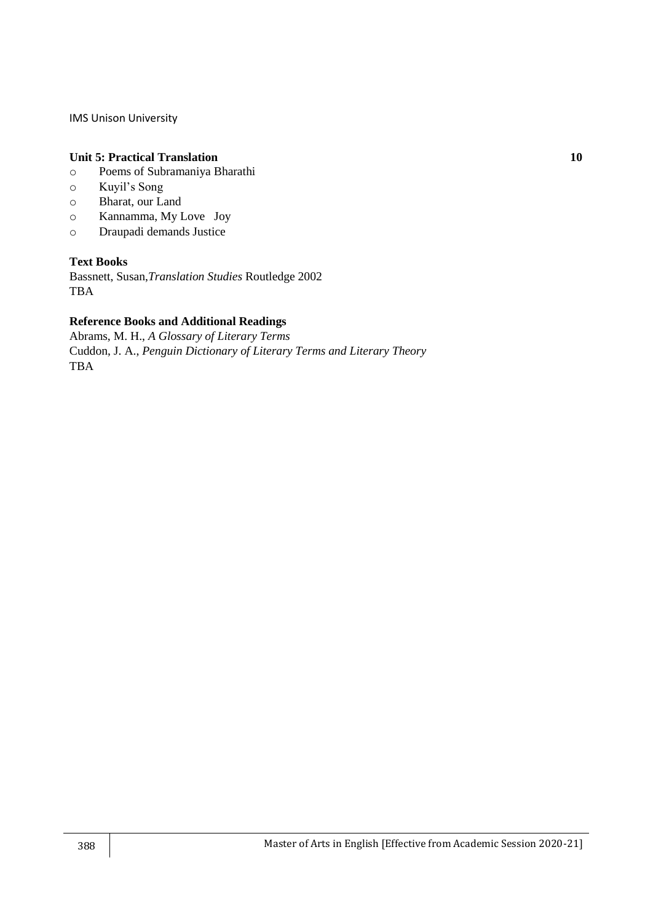**Unit 5: Practical Translation** **10**

- Poems of Subramaniya Bharathi
- Kuyil's Song
- Bharat, our Land
- Kannamma, My Love Joy
- Draupadi demands Justice

**Text Books**

Bassnett, Susan,*Translation Studies* Routledge 2002
TBA

**Reference Books and Additional Readings**

Abrams, M. H., *A Glossary of Literary Terms*
Cuddon, J. A., *Penguin Dictionary of Literary Terms and Literary Theory*
TBA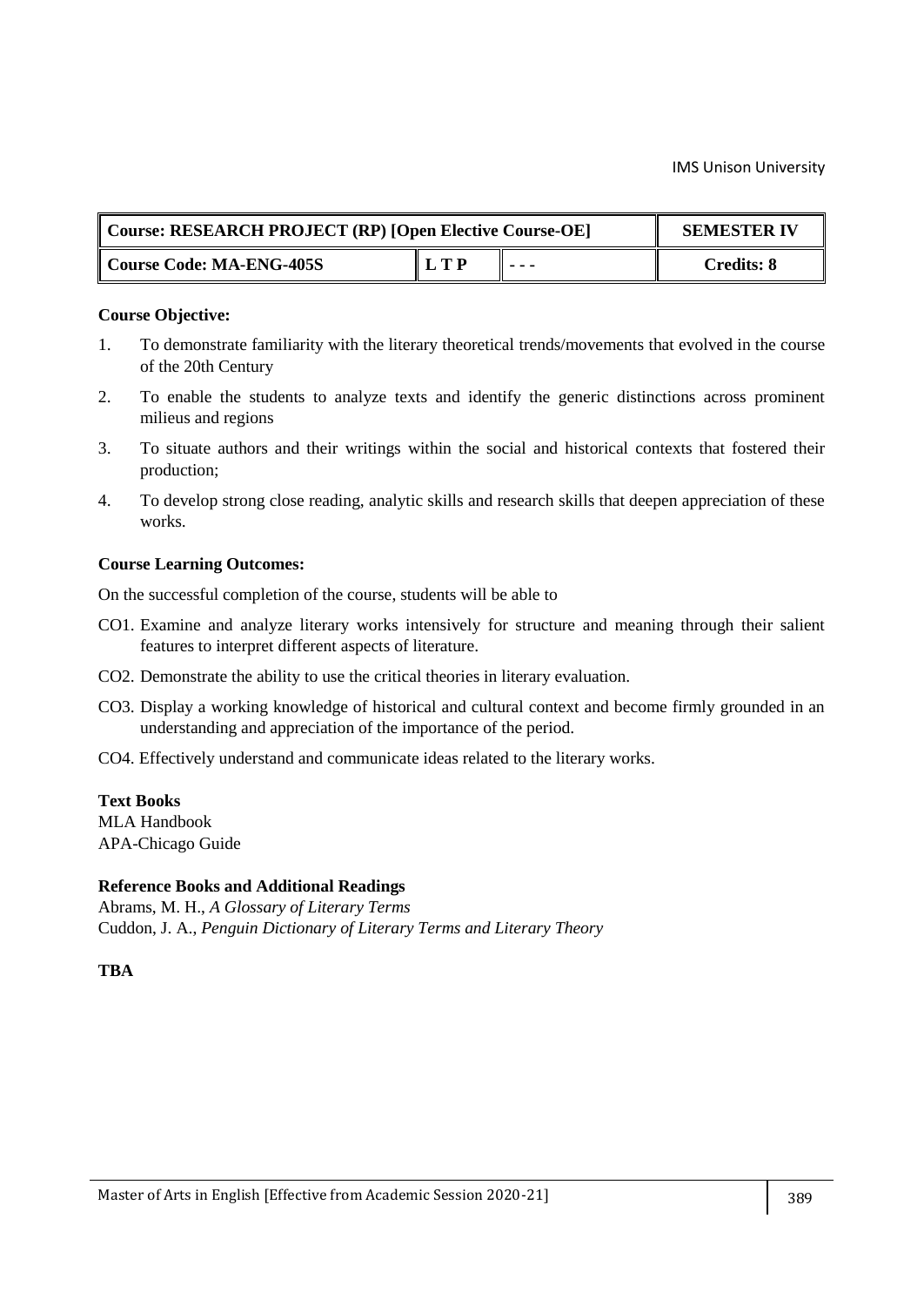| | | | |
|---|---|---|---|
| **Course: RESEARCH PROJECT (RP) [Open Elective Course-OE]** | | | **SEMESTER IV** |
| **Course Code: MA-ENG-405S** | **L T P** | **- - -** | **Credits: 8** |

**Course Objective:**

1. To demonstrate familiarity with the literary theoretical trends/movements that evolved in the course of the 20th Century
2. To enable the students to analyze texts and identify the generic distinctions across prominent milieus and regions
3. To situate authors and their writings within the social and historical contexts that fostered their production;
4. To develop strong close reading, analytic skills and research skills that deepen appreciation of these works.

**Course Learning Outcomes:**

On the successful completion of the course, students will be able to

CO1. Examine and analyze literary works intensively for structure and meaning through their salient features to interpret different aspects of literature.

CO2. Demonstrate the ability to use the critical theories in literary evaluation.

CO3. Display a working knowledge of historical and cultural context and become firmly grounded in an understanding and appreciation of the importance of the period.

CO4. Effectively understand and communicate ideas related to the literary works.

**Text Books**
MLA Handbook
APA-Chicago Guide

**Reference Books and Additional Readings**
Abrams, M. H., *A Glossary of Literary Terms*
Cuddon, J. A., *Penguin Dictionary of Literary Terms and Literary Theory*

**TBA**